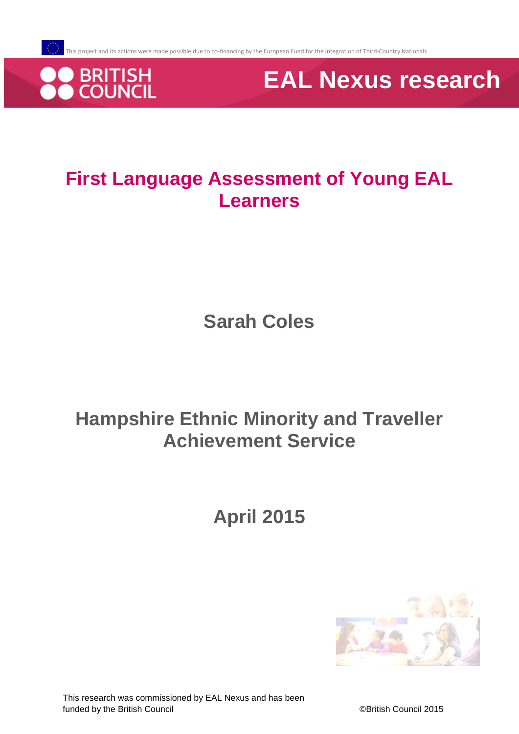This project and its actions were made possible due to co-financing by the European Fund for the Integration of Third-Country Nationals

BRITISH COUNCIL

# EAL Nexus research

# First Language Assessment of Young EAL Learners

## Sarah Coles

## Hampshire Ethnic Minority and Traveller Achievement Service

## April 2015

This research was commissioned by EAL Nexus and has been funded by the British Council

©British Council 2015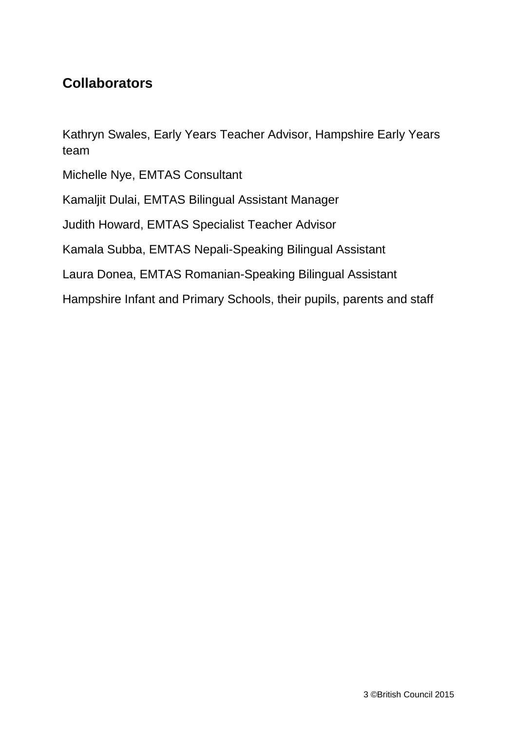## Collaborators

Kathryn Swales, Early Years Teacher Advisor, Hampshire Early Years team

Michelle Nye, EMTAS Consultant

Kamaljit Dulai, EMTAS Bilingual Assistant Manager

Judith Howard, EMTAS Specialist Teacher Advisor

Kamala Subba, EMTAS Nepali-Speaking Bilingual Assistant

Laura Donea, EMTAS Romanian-Speaking Bilingual Assistant

Hampshire Infant and Primary Schools, their pupils, parents and staff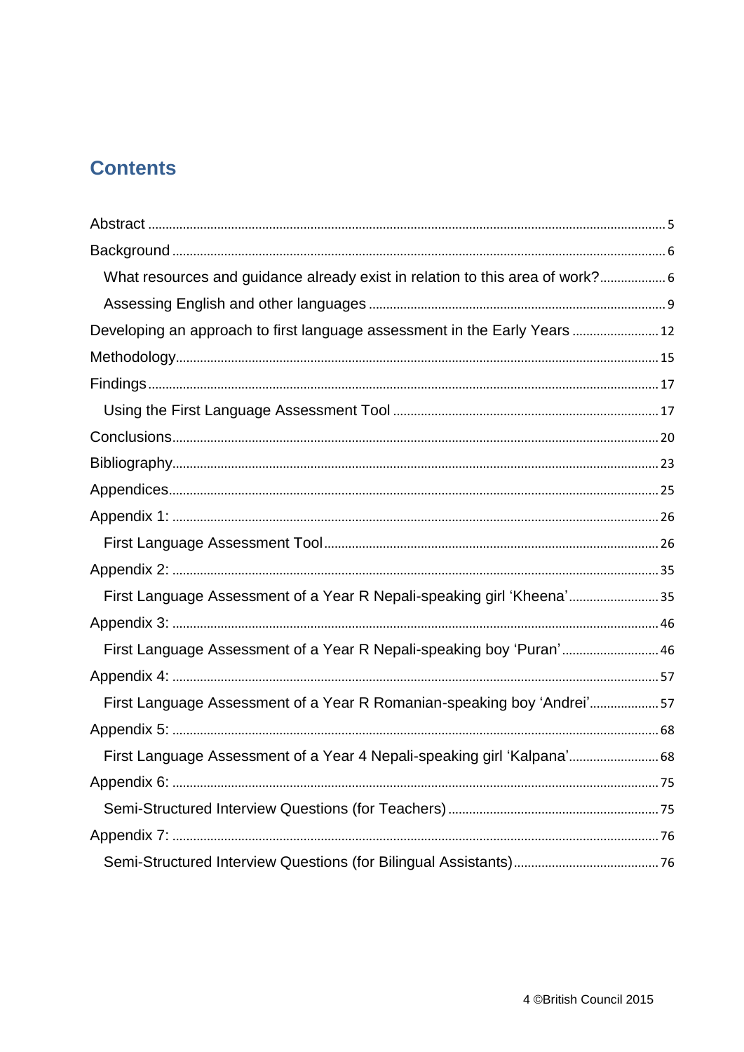# Contents

Abstract ... 5

Background ... 6

- What resources and guidance already exist in relation to this area of work? ... 6
- Assessing English and other languages ... 9

Developing an approach to first language assessment in the Early Years ... 12

Methodology ... 15

Findings ... 17

- Using the First Language Assessment Tool ... 17

Conclusions ... 20

Bibliography ... 23

Appendices ... 25

Appendix 1: ... 26

- First Language Assessment Tool ... 26

Appendix 2: ... 35

- First Language Assessment of a Year R Nepali-speaking girl 'Kheena' ... 35

Appendix 3: ... 46

- First Language Assessment of a Year R Nepali-speaking boy 'Puran' ... 46

Appendix 4: ... 57

- First Language Assessment of a Year R Romanian-speaking boy 'Andrei' ... 57

Appendix 5: ... 68

- First Language Assessment of a Year 4 Nepali-speaking girl 'Kalpana' ... 68

Appendix 6: ... 75

- Semi-Structured Interview Questions (for Teachers) ... 75

Appendix 7: ... 76

- Semi-Structured Interview Questions (for Bilingual Assistants) ... 76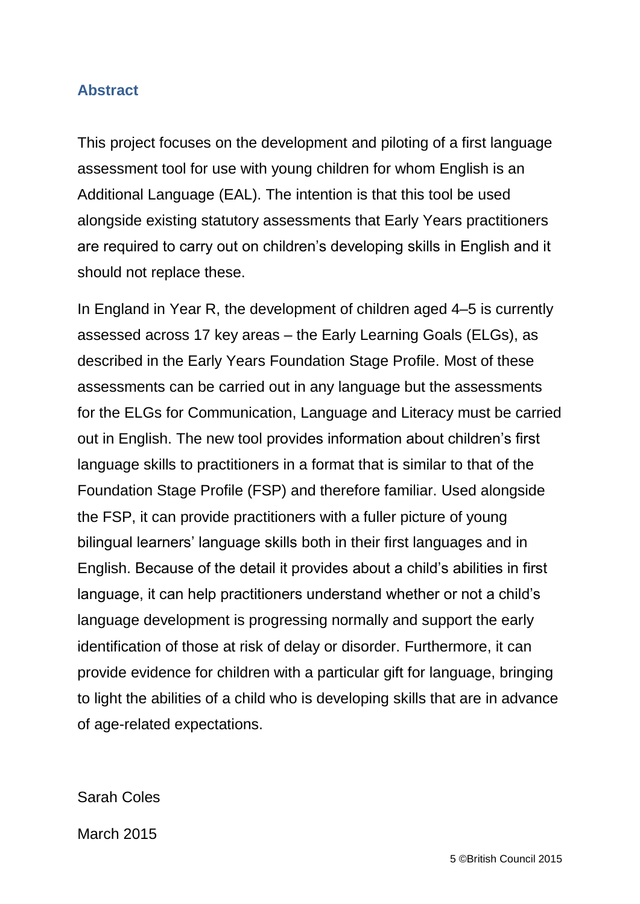## Abstract

This project focuses on the development and piloting of a first language assessment tool for use with young children for whom English is an Additional Language (EAL). The intention is that this tool be used alongside existing statutory assessments that Early Years practitioners are required to carry out on children's developing skills in English and it should not replace these.

In England in Year R, the development of children aged 4–5 is currently assessed across 17 key areas – the Early Learning Goals (ELGs), as described in the Early Years Foundation Stage Profile. Most of these assessments can be carried out in any language but the assessments for the ELGs for Communication, Language and Literacy must be carried out in English. The new tool provides information about children's first language skills to practitioners in a format that is similar to that of the Foundation Stage Profile (FSP) and therefore familiar. Used alongside the FSP, it can provide practitioners with a fuller picture of young bilingual learners' language skills both in their first languages and in English. Because of the detail it provides about a child's abilities in first language, it can help practitioners understand whether or not a child's language development is progressing normally and support the early identification of those at risk of delay or disorder. Furthermore, it can provide evidence for children with a particular gift for language, bringing to light the abilities of a child who is developing skills that are in advance of age-related expectations.

Sarah Coles

March 2015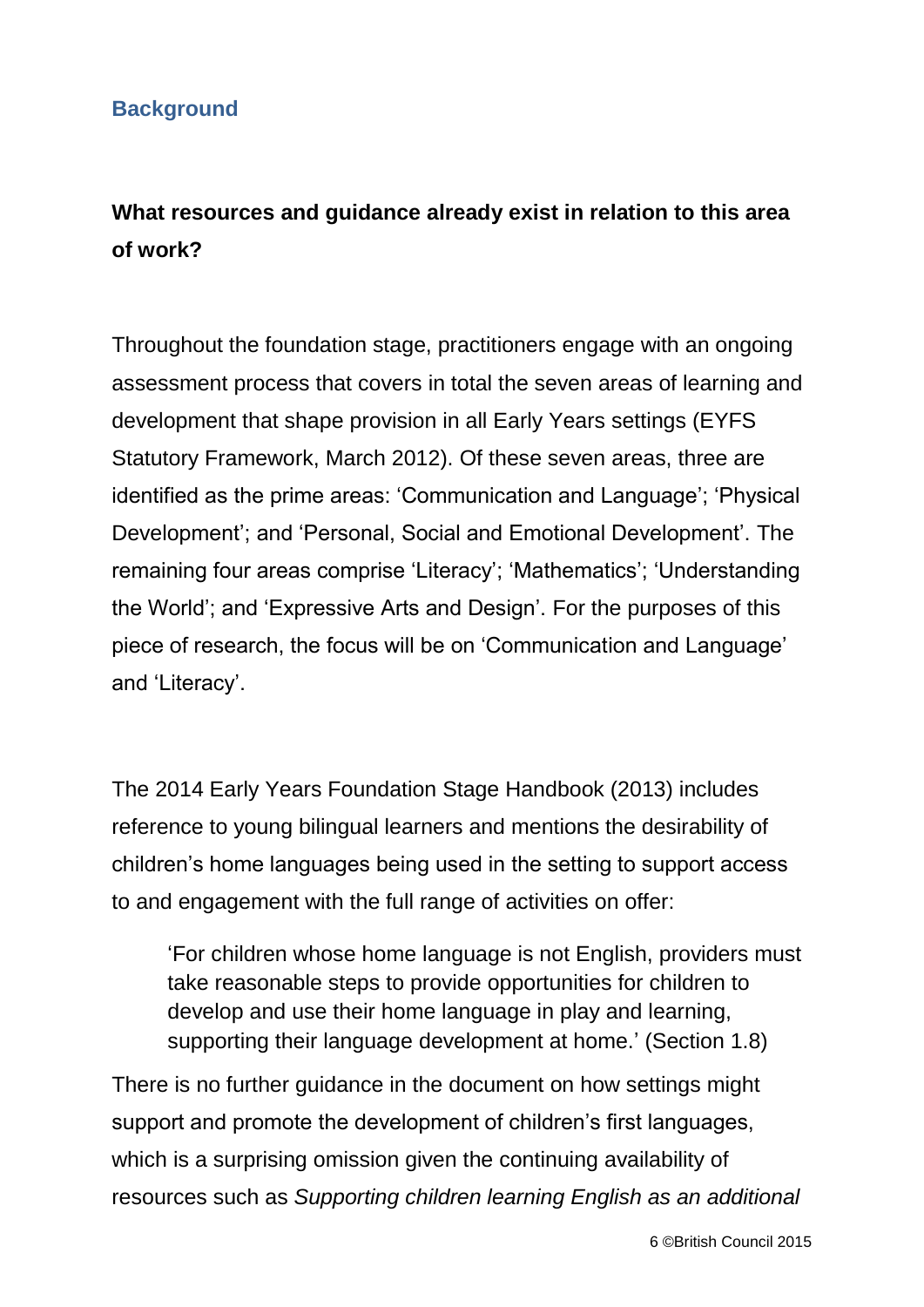## Background

### What resources and guidance already exist in relation to this area of work?

Throughout the foundation stage, practitioners engage with an ongoing assessment process that covers in total the seven areas of learning and development that shape provision in all Early Years settings (EYFS Statutory Framework, March 2012). Of these seven areas, three are identified as the prime areas: 'Communication and Language'; 'Physical Development'; and 'Personal, Social and Emotional Development'. The remaining four areas comprise 'Literacy'; 'Mathematics'; 'Understanding the World'; and 'Expressive Arts and Design'. For the purposes of this piece of research, the focus will be on 'Communication and Language' and 'Literacy'.

The 2014 Early Years Foundation Stage Handbook (2013) includes reference to young bilingual learners and mentions the desirability of children's home languages being used in the setting to support access to and engagement with the full range of activities on offer:

> 'For children whose home language is not English, providers must take reasonable steps to provide opportunities for children to develop and use their home language in play and learning, supporting their language development at home.' (Section 1.8)

There is no further guidance in the document on how settings might support and promote the development of children's first languages, which is a surprising omission given the continuing availability of resources such as *Supporting children learning English as an additional*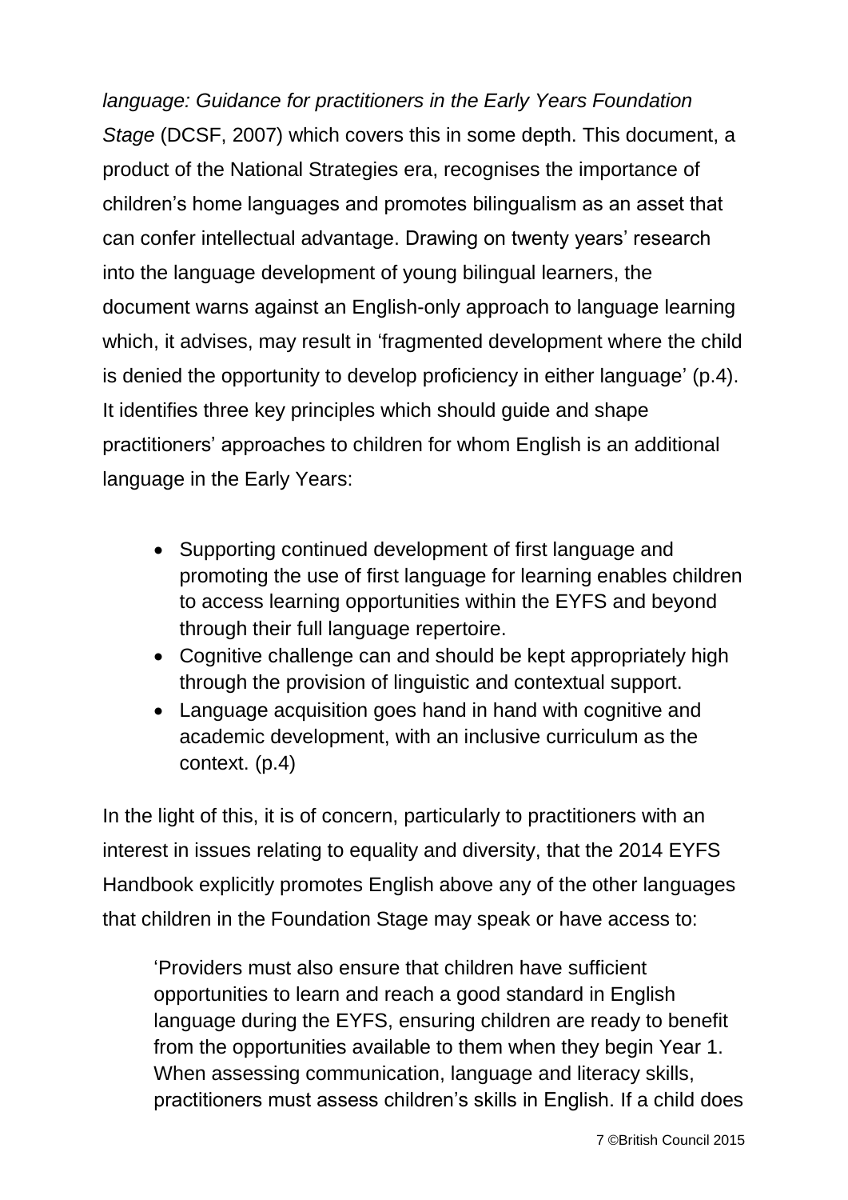*language: Guidance for practitioners in the Early Years Foundation Stage* (DCSF, 2007) which covers this in some depth. This document, a product of the National Strategies era, recognises the importance of children's home languages and promotes bilingualism as an asset that can confer intellectual advantage. Drawing on twenty years' research into the language development of young bilingual learners, the document warns against an English-only approach to language learning which, it advises, may result in 'fragmented development where the child is denied the opportunity to develop proficiency in either language' (p.4). It identifies three key principles which should guide and shape practitioners' approaches to children for whom English is an additional language in the Early Years:

- Supporting continued development of first language and promoting the use of first language for learning enables children to access learning opportunities within the EYFS and beyond through their full language repertoire.
- Cognitive challenge can and should be kept appropriately high through the provision of linguistic and contextual support.
- Language acquisition goes hand in hand with cognitive and academic development, with an inclusive curriculum as the context. (p.4)

In the light of this, it is of concern, particularly to practitioners with an interest in issues relating to equality and diversity, that the 2014 EYFS Handbook explicitly promotes English above any of the other languages that children in the Foundation Stage may speak or have access to:

> 'Providers must also ensure that children have sufficient opportunities to learn and reach a good standard in English language during the EYFS, ensuring children are ready to benefit from the opportunities available to them when they begin Year 1. When assessing communication, language and literacy skills, practitioners must assess children's skills in English. If a child does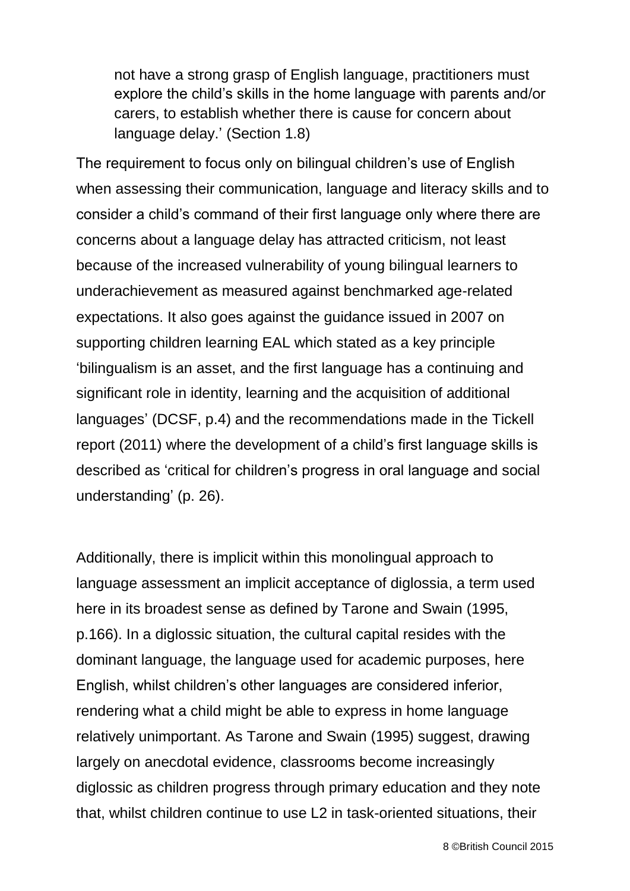> not have a strong grasp of English language, practitioners must explore the child's skills in the home language with parents and/or carers, to establish whether there is cause for concern about language delay.' (Section 1.8)

The requirement to focus only on bilingual children's use of English when assessing their communication, language and literacy skills and to consider a child's command of their first language only where there are concerns about a language delay has attracted criticism, not least because of the increased vulnerability of young bilingual learners to underachievement as measured against benchmarked age-related expectations. It also goes against the guidance issued in 2007 on supporting children learning EAL which stated as a key principle 'bilingualism is an asset, and the first language has a continuing and significant role in identity, learning and the acquisition of additional languages' (DCSF, p.4) and the recommendations made in the Tickell report (2011) where the development of a child's first language skills is described as 'critical for children's progress in oral language and social understanding' (p. 26).

Additionally, there is implicit within this monolingual approach to language assessment an implicit acceptance of diglossia, a term used here in its broadest sense as defined by Tarone and Swain (1995, p.166). In a diglossic situation, the cultural capital resides with the dominant language, the language used for academic purposes, here English, whilst children's other languages are considered inferior, rendering what a child might be able to express in home language relatively unimportant. As Tarone and Swain (1995) suggest, drawing largely on anecdotal evidence, classrooms become increasingly diglossic as children progress through primary education and they note that, whilst children continue to use L2 in task-oriented situations, their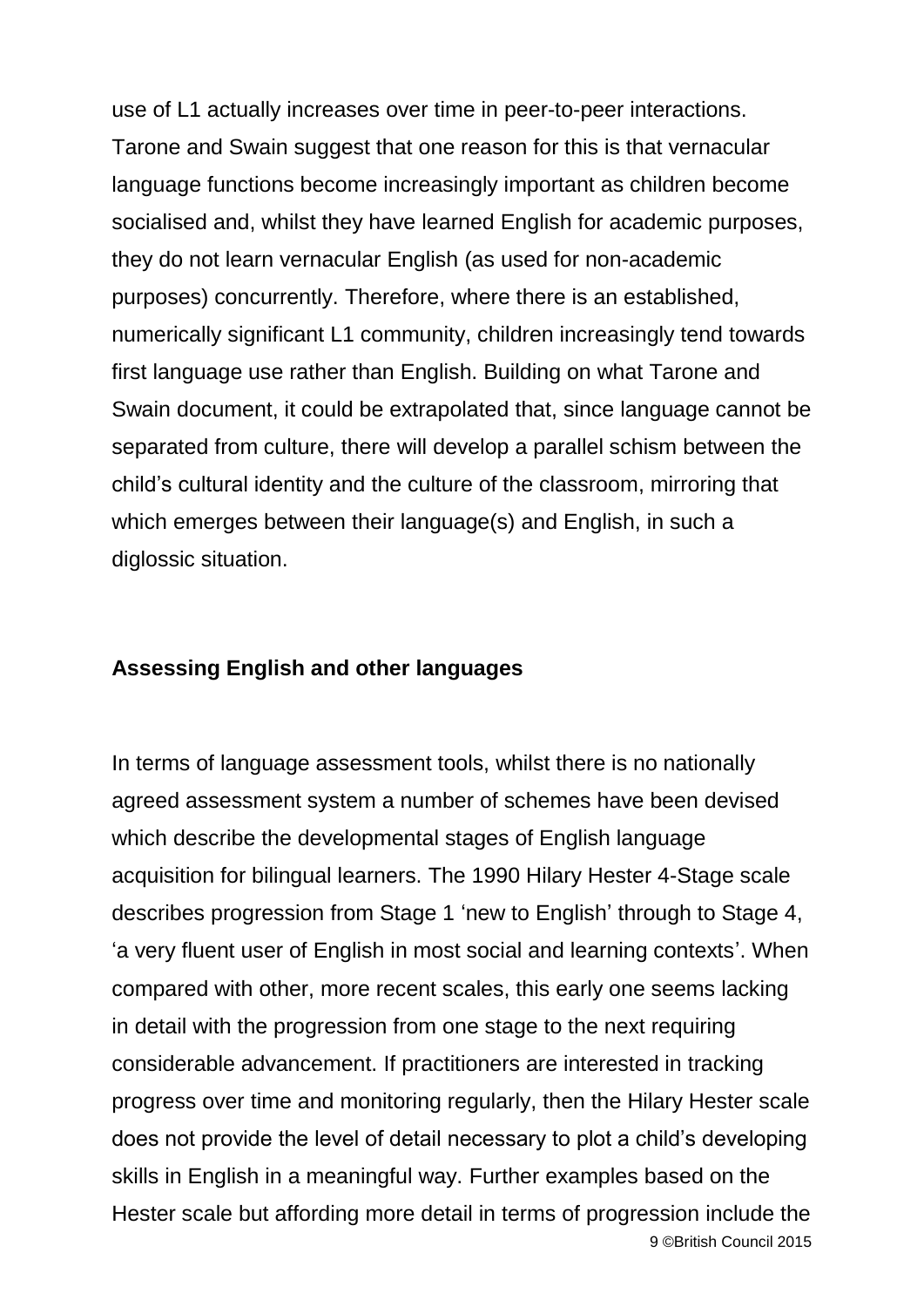use of L1 actually increases over time in peer-to-peer interactions. Tarone and Swain suggest that one reason for this is that vernacular language functions become increasingly important as children become socialised and, whilst they have learned English for academic purposes, they do not learn vernacular English (as used for non-academic purposes) concurrently. Therefore, where there is an established, numerically significant L1 community, children increasingly tend towards first language use rather than English. Building on what Tarone and Swain document, it could be extrapolated that, since language cannot be separated from culture, there will develop a parallel schism between the child's cultural identity and the culture of the classroom, mirroring that which emerges between their language(s) and English, in such a diglossic situation.

**Assessing English and other languages**

In terms of language assessment tools, whilst there is no nationally agreed assessment system a number of schemes have been devised which describe the developmental stages of English language acquisition for bilingual learners. The 1990 Hilary Hester 4-Stage scale describes progression from Stage 1 'new to English' through to Stage 4, 'a very fluent user of English in most social and learning contexts'. When compared with other, more recent scales, this early one seems lacking in detail with the progression from one stage to the next requiring considerable advancement. If practitioners are interested in tracking progress over time and monitoring regularly, then the Hilary Hester scale does not provide the level of detail necessary to plot a child's developing skills in English in a meaningful way. Further examples based on the Hester scale but affording more detail in terms of progression include the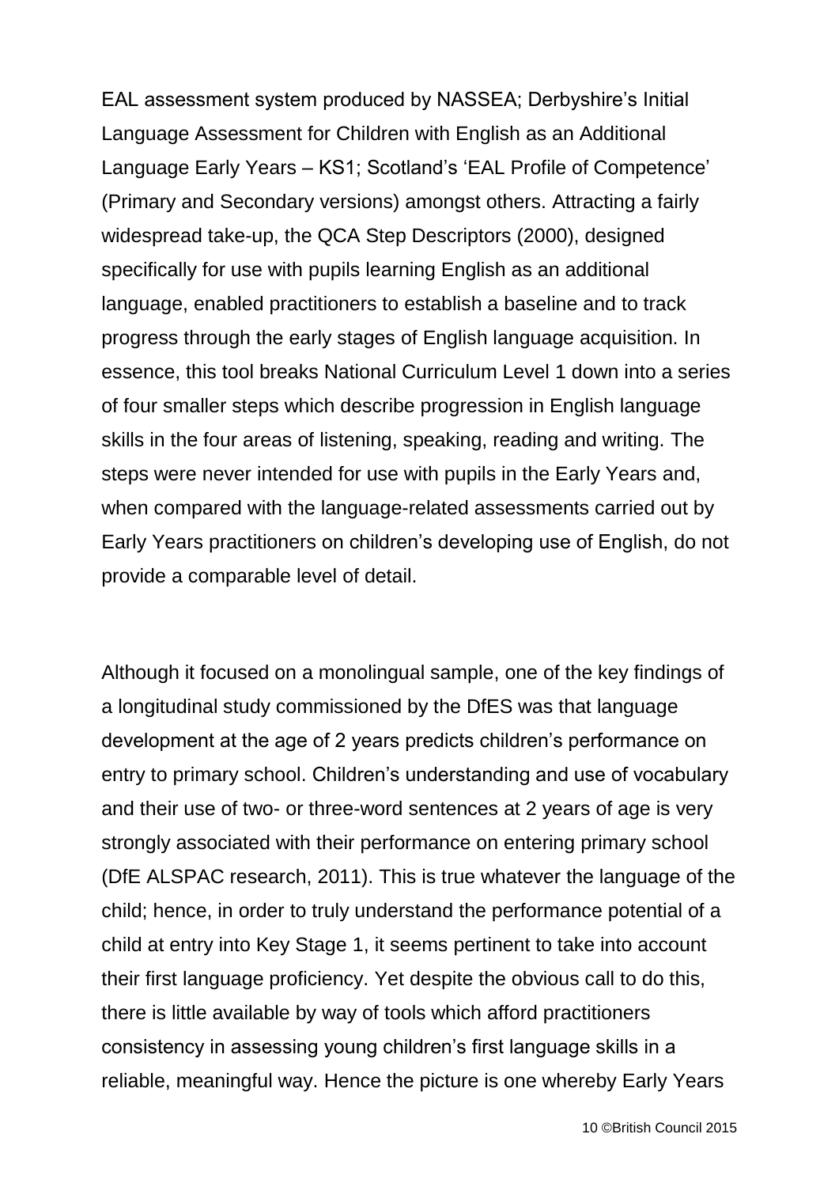EAL assessment system produced by NASSEA; Derbyshire's Initial Language Assessment for Children with English as an Additional Language Early Years – KS1; Scotland's 'EAL Profile of Competence' (Primary and Secondary versions) amongst others. Attracting a fairly widespread take-up, the QCA Step Descriptors (2000), designed specifically for use with pupils learning English as an additional language, enabled practitioners to establish a baseline and to track progress through the early stages of English language acquisition. In essence, this tool breaks National Curriculum Level 1 down into a series of four smaller steps which describe progression in English language skills in the four areas of listening, speaking, reading and writing. The steps were never intended for use with pupils in the Early Years and, when compared with the language-related assessments carried out by Early Years practitioners on children's developing use of English, do not provide a comparable level of detail.

Although it focused on a monolingual sample, one of the key findings of a longitudinal study commissioned by the DfES was that language development at the age of 2 years predicts children's performance on entry to primary school. Children's understanding and use of vocabulary and their use of two- or three-word sentences at 2 years of age is very strongly associated with their performance on entering primary school (DfE ALSPAC research, 2011). This is true whatever the language of the child; hence, in order to truly understand the performance potential of a child at entry into Key Stage 1, it seems pertinent to take into account their first language proficiency. Yet despite the obvious call to do this, there is little available by way of tools which afford practitioners consistency in assessing young children's first language skills in a reliable, meaningful way. Hence the picture is one whereby Early Years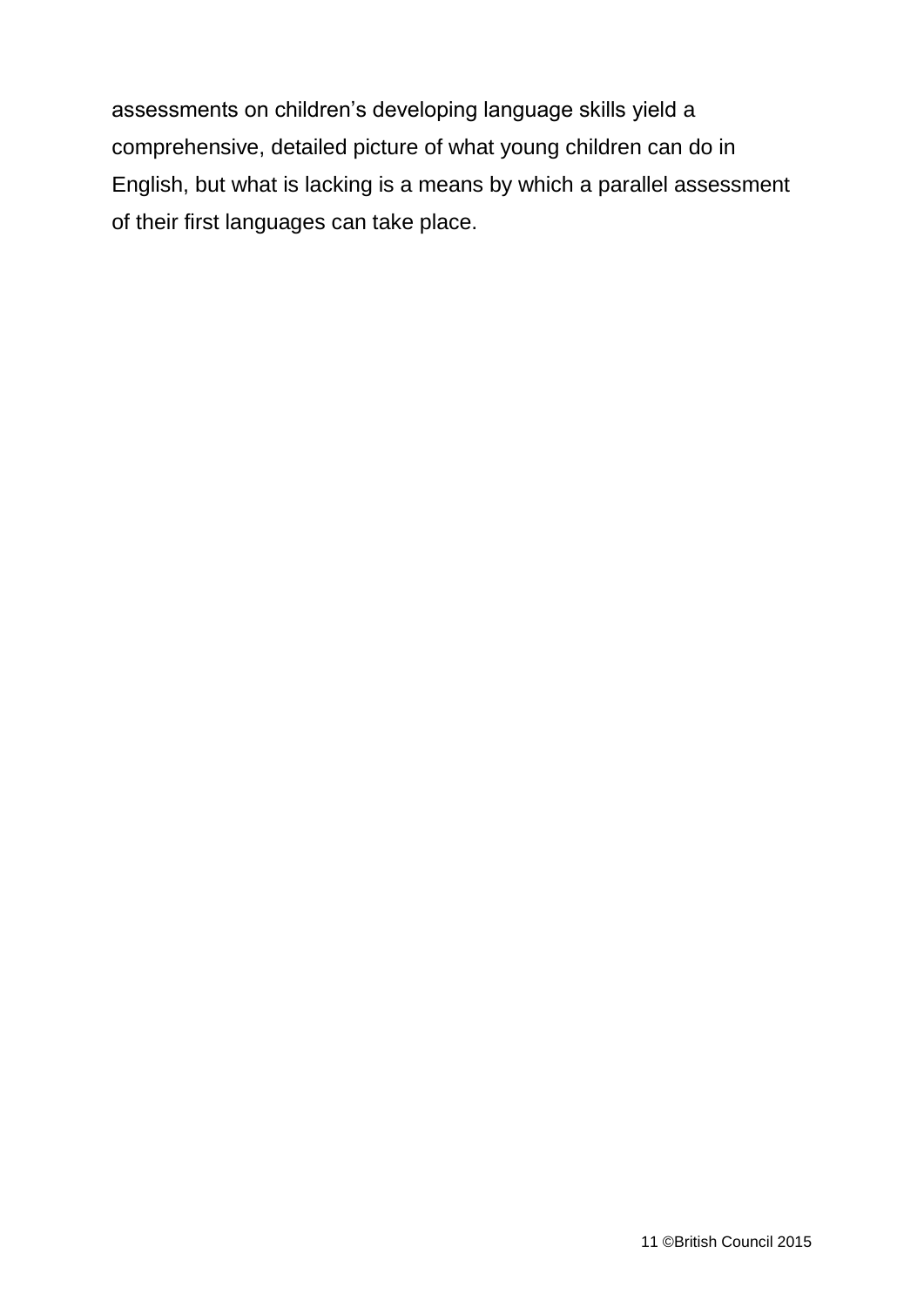assessments on children's developing language skills yield a comprehensive, detailed picture of what young children can do in English, but what is lacking is a means by which a parallel assessment of their first languages can take place.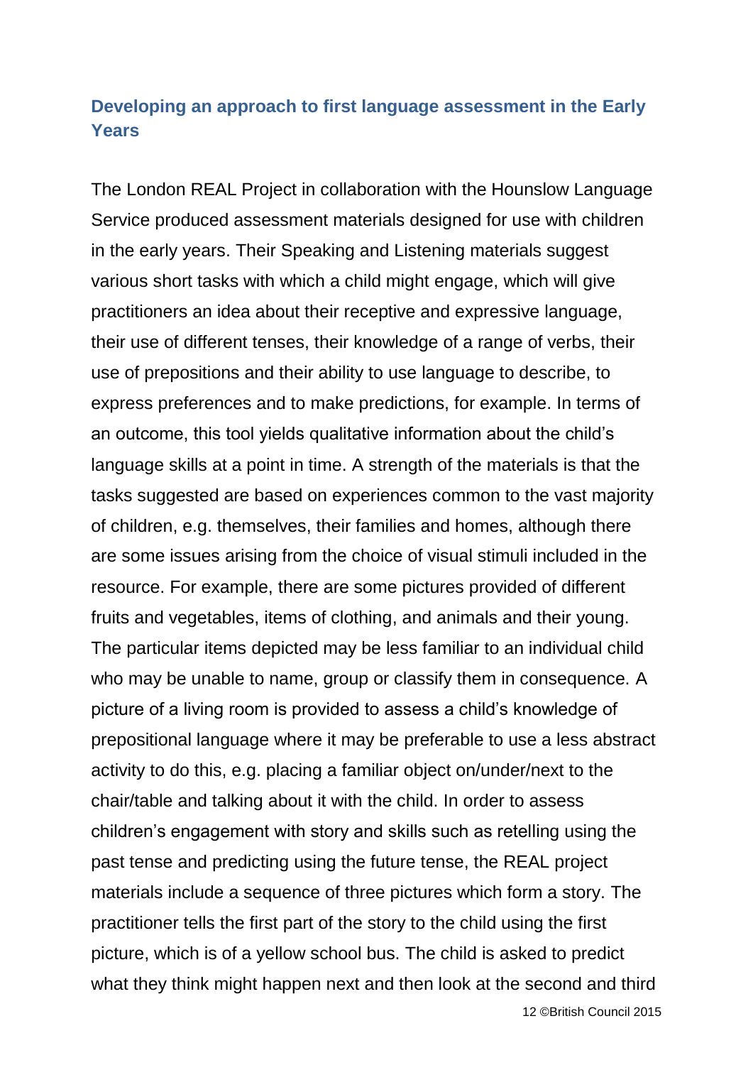## Developing an approach to first language assessment in the Early Years

The London REAL Project in collaboration with the Hounslow Language Service produced assessment materials designed for use with children in the early years. Their Speaking and Listening materials suggest various short tasks with which a child might engage, which will give practitioners an idea about their receptive and expressive language, their use of different tenses, their knowledge of a range of verbs, their use of prepositions and their ability to use language to describe, to express preferences and to make predictions, for example. In terms of an outcome, this tool yields qualitative information about the child's language skills at a point in time. A strength of the materials is that the tasks suggested are based on experiences common to the vast majority of children, e.g. themselves, their families and homes, although there are some issues arising from the choice of visual stimuli included in the resource. For example, there are some pictures provided of different fruits and vegetables, items of clothing, and animals and their young. The particular items depicted may be less familiar to an individual child who may be unable to name, group or classify them in consequence. A picture of a living room is provided to assess a child's knowledge of prepositional language where it may be preferable to use a less abstract activity to do this, e.g. placing a familiar object on/under/next to the chair/table and talking about it with the child. In order to assess children's engagement with story and skills such as retelling using the past tense and predicting using the future tense, the REAL project materials include a sequence of three pictures which form a story. The practitioner tells the first part of the story to the child using the first picture, which is of a yellow school bus. The child is asked to predict what they think might happen next and then look at the second and third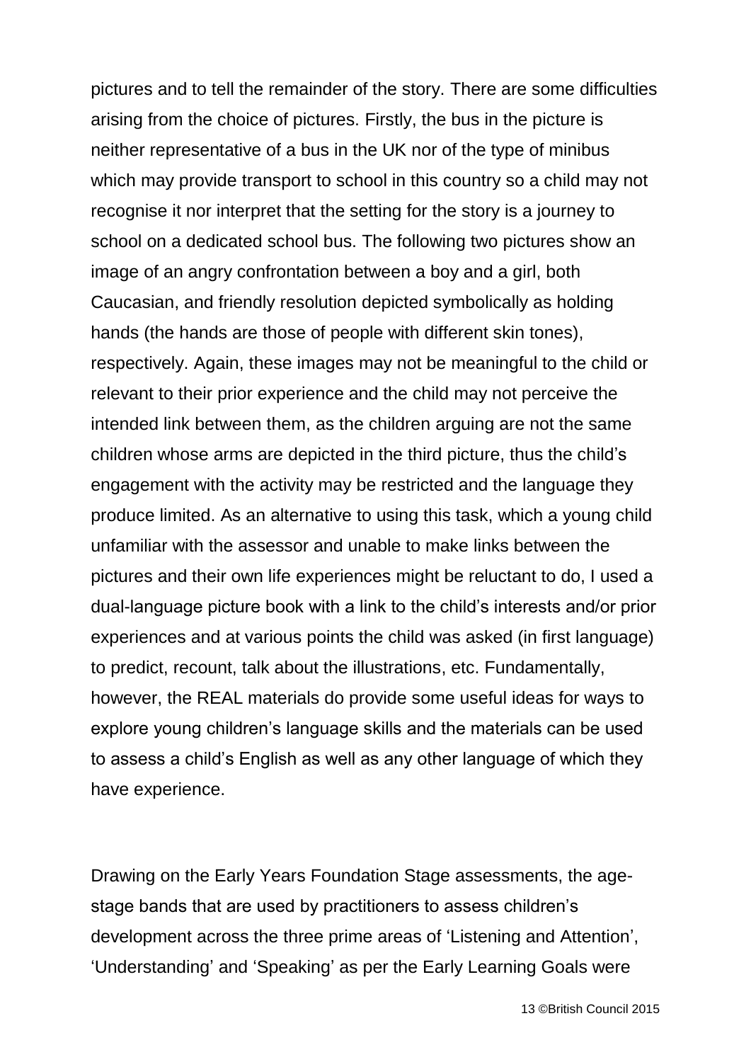pictures and to tell the remainder of the story. There are some difficulties arising from the choice of pictures. Firstly, the bus in the picture is neither representative of a bus in the UK nor of the type of minibus which may provide transport to school in this country so a child may not recognise it nor interpret that the setting for the story is a journey to school on a dedicated school bus. The following two pictures show an image of an angry confrontation between a boy and a girl, both Caucasian, and friendly resolution depicted symbolically as holding hands (the hands are those of people with different skin tones), respectively. Again, these images may not be meaningful to the child or relevant to their prior experience and the child may not perceive the intended link between them, as the children arguing are not the same children whose arms are depicted in the third picture, thus the child's engagement with the activity may be restricted and the language they produce limited. As an alternative to using this task, which a young child unfamiliar with the assessor and unable to make links between the pictures and their own life experiences might be reluctant to do, I used a dual-language picture book with a link to the child's interests and/or prior experiences and at various points the child was asked (in first language) to predict, recount, talk about the illustrations, etc. Fundamentally, however, the REAL materials do provide some useful ideas for ways to explore young children's language skills and the materials can be used to assess a child's English as well as any other language of which they have experience.

Drawing on the Early Years Foundation Stage assessments, the age-stage bands that are used by practitioners to assess children's development across the three prime areas of 'Listening and Attention', 'Understanding' and 'Speaking' as per the Early Learning Goals were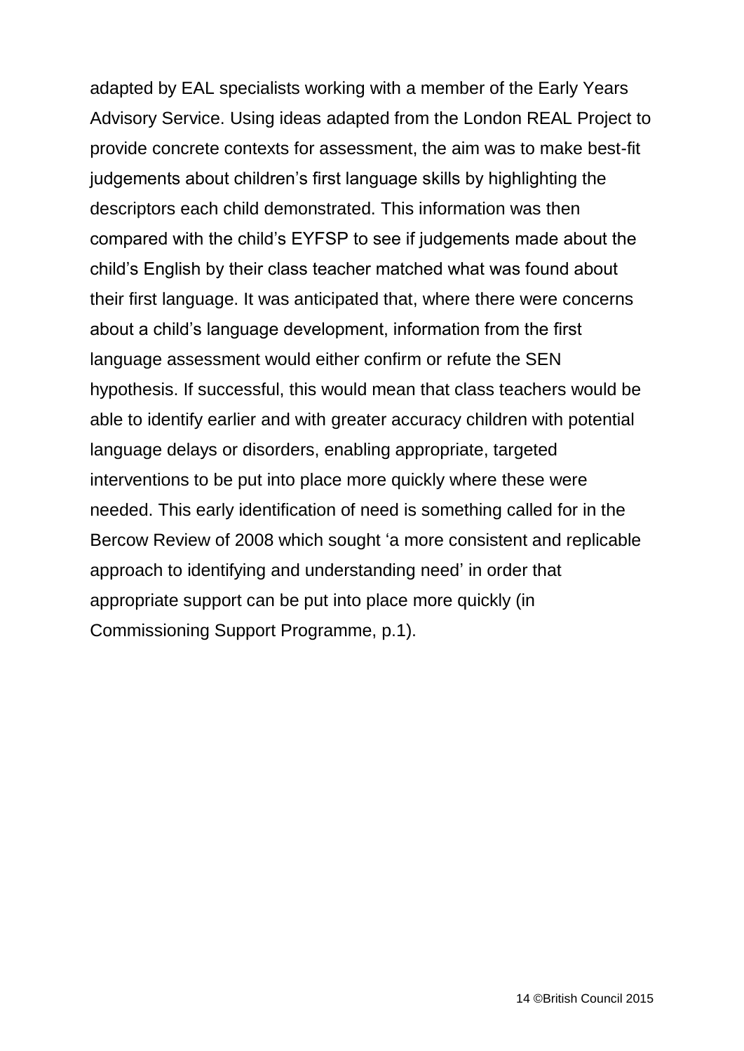adapted by EAL specialists working with a member of the Early Years Advisory Service. Using ideas adapted from the London REAL Project to provide concrete contexts for assessment, the aim was to make best-fit judgements about children's first language skills by highlighting the descriptors each child demonstrated. This information was then compared with the child's EYFSP to see if judgements made about the child's English by their class teacher matched what was found about their first language. It was anticipated that, where there were concerns about a child's language development, information from the first language assessment would either confirm or refute the SEN hypothesis. If successful, this would mean that class teachers would be able to identify earlier and with greater accuracy children with potential language delays or disorders, enabling appropriate, targeted interventions to be put into place more quickly where these were needed. This early identification of need is something called for in the Bercow Review of 2008 which sought 'a more consistent and replicable approach to identifying and understanding need' in order that appropriate support can be put into place more quickly (in Commissioning Support Programme, p.1).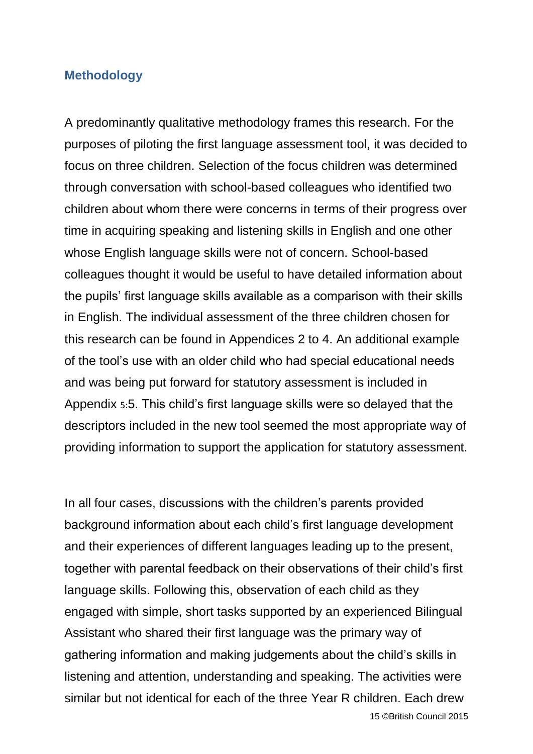## Methodology

A predominantly qualitative methodology frames this research. For the purposes of piloting the first language assessment tool, it was decided to focus on three children. Selection of the focus children was determined through conversation with school-based colleagues who identified two children about whom there were concerns in terms of their progress over time in acquiring speaking and listening skills in English and one other whose English language skills were not of concern. School-based colleagues thought it would be useful to have detailed information about the pupils' first language skills available as a comparison with their skills in English. The individual assessment of the three children chosen for this research can be found in Appendices 2 to 4. An additional example of the tool's use with an older child who had special educational needs and was being put forward for statutory assessment is included in Appendix 5:5. This child's first language skills were so delayed that the descriptors included in the new tool seemed the most appropriate way of providing information to support the application for statutory assessment.

In all four cases, discussions with the children's parents provided background information about each child's first language development and their experiences of different languages leading up to the present, together with parental feedback on their observations of their child's first language skills. Following this, observation of each child as they engaged with simple, short tasks supported by an experienced Bilingual Assistant who shared their first language was the primary way of gathering information and making judgements about the child's skills in listening and attention, understanding and speaking. The activities were similar but not identical for each of the three Year R children. Each drew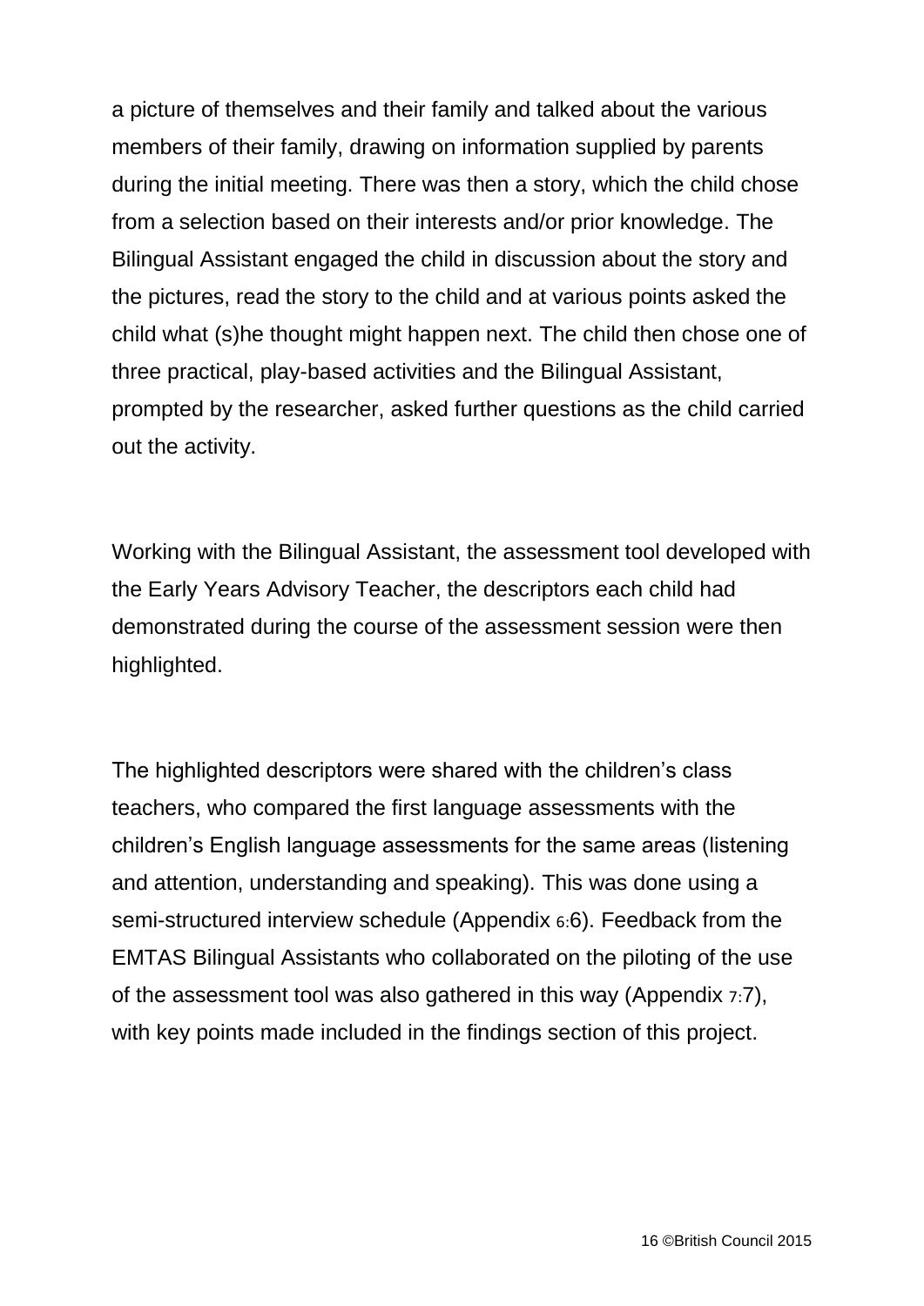a picture of themselves and their family and talked about the various members of their family, drawing on information supplied by parents during the initial meeting. There was then a story, which the child chose from a selection based on their interests and/or prior knowledge. The Bilingual Assistant engaged the child in discussion about the story and the pictures, read the story to the child and at various points asked the child what (s)he thought might happen next. The child then chose one of three practical, play-based activities and the Bilingual Assistant, prompted by the researcher, asked further questions as the child carried out the activity.

Working with the Bilingual Assistant, the assessment tool developed with the Early Years Advisory Teacher, the descriptors each child had demonstrated during the course of the assessment session were then highlighted.

The highlighted descriptors were shared with the children's class teachers, who compared the first language assessments with the children's English language assessments for the same areas (listening and attention, understanding and speaking). This was done using a semi-structured interview schedule (Appendix 6:6). Feedback from the EMTAS Bilingual Assistants who collaborated on the piloting of the use of the assessment tool was also gathered in this way (Appendix 7:7), with key points made included in the findings section of this project.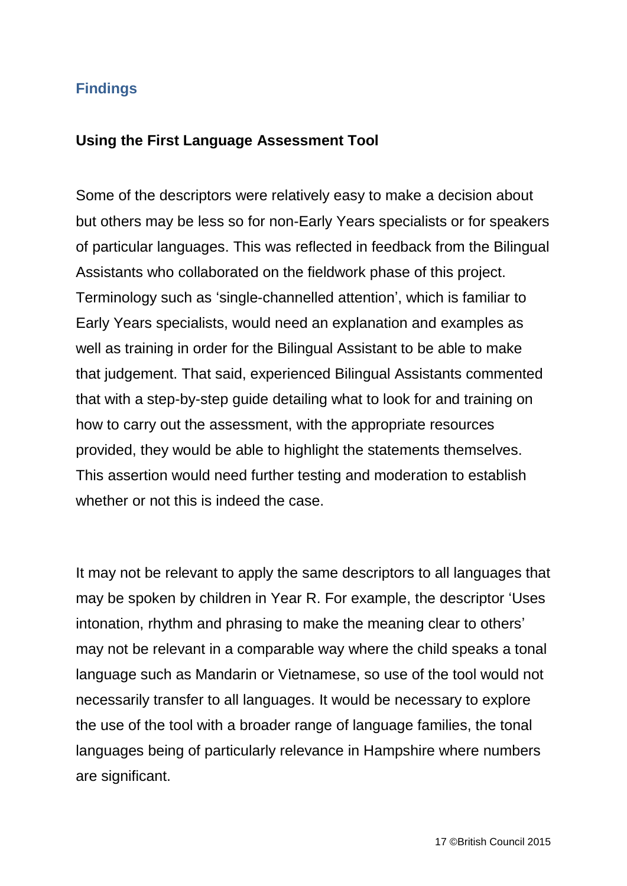## Findings

### Using the First Language Assessment Tool

Some of the descriptors were relatively easy to make a decision about but others may be less so for non-Early Years specialists or for speakers of particular languages. This was reflected in feedback from the Bilingual Assistants who collaborated on the fieldwork phase of this project. Terminology such as 'single-channelled attention', which is familiar to Early Years specialists, would need an explanation and examples as well as training in order for the Bilingual Assistant to be able to make that judgement. That said, experienced Bilingual Assistants commented that with a step-by-step guide detailing what to look for and training on how to carry out the assessment, with the appropriate resources provided, they would be able to highlight the statements themselves. This assertion would need further testing and moderation to establish whether or not this is indeed the case.

It may not be relevant to apply the same descriptors to all languages that may be spoken by children in Year R. For example, the descriptor 'Uses intonation, rhythm and phrasing to make the meaning clear to others' may not be relevant in a comparable way where the child speaks a tonal language such as Mandarin or Vietnamese, so use of the tool would not necessarily transfer to all languages. It would be necessary to explore the use of the tool with a broader range of language families, the tonal languages being of particularly relevance in Hampshire where numbers are significant.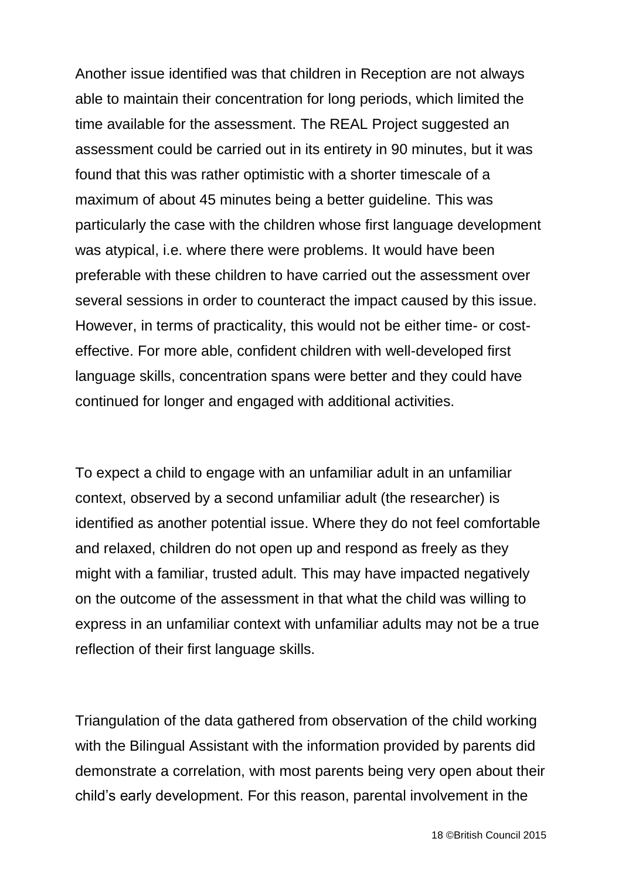Another issue identified was that children in Reception are not always able to maintain their concentration for long periods, which limited the time available for the assessment. The REAL Project suggested an assessment could be carried out in its entirety in 90 minutes, but it was found that this was rather optimistic with a shorter timescale of a maximum of about 45 minutes being a better guideline. This was particularly the case with the children whose first language development was atypical, i.e. where there were problems. It would have been preferable with these children to have carried out the assessment over several sessions in order to counteract the impact caused by this issue. However, in terms of practicality, this would not be either time- or cost-effective. For more able, confident children with well-developed first language skills, concentration spans were better and they could have continued for longer and engaged with additional activities.

To expect a child to engage with an unfamiliar adult in an unfamiliar context, observed by a second unfamiliar adult (the researcher) is identified as another potential issue. Where they do not feel comfortable and relaxed, children do not open up and respond as freely as they might with a familiar, trusted adult. This may have impacted negatively on the outcome of the assessment in that what the child was willing to express in an unfamiliar context with unfamiliar adults may not be a true reflection of their first language skills.

Triangulation of the data gathered from observation of the child working with the Bilingual Assistant with the information provided by parents did demonstrate a correlation, with most parents being very open about their child's early development. For this reason, parental involvement in the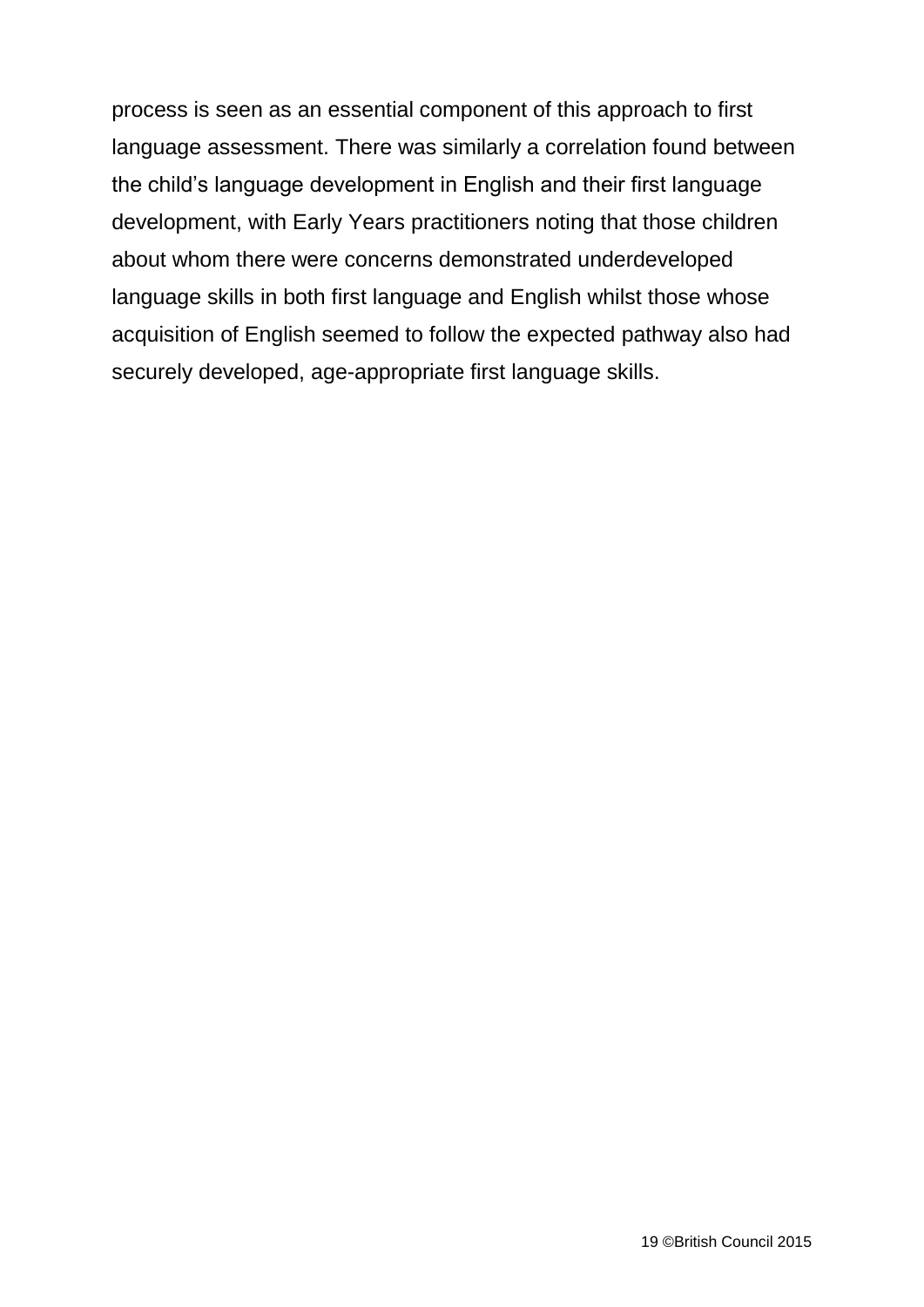process is seen as an essential component of this approach to first language assessment. There was similarly a correlation found between the child's language development in English and their first language development, with Early Years practitioners noting that those children about whom there were concerns demonstrated underdeveloped language skills in both first language and English whilst those whose acquisition of English seemed to follow the expected pathway also had securely developed, age-appropriate first language skills.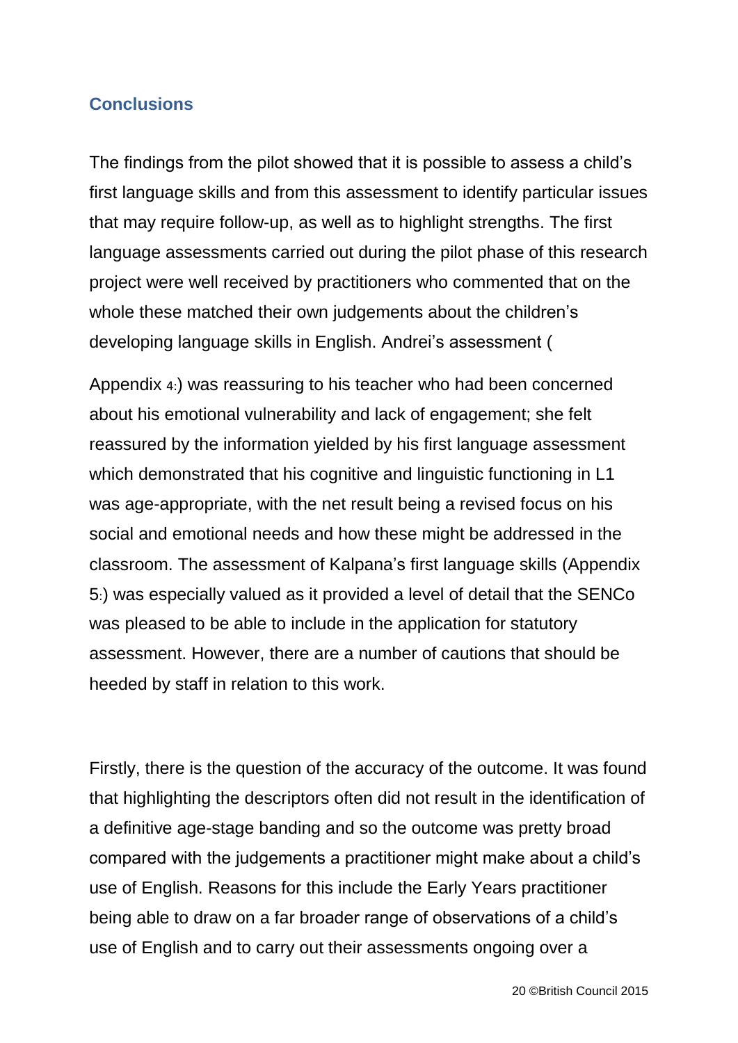## Conclusions

The findings from the pilot showed that it is possible to assess a child's first language skills and from this assessment to identify particular issues that may require follow-up, as well as to highlight strengths. The first language assessments carried out during the pilot phase of this research project were well received by practitioners who commented that on the whole these matched their own judgements about the children's developing language skills in English. Andrei's assessment (

Appendix 4:) was reassuring to his teacher who had been concerned about his emotional vulnerability and lack of engagement; she felt reassured by the information yielded by his first language assessment which demonstrated that his cognitive and linguistic functioning in L1 was age-appropriate, with the net result being a revised focus on his social and emotional needs and how these might be addressed in the classroom. The assessment of Kalpana's first language skills (Appendix 5:) was especially valued as it provided a level of detail that the SENCo was pleased to be able to include in the application for statutory assessment. However, there are a number of cautions that should be heeded by staff in relation to this work.

Firstly, there is the question of the accuracy of the outcome. It was found that highlighting the descriptors often did not result in the identification of a definitive age-stage banding and so the outcome was pretty broad compared with the judgements a practitioner might make about a child's use of English. Reasons for this include the Early Years practitioner being able to draw on a far broader range of observations of a child's use of English and to carry out their assessments ongoing over a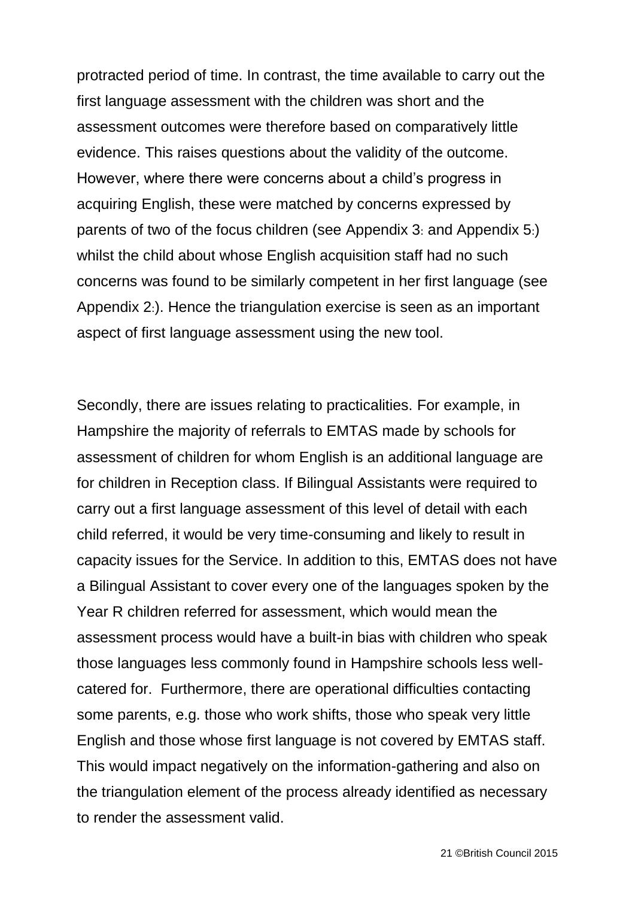protracted period of time. In contrast, the time available to carry out the first language assessment with the children was short and the assessment outcomes were therefore based on comparatively little evidence. This raises questions about the validity of the outcome. However, where there were concerns about a child's progress in acquiring English, these were matched by concerns expressed by parents of two of the focus children (see Appendix 3: and Appendix 5:) whilst the child about whose English acquisition staff had no such concerns was found to be similarly competent in her first language (see Appendix 2:). Hence the triangulation exercise is seen as an important aspect of first language assessment using the new tool.

Secondly, there are issues relating to practicalities. For example, in Hampshire the majority of referrals to EMTAS made by schools for assessment of children for whom English is an additional language are for children in Reception class. If Bilingual Assistants were required to carry out a first language assessment of this level of detail with each child referred, it would be very time-consuming and likely to result in capacity issues for the Service. In addition to this, EMTAS does not have a Bilingual Assistant to cover every one of the languages spoken by the Year R children referred for assessment, which would mean the assessment process would have a built-in bias with children who speak those languages less commonly found in Hampshire schools less well-catered for.  Furthermore, there are operational difficulties contacting some parents, e.g. those who work shifts, those who speak very little English and those whose first language is not covered by EMTAS staff. This would impact negatively on the information-gathering and also on the triangulation element of the process already identified as necessary to render the assessment valid.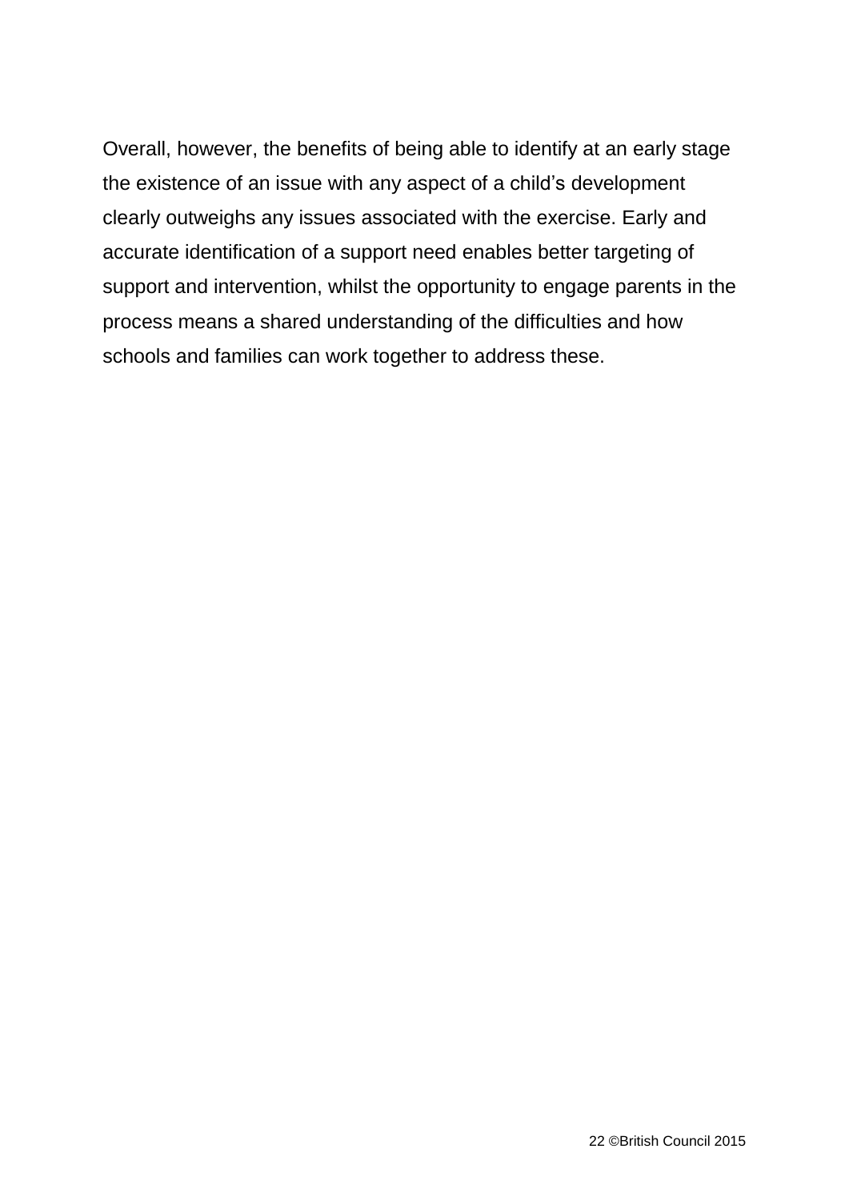Overall, however, the benefits of being able to identify at an early stage the existence of an issue with any aspect of a child's development clearly outweighs any issues associated with the exercise. Early and accurate identification of a support need enables better targeting of support and intervention, whilst the opportunity to engage parents in the process means a shared understanding of the difficulties and how schools and families can work together to address these.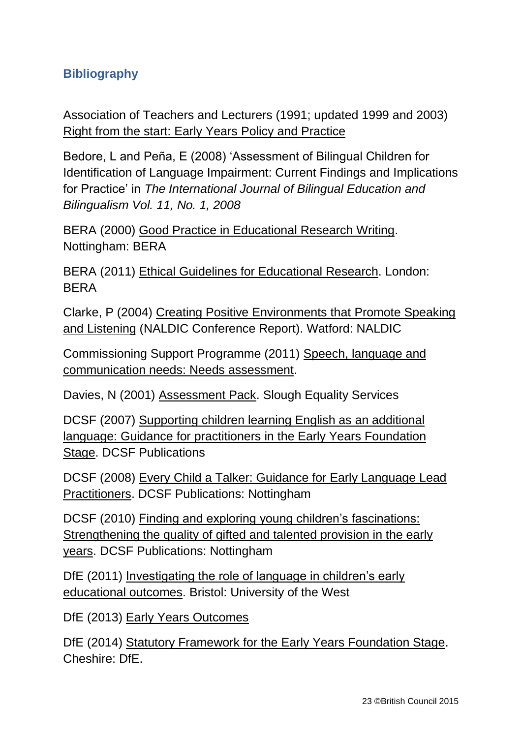## Bibliography

Association of Teachers and Lecturers (1991; updated 1999 and 2003) Right from the start: Early Years Policy and Practice

Bedore, L and Peña, E (2008) 'Assessment of Bilingual Children for Identification of Language Impairment: Current Findings and Implications for Practice' in *The International Journal of Bilingual Education and Bilingualism Vol. 11, No. 1, 2008*

BERA (2000) Good Practice in Educational Research Writing. Nottingham: BERA

BERA (2011) Ethical Guidelines for Educational Research. London: BERA

Clarke, P (2004) Creating Positive Environments that Promote Speaking and Listening (NALDIC Conference Report). Watford: NALDIC

Commissioning Support Programme (2011) Speech, language and communication needs: Needs assessment.

Davies, N (2001) Assessment Pack. Slough Equality Services

DCSF (2007) Supporting children learning English as an additional language: Guidance for practitioners in the Early Years Foundation Stage. DCSF Publications

DCSF (2008) Every Child a Talker: Guidance for Early Language Lead Practitioners. DCSF Publications: Nottingham

DCSF (2010) Finding and exploring young children's fascinations: Strengthening the quality of gifted and talented provision in the early years. DCSF Publications: Nottingham

DfE (2011) Investigating the role of language in children's early educational outcomes. Bristol: University of the West

DfE (2013) Early Years Outcomes

DfE (2014) Statutory Framework for the Early Years Foundation Stage. Cheshire: DfE.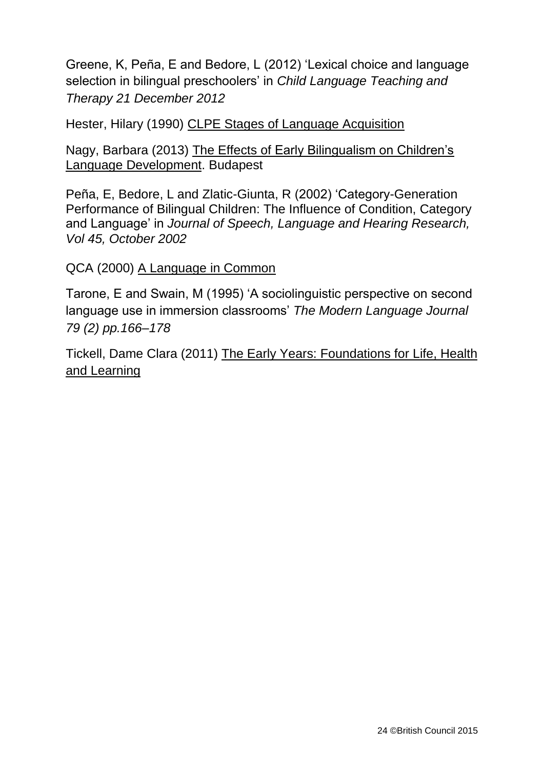Greene, K, Peña, E and Bedore, L (2012) 'Lexical choice and language selection in bilingual preschoolers' in *Child Language Teaching and Therapy 21 December 2012*

Hester, Hilary (1990) CLPE Stages of Language Acquisition

Nagy, Barbara (2013) The Effects of Early Bilingualism on Children's Language Development. Budapest

Peña, E, Bedore, L and Zlatic-Giunta, R (2002) 'Category-Generation Performance of Bilingual Children: The Influence of Condition, Category and Language' in *Journal of Speech, Language and Hearing Research, Vol 45, October 2002*

QCA (2000) A Language in Common

Tarone, E and Swain, M (1995) 'A sociolinguistic perspective on second language use in immersion classrooms' *The Modern Language Journal 79 (2) pp.166–178*

Tickell, Dame Clara (2011) The Early Years: Foundations for Life, Health and Learning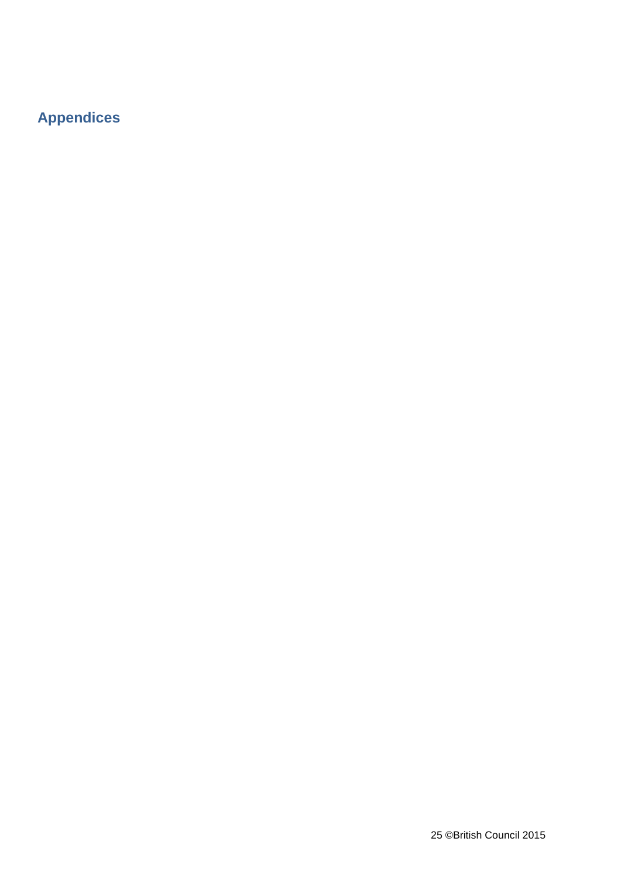## Appendices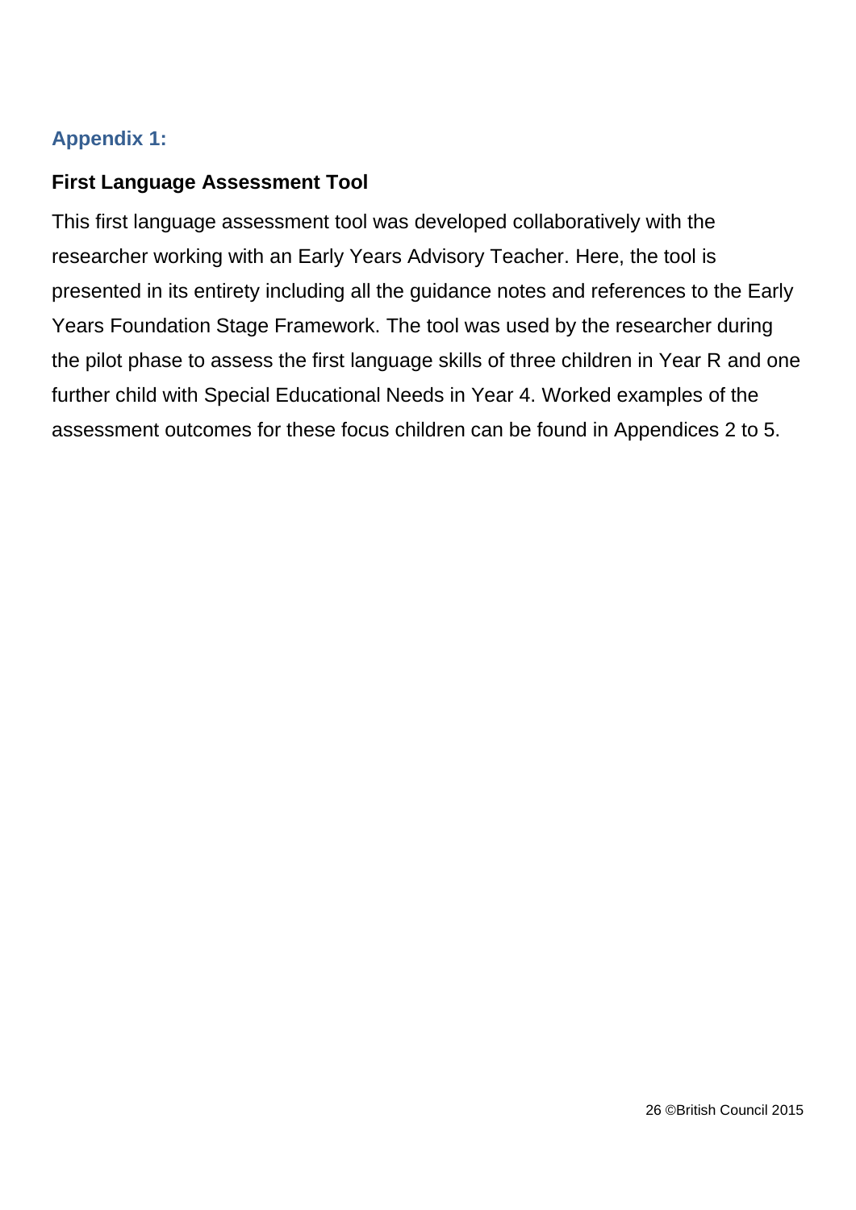## Appendix 1:

### First Language Assessment Tool

This first language assessment tool was developed collaboratively with the researcher working with an Early Years Advisory Teacher. Here, the tool is presented in its entirety including all the guidance notes and references to the Early Years Foundation Stage Framework. The tool was used by the researcher during the pilot phase to assess the first language skills of three children in Year R and one further child with Special Educational Needs in Year 4. Worked examples of the assessment outcomes for these focus children can be found in Appendices 2 to 5.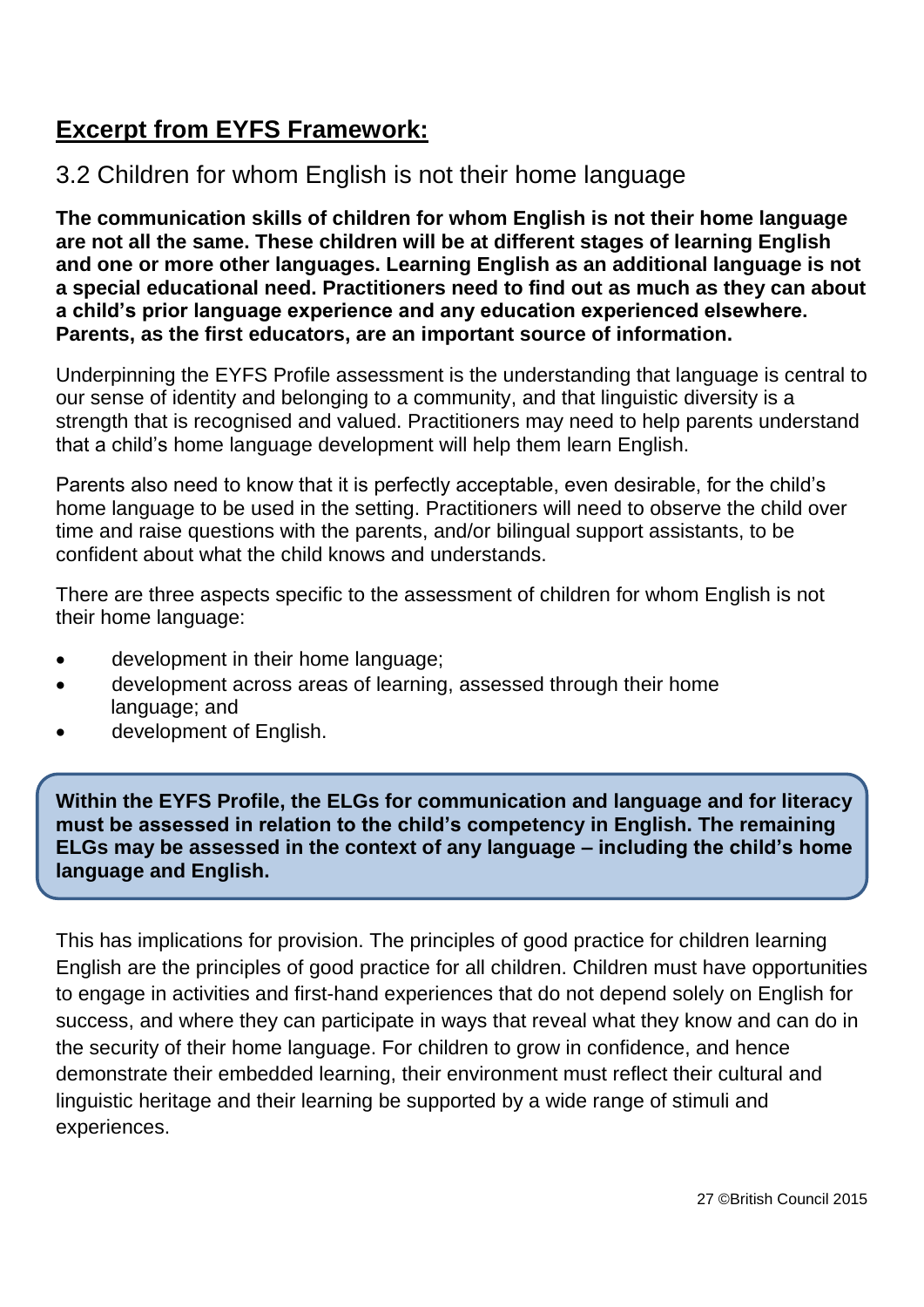## Excerpt from EYFS Framework:

### 3.2 Children for whom English is not their home language

**The communication skills of children for whom English is not their home language are not all the same. These children will be at different stages of learning English and one or more other languages. Learning English as an additional language is not a special educational need. Practitioners need to find out as much as they can about a child's prior language experience and any education experienced elsewhere. Parents, as the first educators, are an important source of information.**

Underpinning the EYFS Profile assessment is the understanding that language is central to our sense of identity and belonging to a community, and that linguistic diversity is a strength that is recognised and valued. Practitioners may need to help parents understand that a child's home language development will help them learn English.

Parents also need to know that it is perfectly acceptable, even desirable, for the child's home language to be used in the setting. Practitioners will need to observe the child over time and raise questions with the parents, and/or bilingual support assistants, to be confident about what the child knows and understands.

There are three aspects specific to the assessment of children for whom English is not their home language:

- development in their home language;
- development across areas of learning, assessed through their home language; and
- development of English.

**Within the EYFS Profile, the ELGs for communication and language and for literacy must be assessed in relation to the child's competency in English. The remaining ELGs may be assessed in the context of any language – including the child's home language and English.**

This has implications for provision. The principles of good practice for children learning English are the principles of good practice for all children. Children must have opportunities to engage in activities and first-hand experiences that do not depend solely on English for success, and where they can participate in ways that reveal what they know and can do in the security of their home language. For children to grow in confidence, and hence demonstrate their embedded learning, their environment must reflect their cultural and linguistic heritage and their learning be supported by a wide range of stimuli and experiences.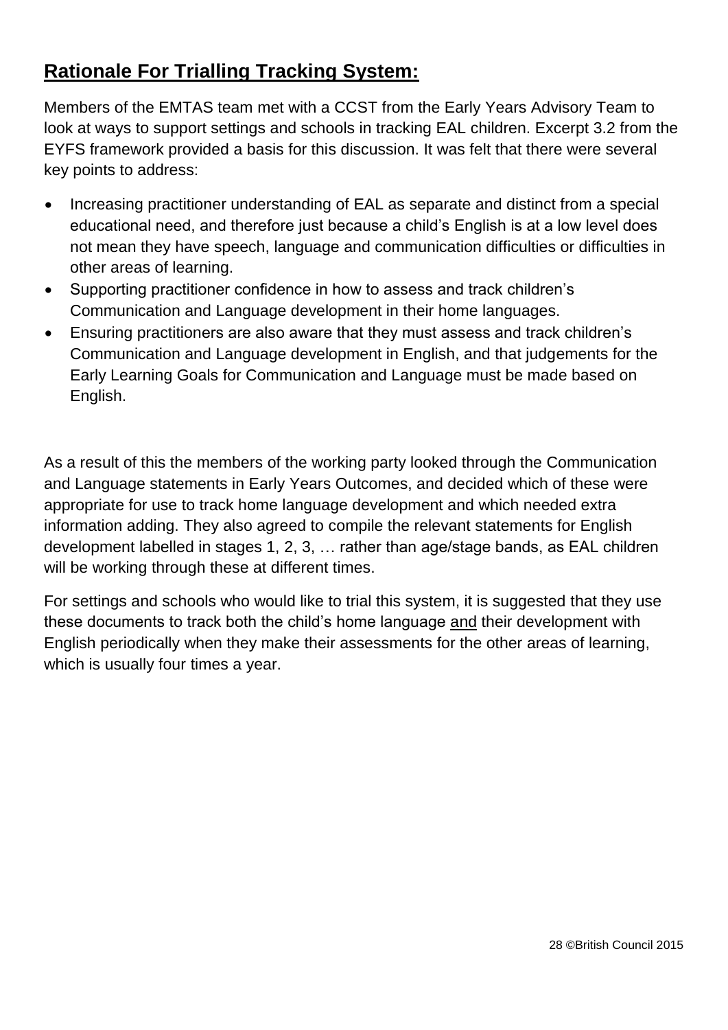## Rationale For Trialling Tracking System:

Members of the EMTAS team met with a CCST from the Early Years Advisory Team to look at ways to support settings and schools in tracking EAL children. Excerpt 3.2 from the EYFS framework provided a basis for this discussion. It was felt that there were several key points to address:

- Increasing practitioner understanding of EAL as separate and distinct from a special educational need, and therefore just because a child's English is at a low level does not mean they have speech, language and communication difficulties or difficulties in other areas of learning.
- Supporting practitioner confidence in how to assess and track children's Communication and Language development in their home languages.
- Ensuring practitioners are also aware that they must assess and track children's Communication and Language development in English, and that judgements for the Early Learning Goals for Communication and Language must be made based on English.

As a result of this the members of the working party looked through the Communication and Language statements in Early Years Outcomes, and decided which of these were appropriate for use to track home language development and which needed extra information adding. They also agreed to compile the relevant statements for English development labelled in stages 1, 2, 3, … rather than age/stage bands, as EAL children will be working through these at different times.

For settings and schools who would like to trial this system, it is suggested that they use these documents to track both the child's home language <u>and</u> their development with English periodically when they make their assessments for the other areas of learning, which is usually four times a year.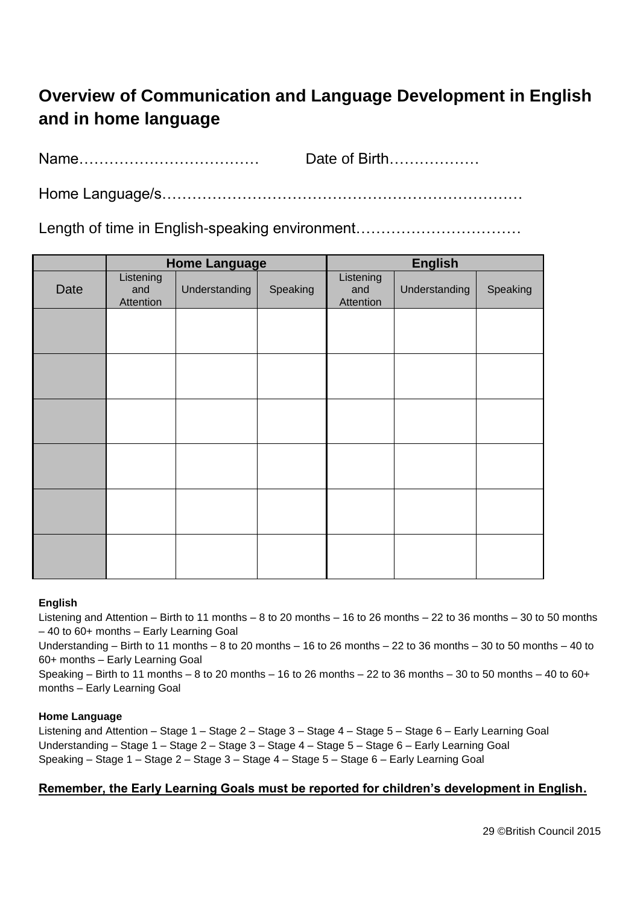## Overview of Communication and Language Development in English and in home language

Name……………………………… Date of Birth………………

Home Language/s………………………………………………………………

Length of time in English-speaking environment……………………………

| | Home Language | | | English | | |
|---|---|---|---|---|---|---|
| Date | Listening and Attention | Understanding | Speaking | Listening and Attention | Understanding | Speaking |
| | | | | | | |
| | | | | | | |
| | | | | | | |
| | | | | | | |
| | | | | | | |
| | | | | | | |

**English**

Listening and Attention – Birth to 11 months – 8 to 20 months – 16 to 26 months – 22 to 36 months – 30 to 50 months – 40 to 60+ months – Early Learning Goal

Understanding – Birth to 11 months – 8 to 20 months – 16 to 26 months – 22 to 36 months – 30 to 50 months – 40 to 60+ months – Early Learning Goal

Speaking – Birth to 11 months – 8 to 20 months – 16 to 26 months – 22 to 36 months – 30 to 50 months – 40 to 60+ months – Early Learning Goal

**Home Language**

Listening and Attention – Stage 1 – Stage 2 – Stage 3 – Stage 4 – Stage 5 – Stage 6 – Early Learning Goal

Understanding – Stage 1 – Stage 2 – Stage 3 – Stage 4 – Stage 5 – Stage 6 – Early Learning Goal

Speaking – Stage 1 – Stage 2 – Stage 3 – Stage 4 – Stage 5 – Stage 6 – Early Learning Goal

**Remember, the Early Learning Goals must be reported for children's development in English.**

©British Council 2015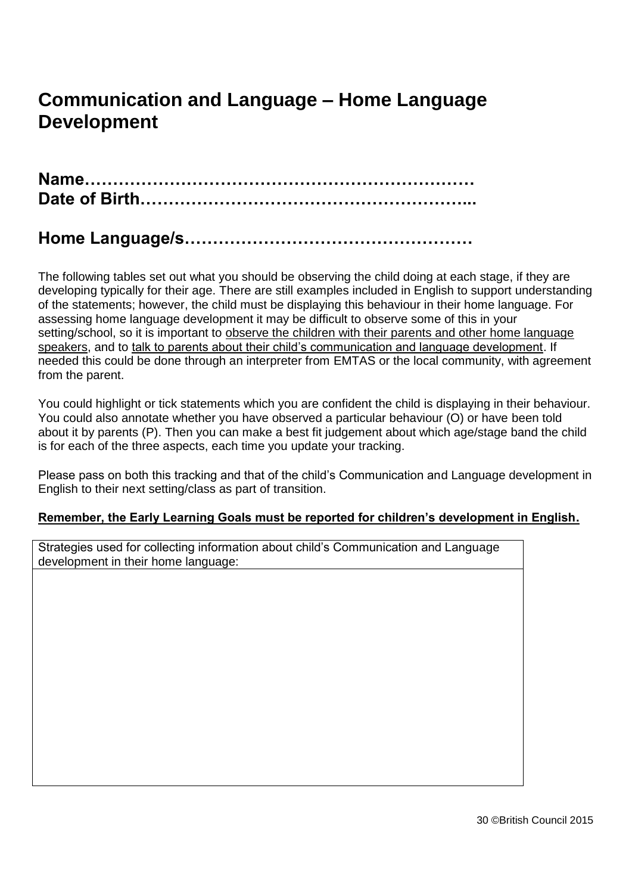# Communication and Language – Home Language Development

**Name…………………………………………………………**
**Date of Birth………………………………………………...**

## Home Language/s…………………………………………

The following tables set out what you should be observing the child doing at each stage, if they are developing typically for their age. There are still examples included in English to support understanding of the statements; however, the child must be displaying this behaviour in their home language. For assessing home language development it may be difficult to observe some of this in your setting/school, so it is important to <u>observe the children with their parents and other home language speakers</u>, and to <u>talk to parents about their child's communication and language development</u>. If needed this could be done through an interpreter from EMTAS or the local community, with agreement from the parent.

You could highlight or tick statements which you are confident the child is displaying in their behaviour. You could also annotate whether you have observed a particular behaviour (O) or have been told about it by parents (P). Then you can make a best fit judgement about which age/stage band the child is for each of the three aspects, each time you update your tracking.

Please pass on both this tracking and that of the child's Communication and Language development in English to their next setting/class as part of transition.

**<u>Remember, the Early Learning Goals must be reported for children's development in English.</u>**

| Strategies used for collecting information about child's Communication and Language development in their home language: |
| --- |
| |

©British Council 2015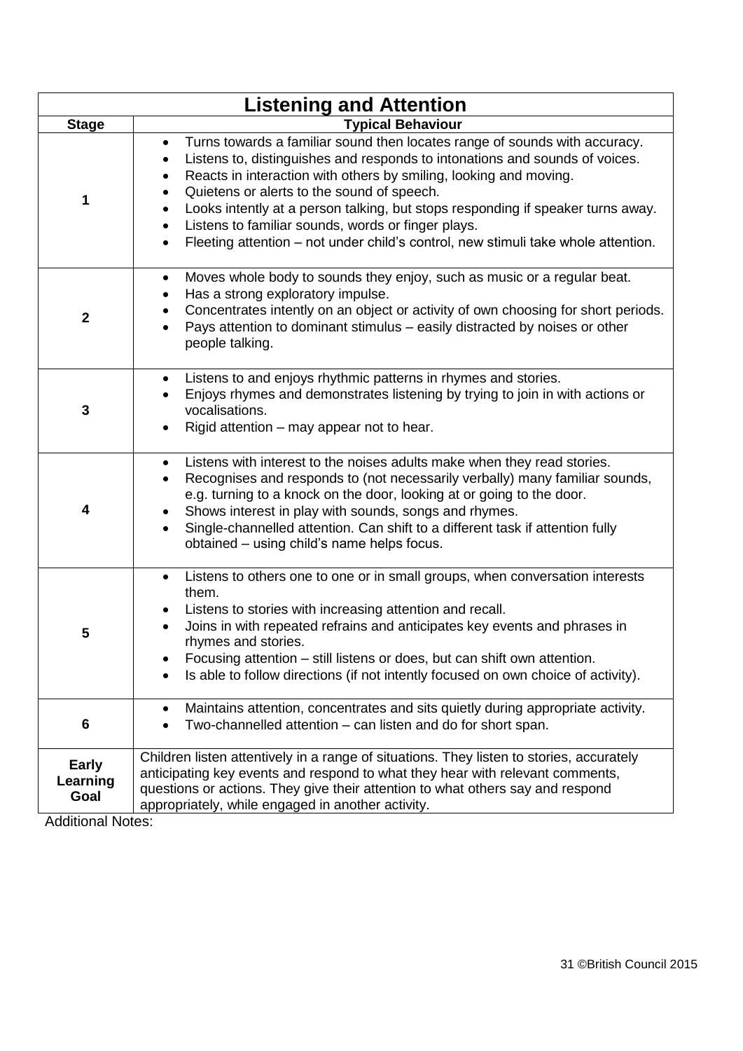| Listening and Attention | |
| --- | --- |
| **Stage** | **Typical Behaviour** |
| **1** | • Turns towards a familiar sound then locates range of sounds with accuracy.<br>• Listens to, distinguishes and responds to intonations and sounds of voices.<br>• Reacts in interaction with others by smiling, looking and moving.<br>• Quietens or alerts to the sound of speech.<br>• Looks intently at a person talking, but stops responding if speaker turns away.<br>• Listens to familiar sounds, words or finger plays.<br>• Fleeting attention – not under child's control, new stimuli take whole attention. |
| **2** | • Moves whole body to sounds they enjoy, such as music or a regular beat.<br>• Has a strong exploratory impulse.<br>• Concentrates intently on an object or activity of own choosing for short periods.<br>• Pays attention to dominant stimulus – easily distracted by noises or other people talking. |
| **3** | • Listens to and enjoys rhythmic patterns in rhymes and stories.<br>• Enjoys rhymes and demonstrates listening by trying to join in with actions or vocalisations.<br>• Rigid attention – may appear not to hear. |
| **4** | • Listens with interest to the noises adults make when they read stories.<br>• Recognises and responds to (not necessarily verbally) many familiar sounds, e.g. turning to a knock on the door, looking at or going to the door.<br>• Shows interest in play with sounds, songs and rhymes.<br>• Single-channelled attention. Can shift to a different task if attention fully obtained – using child's name helps focus. |
| **5** | • Listens to others one to one or in small groups, when conversation interests them.<br>• Listens to stories with increasing attention and recall.<br>• Joins in with repeated refrains and anticipates key events and phrases in rhymes and stories.<br>• Focusing attention – still listens or does, but can shift own attention.<br>• Is able to follow directions (if not intently focused on own choice of activity). |
| **6** | • Maintains attention, concentrates and sits quietly during appropriate activity.<br>• Two-channelled attention – can listen and do for short span. |
| **Early Learning Goal** | Children listen attentively in a range of situations. They listen to stories, accurately anticipating key events and respond to what they hear with relevant comments, questions or actions. They give their attention to what others say and respond appropriately, while engaged in another activity. |

Additional Notes: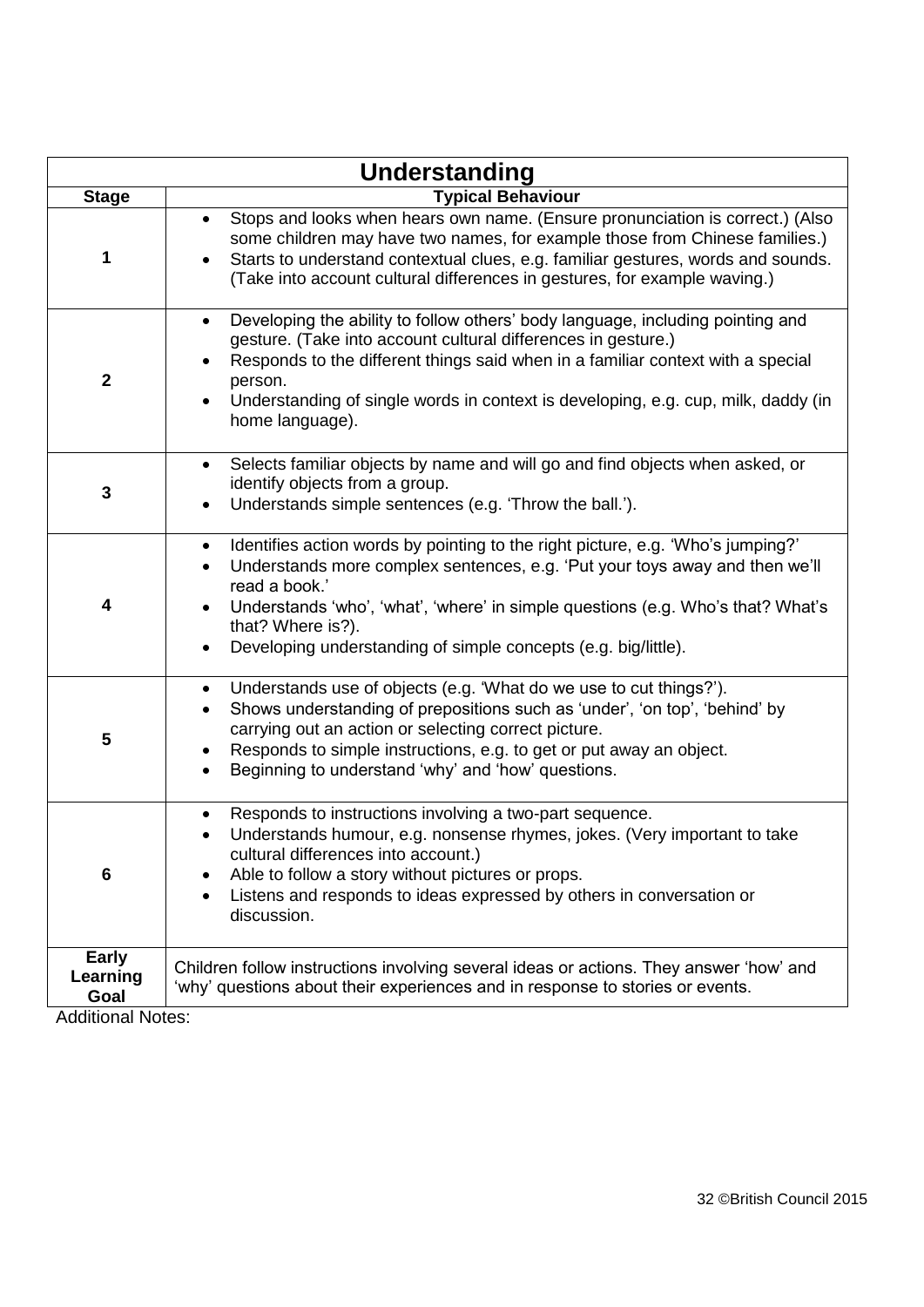| Understanding | |
|---|---|
| **Stage** | **Typical Behaviour** |
| **1** | • Stops and looks when hears own name. (Ensure pronunciation is correct.) (Also some children may have two names, for example those from Chinese families.)<br>• Starts to understand contextual clues, e.g. familiar gestures, words and sounds. (Take into account cultural differences in gestures, for example waving.) |
| **2** | • Developing the ability to follow others' body language, including pointing and gesture. (Take into account cultural differences in gesture.)<br>• Responds to the different things said when in a familiar context with a special person.<br>• Understanding of single words in context is developing, e.g. cup, milk, daddy (in home language). |
| **3** | • Selects familiar objects by name and will go and find objects when asked, or identify objects from a group.<br>• Understands simple sentences (e.g. 'Throw the ball.'). |
| **4** | • Identifies action words by pointing to the right picture, e.g. 'Who's jumping?'<br>• Understands more complex sentences, e.g. 'Put your toys away and then we'll read a book.'<br>• Understands 'who', 'what', 'where' in simple questions (e.g. Who's that? What's that? Where is?).<br>• Developing understanding of simple concepts (e.g. big/little). |
| **5** | • Understands use of objects (e.g. 'What do we use to cut things?').<br>• Shows understanding of prepositions such as 'under', 'on top', 'behind' by carrying out an action or selecting correct picture.<br>• Responds to simple instructions, e.g. to get or put away an object.<br>• Beginning to understand 'why' and 'how' questions. |
| **6** | • Responds to instructions involving a two-part sequence.<br>• Understands humour, e.g. nonsense rhymes, jokes. (Very important to take cultural differences into account.)<br>• Able to follow a story without pictures or props.<br>• Listens and responds to ideas expressed by others in conversation or discussion. |
| **Early Learning Goal** | Children follow instructions involving several ideas or actions. They answer 'how' and 'why' questions about their experiences and in response to stories or events. |

Additional Notes:

32 ©British Council 2015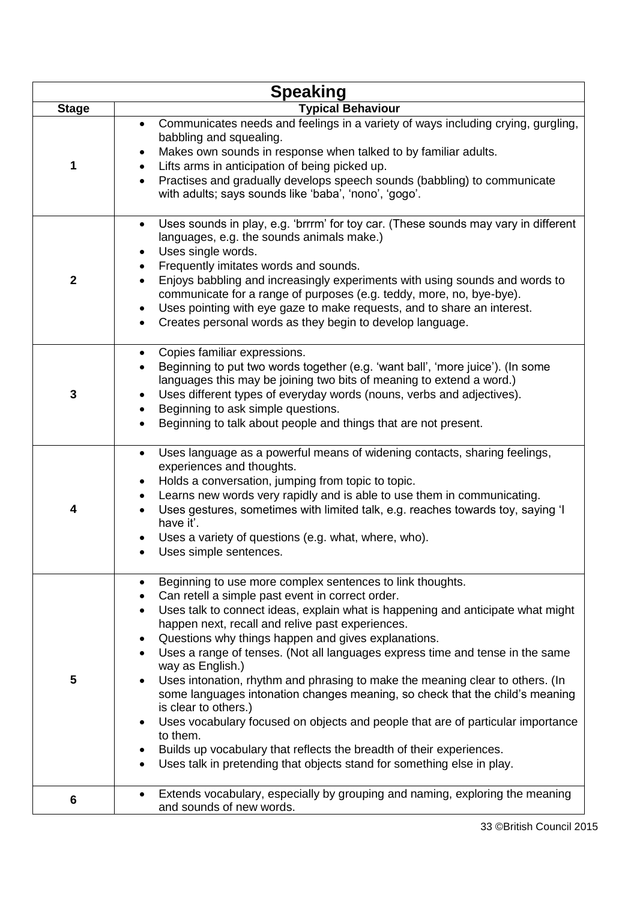| Speaking | |
|---|---|
| **Stage** | **Typical Behaviour** |
| **1** | • Communicates needs and feelings in a variety of ways including crying, gurgling, babbling and squealing.<br>• Makes own sounds in response when talked to by familiar adults.<br>• Lifts arms in anticipation of being picked up.<br>• Practises and gradually develops speech sounds (babbling) to communicate with adults; says sounds like 'baba', 'nono', 'gogo'. |
| **2** | • Uses sounds in play, e.g. 'brrrm' for toy car. (These sounds may vary in different languages, e.g. the sounds animals make.)<br>• Uses single words.<br>• Frequently imitates words and sounds.<br>• Enjoys babbling and increasingly experiments with using sounds and words to communicate for a range of purposes (e.g. teddy, more, no, bye-bye).<br>• Uses pointing with eye gaze to make requests, and to share an interest.<br>• Creates personal words as they begin to develop language. |
| **3** | • Copies familiar expressions.<br>• Beginning to put two words together (e.g. 'want ball', 'more juice'). (In some languages this may be joining two bits of meaning to extend a word.)<br>• Uses different types of everyday words (nouns, verbs and adjectives).<br>• Beginning to ask simple questions.<br>• Beginning to talk about people and things that are not present. |
| **4** | • Uses language as a powerful means of widening contacts, sharing feelings, experiences and thoughts.<br>• Holds a conversation, jumping from topic to topic.<br>• Learns new words very rapidly and is able to use them in communicating.<br>• Uses gestures, sometimes with limited talk, e.g. reaches towards toy, saying 'I have it'.<br>• Uses a variety of questions (e.g. what, where, who).<br>• Uses simple sentences. |
| **5** | • Beginning to use more complex sentences to link thoughts.<br>• Can retell a simple past event in correct order.<br>• Uses talk to connect ideas, explain what is happening and anticipate what might happen next, recall and relive past experiences.<br>• Questions why things happen and gives explanations.<br>• Uses a range of tenses. (Not all languages express time and tense in the same way as English.)<br>• Uses intonation, rhythm and phrasing to make the meaning clear to others. (In some languages intonation changes meaning, so check that the child's meaning is clear to others.)<br>• Uses vocabulary focused on objects and people that are of particular importance to them.<br>• Builds up vocabulary that reflects the breadth of their experiences.<br>• Uses talk in pretending that objects stand for something else in play. |
| **6** | • Extends vocabulary, especially by grouping and naming, exploring the meaning and sounds of new words. |

©British Council 2015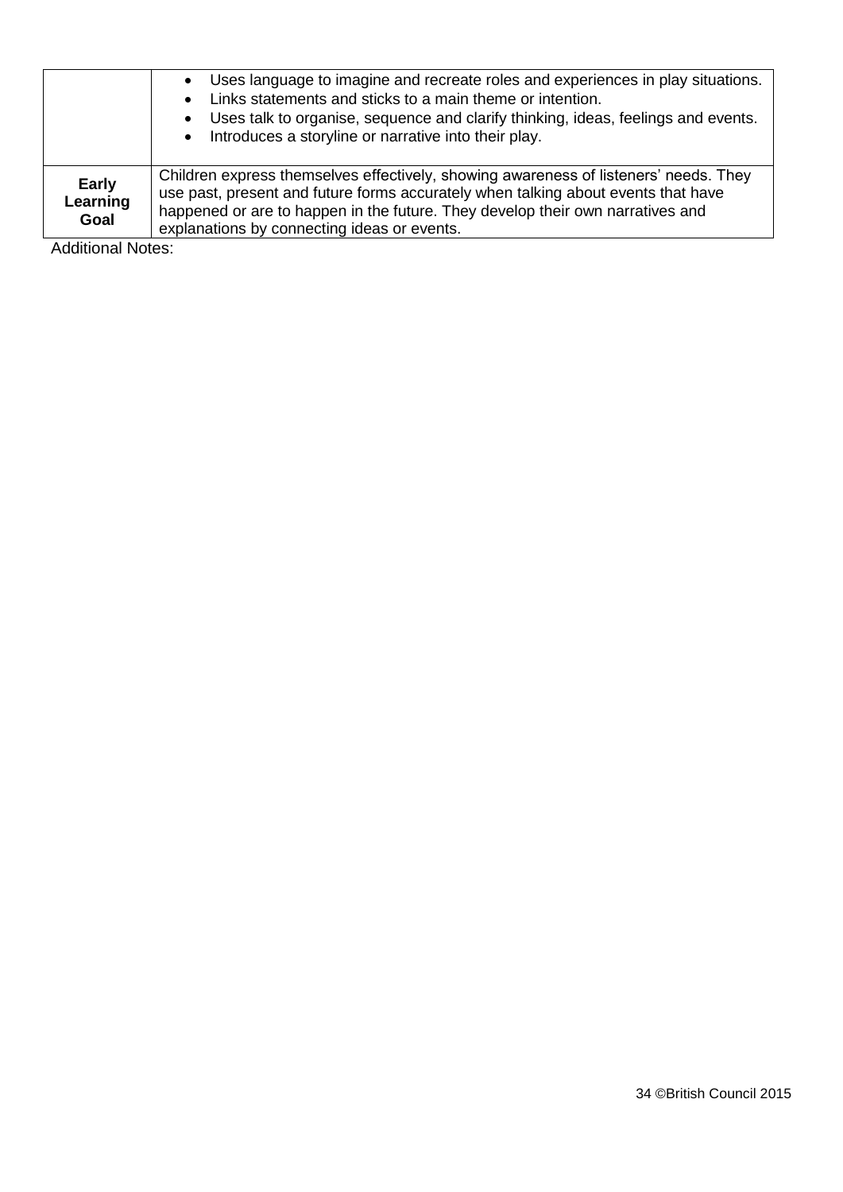| | |
|---|---|
| | • Uses language to imagine and recreate roles and experiences in play situations.<br>• Links statements and sticks to a main theme or intention.<br>• Uses talk to organise, sequence and clarify thinking, ideas, feelings and events.<br>• Introduces a storyline or narrative into their play. |
| **Early Learning Goal** | Children express themselves effectively, showing awareness of listeners' needs. They use past, present and future forms accurately when talking about events that have happened or are to happen in the future. They develop their own narratives and explanations by connecting ideas or events. |

Additional Notes:

34 ©British Council 2015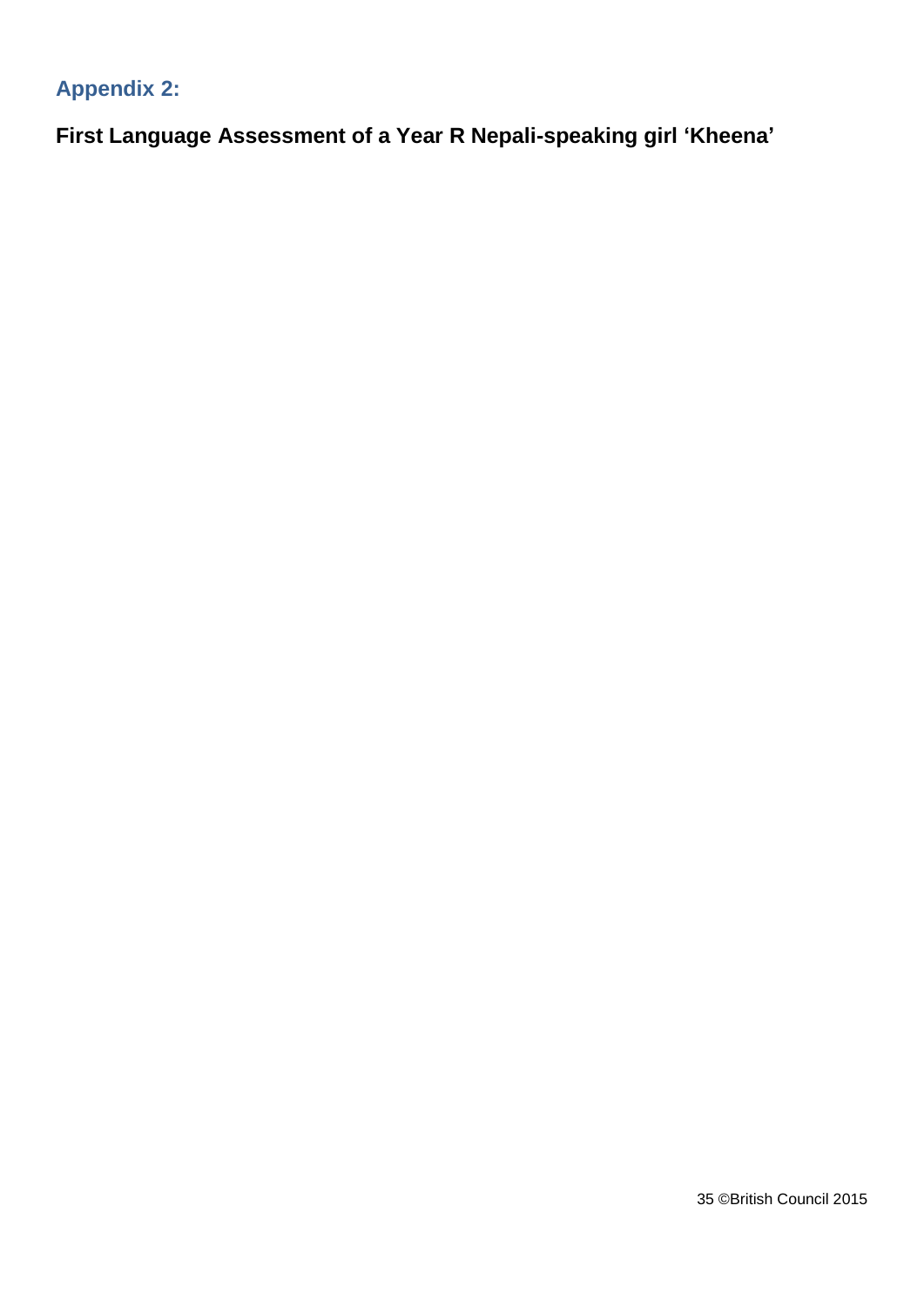## Appendix 2:

**First Language Assessment of a Year R Nepali-speaking girl ‘Kheena’**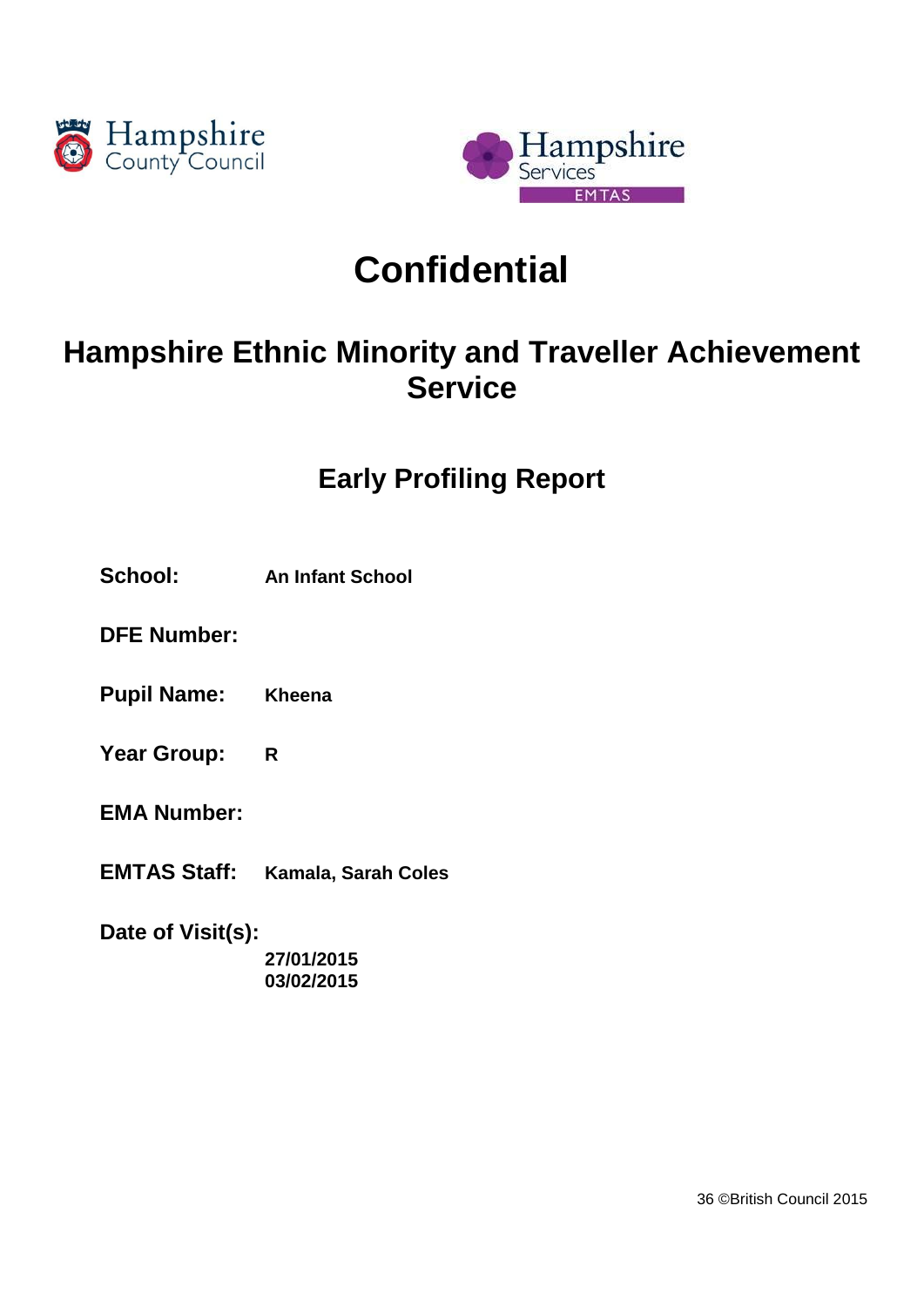Hampshire County Council

Hampshire Services EMTAS

# Confidential

## Hampshire Ethnic Minority and Traveller Achievement Service

### Early Profiling Report

**School:** **An Infant School**

**DFE Number:**

**Pupil Name:** **Kheena**

**Year Group:** **R**

**EMA Number:**

**EMTAS Staff:** **Kamala, Sarah Coles**

**Date of Visit(s):**

**27/01/2015**
**03/02/2015**

©British Council 2015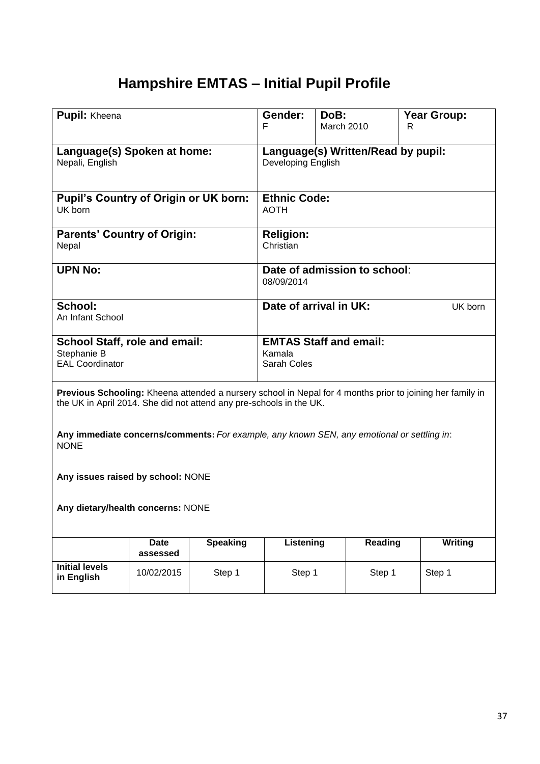# Hampshire EMTAS – Initial Pupil Profile

| **Pupil:** Kheena | **Gender:** F | **DoB:** March 2010 | **Year Group:** R |
|---|---|---|---|
| **Language(s) Spoken at home:** Nepali, English | **Language(s) Written/Read by pupil:** Developing English | | |
| **Pupil's Country of Origin or UK born:** UK born | **Ethnic Code:** AOTH | | |
| **Parents' Country of Origin:** Nepal | **Religion:** Christian | | |
| **UPN No:** | **Date of admission to school**: 08/09/2014 | | |
| **School:** An Infant School | **Date of arrival in UK:** UK born | | |
| **School Staff, role and email:** Stephanie B, EAL Coordinator | **EMTAS Staff and email:** Kamala, Sarah Coles | | |

**Previous Schooling:** Kheena attended a nursery school in Nepal for 4 months prior to joining her family in the UK in April 2014. She did not attend any pre-schools in the UK.

**Any immediate concerns/comments:** *For example, any known SEN, any emotional or settling in*: NONE

**Any issues raised by school:** NONE

**Any dietary/health concerns:** NONE

| | Date assessed | Speaking | Listening | Reading | Writing |
|---|---|---|---|---|---|
| **Initial levels in English** | 10/02/2015 | Step 1 | Step 1 | Step 1 | Step 1 |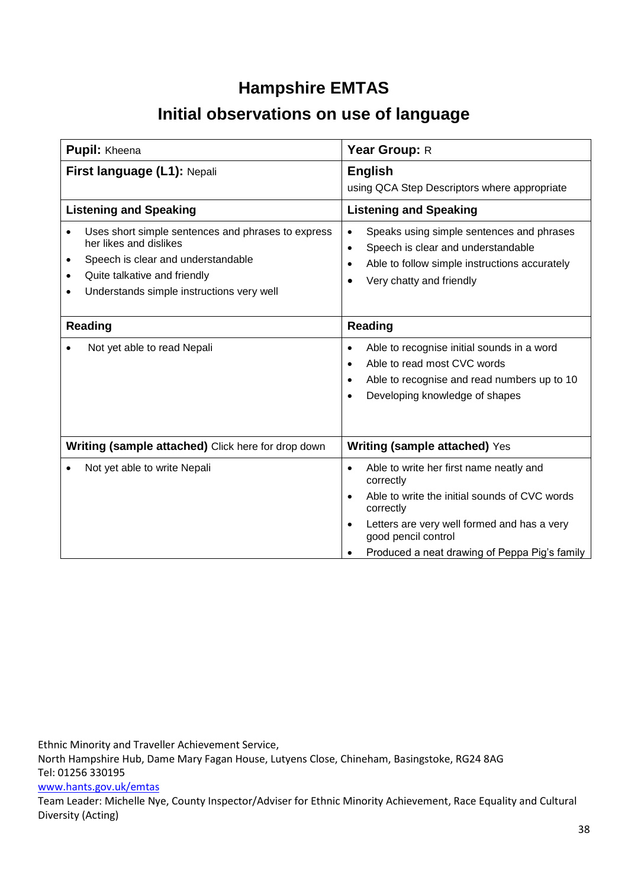# Hampshire EMTAS

## Initial observations on use of language

| **Pupil:** Kheena | **Year Group:** R |
|---|---|
| **First language (L1):** Nepali | **English** using QCA Step Descriptors where appropriate |
| **Listening and Speaking** | **Listening and Speaking** |
| • Uses short simple sentences and phrases to express her likes and dislikes<br>• Speech is clear and understandable<br>• Quite talkative and friendly<br>• Understands simple instructions very well | • Speaks using simple sentences and phrases<br>• Speech is clear and understandable<br>• Able to follow simple instructions accurately<br>• Very chatty and friendly |
| **Reading** | **Reading** |
| • Not yet able to read Nepali | • Able to recognise initial sounds in a word<br>• Able to read most CVC words<br>• Able to recognise and read numbers up to 10<br>• Developing knowledge of shapes |
| **Writing (sample attached)** Click here for drop down | **Writing (sample attached)** Yes |
| • Not yet able to write Nepali | • Able to write her first name neatly and correctly<br>• Able to write the initial sounds of CVC words correctly<br>• Letters are very well formed and has a very good pencil control<br>• Produced a neat drawing of Peppa Pig's family |

Ethnic Minority and Traveller Achievement Service,
North Hampshire Hub, Dame Mary Fagan House, Lutyens Close, Chineham, Basingstoke, RG24 8AG
Tel: 01256 330195
www.hants.gov.uk/emtas
Team Leader: Michelle Nye, County Inspector/Adviser for Ethnic Minority Achievement, Race Equality and Cultural Diversity (Acting)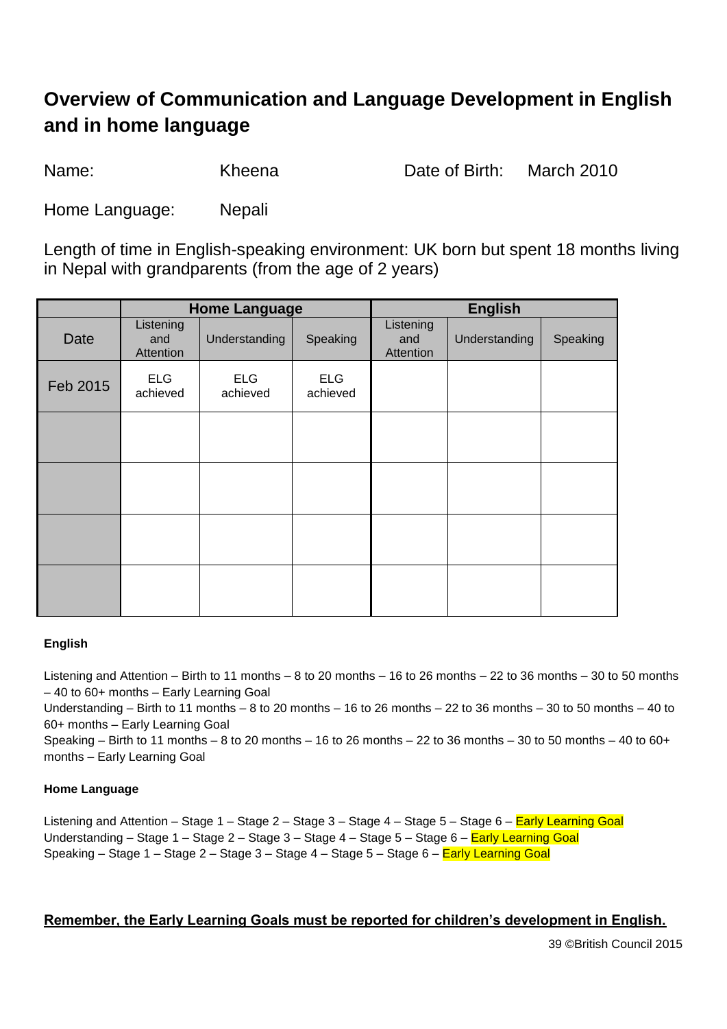# Overview of Communication and Language Development in English and in home language

Name: Kheena Date of Birth: March 2010

Home Language: Nepali

Length of time in English-speaking environment: UK born but spent 18 months living in Nepal with grandparents (from the age of 2 years)

| | Home Language | | | English | | |
|---|---|---|---|---|---|---|
| Date | Listening and Attention | Understanding | Speaking | Listening and Attention | Understanding | Speaking |
| Feb 2015 | ELG achieved | ELG achieved | ELG achieved | | | |
| | | | | | | |
| | | | | | | |
| | | | | | | |
| | | | | | | |

**English**

Listening and Attention – Birth to 11 months – 8 to 20 months – 16 to 26 months – 22 to 36 months – 30 to 50 months – 40 to 60+ months – Early Learning Goal
Understanding – Birth to 11 months – 8 to 20 months – 16 to 26 months – 22 to 36 months – 30 to 50 months – 40 to 60+ months – Early Learning Goal
Speaking – Birth to 11 months – 8 to 20 months – 16 to 26 months – 22 to 36 months – 30 to 50 months – 40 to 60+ months – Early Learning Goal

**Home Language**

Listening and Attention – Stage 1 – Stage 2 – Stage 3 – Stage 4 – Stage 5 – Stage 6 – Early Learning Goal
Understanding – Stage 1 – Stage 2 – Stage 3 – Stage 4 – Stage 5 – Stage 6 – Early Learning Goal
Speaking – Stage 1 – Stage 2 – Stage 3 – Stage 4 – Stage 5 – Stage 6 – Early Learning Goal

**Remember, the Early Learning Goals must be reported for children's development in English.**

©British Council 2015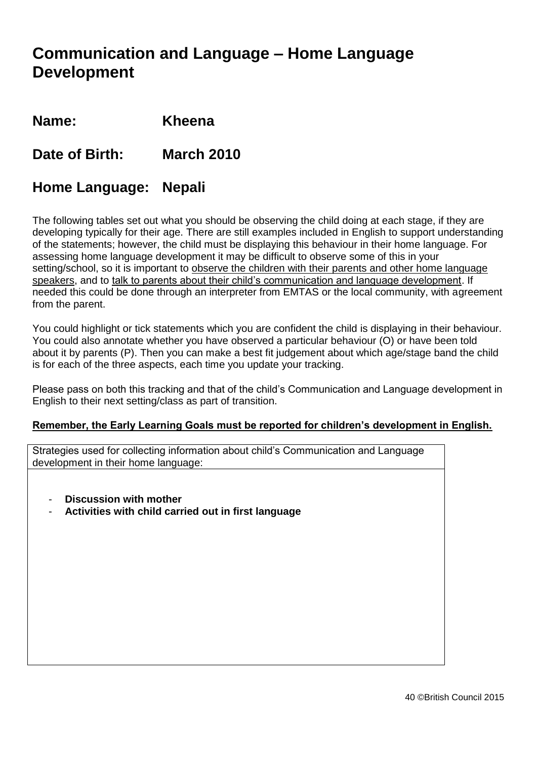# Communication and Language – Home Language Development

## Name: Kheena

## Date of Birth: March 2010

## Home Language: Nepali

The following tables set out what you should be observing the child doing at each stage, if they are developing typically for their age. There are still examples included in English to support understanding of the statements; however, the child must be displaying this behaviour in their home language. For assessing home language development it may be difficult to observe some of this in your setting/school, so it is important to <u>observe the children with their parents and other home language speakers</u>, and to <u>talk to parents about their child's communication and language development</u>. If needed this could be done through an interpreter from EMTAS or the local community, with agreement from the parent.

You could highlight or tick statements which you are confident the child is displaying in their behaviour. You could also annotate whether you have observed a particular behaviour (O) or have been told about it by parents (P). Then you can make a best fit judgement about which age/stage band the child is for each of the three aspects, each time you update your tracking.

Please pass on both this tracking and that of the child's Communication and Language development in English to their next setting/class as part of transition.

**<u>Remember, the Early Learning Goals must be reported for children's development in English.</u>**

| Strategies used for collecting information about child's Communication and Language development in their home language: |
| --- |
| - **Discussion with mother**<br>- **Activities with child carried out in first language** |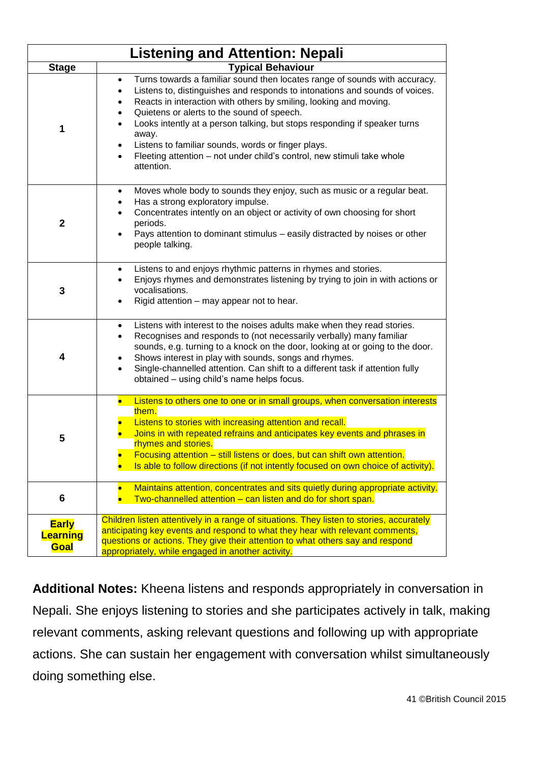| Listening and Attention: Nepali | |
|---|---|
| **Stage** | **Typical Behaviour** |
| 1 | • Turns towards a familiar sound then locates range of sounds with accuracy.<br>• Listens to, distinguishes and responds to intonations and sounds of voices.<br>• Reacts in interaction with others by smiling, looking and moving.<br>• Quietens or alerts to the sound of speech.<br>• Looks intently at a person talking, but stops responding if speaker turns away.<br>• Listens to familiar sounds, words or finger plays.<br>• Fleeting attention – not under child's control, new stimuli take whole attention. |
| 2 | • Moves whole body to sounds they enjoy, such as music or a regular beat.<br>• Has a strong exploratory impulse.<br>• Concentrates intently on an object or activity of own choosing for short periods.<br>• Pays attention to dominant stimulus – easily distracted by noises or other people talking. |
| 3 | • Listens to and enjoys rhythmic patterns in rhymes and stories.<br>• Enjoys rhymes and demonstrates listening by trying to join in with actions or vocalisations.<br>• Rigid attention – may appear not to hear. |
| 4 | • Listens with interest to the noises adults make when they read stories.<br>• Recognises and responds to (not necessarily verbally) many familiar sounds, e.g. turning to a knock on the door, looking at or going to the door.<br>• Shows interest in play with sounds, songs and rhymes.<br>• Single-channelled attention. Can shift to a different task if attention fully obtained – using child's name helps focus. |
| 5 | • Listens to others one to one or in small groups, when conversation interests them.<br>• Listens to stories with increasing attention and recall.<br>• Joins in with repeated refrains and anticipates key events and phrases in rhymes and stories.<br>• Focusing attention – still listens or does, but can shift own attention.<br>• Is able to follow directions (if not intently focused on own choice of activity). |
| 6 | • Maintains attention, concentrates and sits quietly during appropriate activity.<br>• Two-channelled attention – can listen and do for short span. |
| **Early Learning Goal** | Children listen attentively in a range of situations. They listen to stories, accurately anticipating key events and respond to what they hear with relevant comments, questions or actions. They give their attention to what others say and respond appropriately, while engaged in another activity. |

**Additional Notes:** Kheena listens and responds appropriately in conversation in Nepali. She enjoys listening to stories and she participates actively in talk, making relevant comments, asking relevant questions and following up with appropriate actions. She can sustain her engagement with conversation whilst simultaneously doing something else.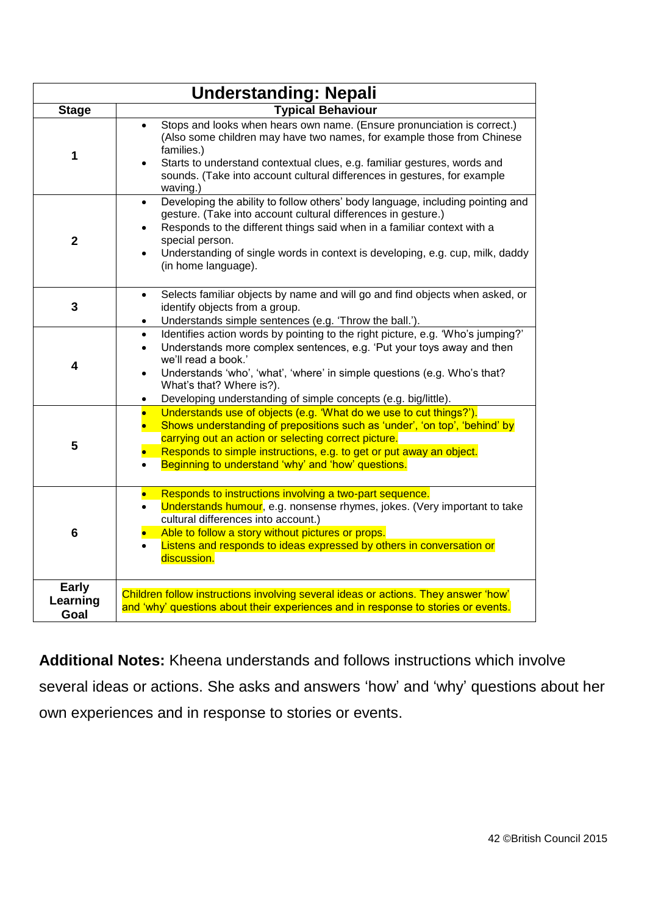| Understanding: Nepali | |
|---|---|
| **Stage** | **Typical Behaviour** |
| 1 | • Stops and looks when hears own name. (Ensure pronunciation is correct.) (Also some children may have two names, for example those from Chinese families.)<br>• Starts to understand contextual clues, e.g. familiar gestures, words and sounds. (Take into account cultural differences in gestures, for example waving.) |
| 2 | • Developing the ability to follow others' body language, including pointing and gesture. (Take into account cultural differences in gesture.)<br>• Responds to the different things said when in a familiar context with a special person.<br>• Understanding of single words in context is developing, e.g. cup, milk, daddy (in home language). |
| 3 | • Selects familiar objects by name and will go and find objects when asked, or identify objects from a group.<br>• Understands simple sentences (e.g. 'Throw the ball.'). |
| 4 | • Identifies action words by pointing to the right picture, e.g. 'Who's jumping?'<br>• Understands more complex sentences, e.g. 'Put your toys away and then we'll read a book.'<br>• Understands 'who', 'what', 'where' in simple questions (e.g. Who's that? What's that? Where is?).<br>• Developing understanding of simple concepts (e.g. big/little). |
| 5 | • Understands use of objects (e.g. 'What do we use to cut things?').<br>• Shows understanding of prepositions such as 'under', 'on top', 'behind' by carrying out an action or selecting correct picture.<br>• Responds to simple instructions, e.g. to get or put away an object.<br>• Beginning to understand 'why' and 'how' questions. |
| 6 | • Responds to instructions involving a two-part sequence.<br>• Understands humour, e.g. nonsense rhymes, jokes. (Very important to take cultural differences into account.)<br>• Able to follow a story without pictures or props.<br>• Listens and responds to ideas expressed by others in conversation or discussion. |
| Early Learning Goal | Children follow instructions involving several ideas or actions. They answer 'how' and 'why' questions about their experiences and in response to stories or events. |

**Additional Notes:** Kheena understands and follows instructions which involve several ideas or actions. She asks and answers 'how' and 'why' questions about her own experiences and in response to stories or events.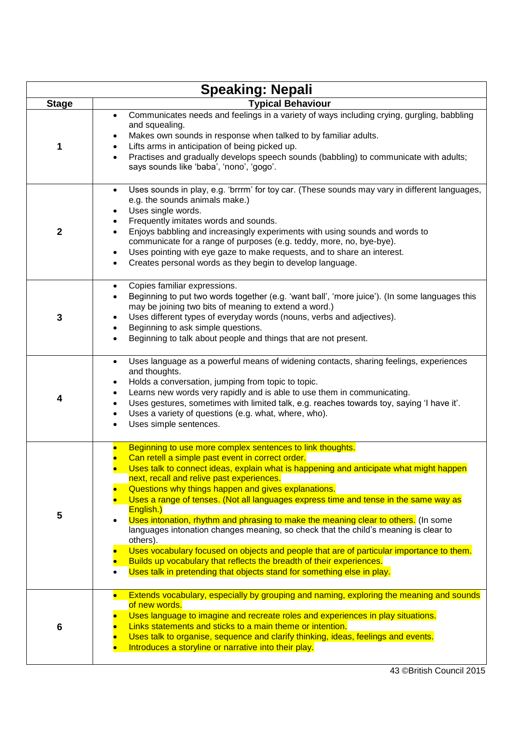| Speaking: Nepali | |
|---|---|
| **Stage** | **Typical Behaviour** |
| 1 | • Communicates needs and feelings in a variety of ways including crying, gurgling, babbling and squealing.<br>• Makes own sounds in response when talked to by familiar adults.<br>• Lifts arms in anticipation of being picked up.<br>• Practises and gradually develops speech sounds (babbling) to communicate with adults; says sounds like 'baba', 'nono', 'gogo'. |
| 2 | • Uses sounds in play, e.g. 'brrrm' for toy car. (These sounds may vary in different languages, e.g. the sounds animals make.)<br>• Uses single words.<br>• Frequently imitates words and sounds.<br>• Enjoys babbling and increasingly experiments with using sounds and words to communicate for a range of purposes (e.g. teddy, more, no, bye-bye).<br>• Uses pointing with eye gaze to make requests, and to share an interest.<br>• Creates personal words as they begin to develop language. |
| 3 | • Copies familiar expressions.<br>• Beginning to put two words together (e.g. 'want ball', 'more juice'). (In some languages this may be joining two bits of meaning to extend a word.)<br>• Uses different types of everyday words (nouns, verbs and adjectives).<br>• Beginning to ask simple questions.<br>• Beginning to talk about people and things that are not present. |
| 4 | • Uses language as a powerful means of widening contacts, sharing feelings, experiences and thoughts.<br>• Holds a conversation, jumping from topic to topic.<br>• Learns new words very rapidly and is able to use them in communicating.<br>• Uses gestures, sometimes with limited talk, e.g. reaches towards toy, saying 'I have it'.<br>• Uses a variety of questions (e.g. what, where, who).<br>• Uses simple sentences. |
| 5 | • Beginning to use more complex sentences to link thoughts.<br>• Can retell a simple past event in correct order.<br>• Uses talk to connect ideas, explain what is happening and anticipate what might happen next, recall and relive past experiences.<br>• Questions why things happen and gives explanations.<br>• Uses a range of tenses. (Not all languages express time and tense in the same way as English.)<br>• Uses intonation, rhythm and phrasing to make the meaning clear to others. (In some languages intonation changes meaning, so check that the child's meaning is clear to others).<br>• Uses vocabulary focused on objects and people that are of particular importance to them.<br>• Builds up vocabulary that reflects the breadth of their experiences.<br>• Uses talk in pretending that objects stand for something else in play. |
| 6 | • Extends vocabulary, especially by grouping and naming, exploring the meaning and sounds of new words.<br>• Uses language to imagine and recreate roles and experiences in play situations.<br>• Links statements and sticks to a main theme or intention.<br>• Uses talk to organise, sequence and clarify thinking, ideas, feelings and events.<br>• Introduces a storyline or narrative into their play. |

©British Council 2015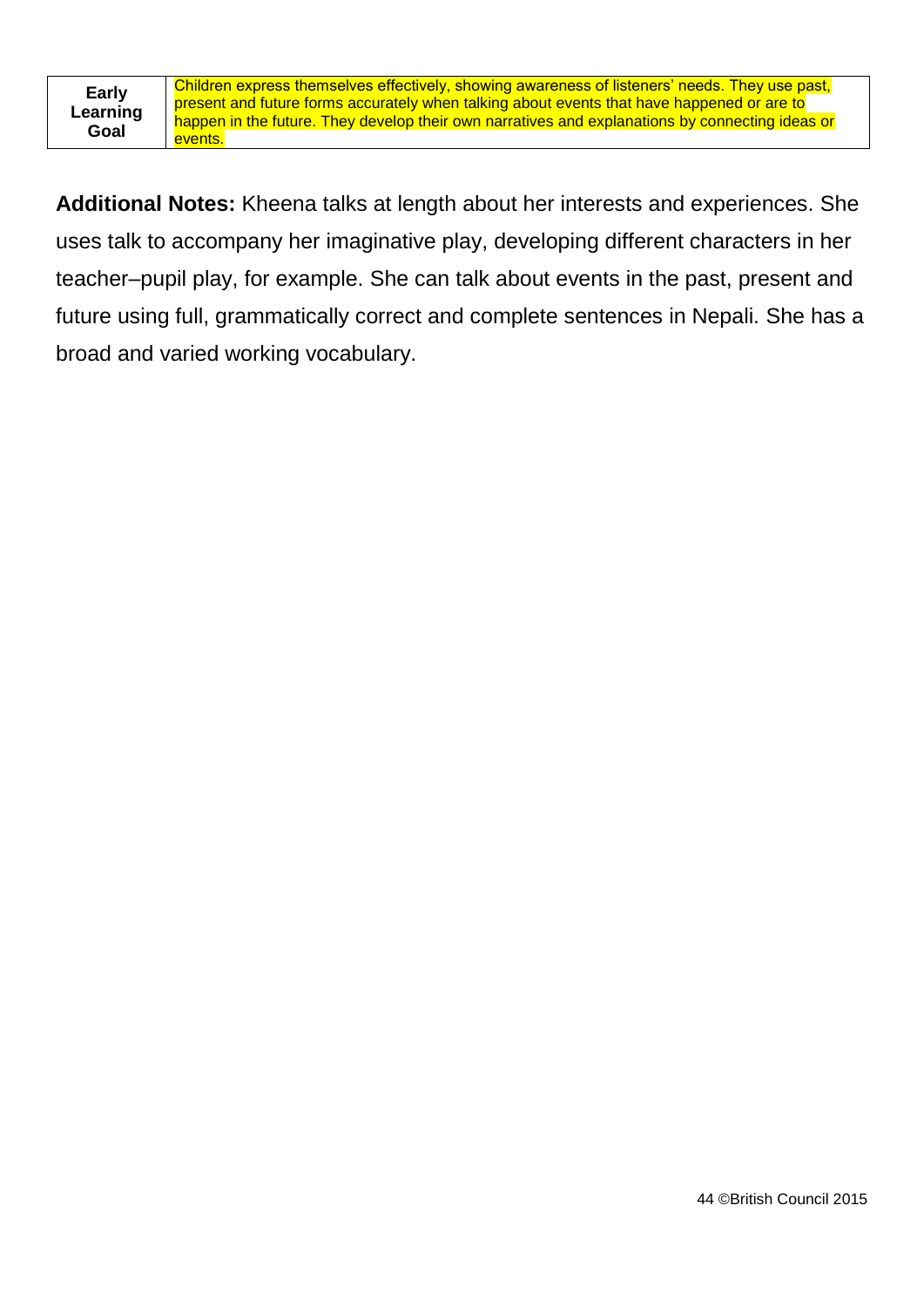| **Early Learning Goal** | Children express themselves effectively, showing awareness of listeners' needs. They use past, present and future forms accurately when talking about events that have happened or are to happen in the future. They develop their own narratives and explanations by connecting ideas or events. |
|---|---|

**Additional Notes:** Kheena talks at length about her interests and experiences. She uses talk to accompany her imaginative play, developing different characters in her teacher–pupil play, for example. She can talk about events in the past, present and future using full, grammatically correct and complete sentences in Nepali. She has a broad and varied working vocabulary.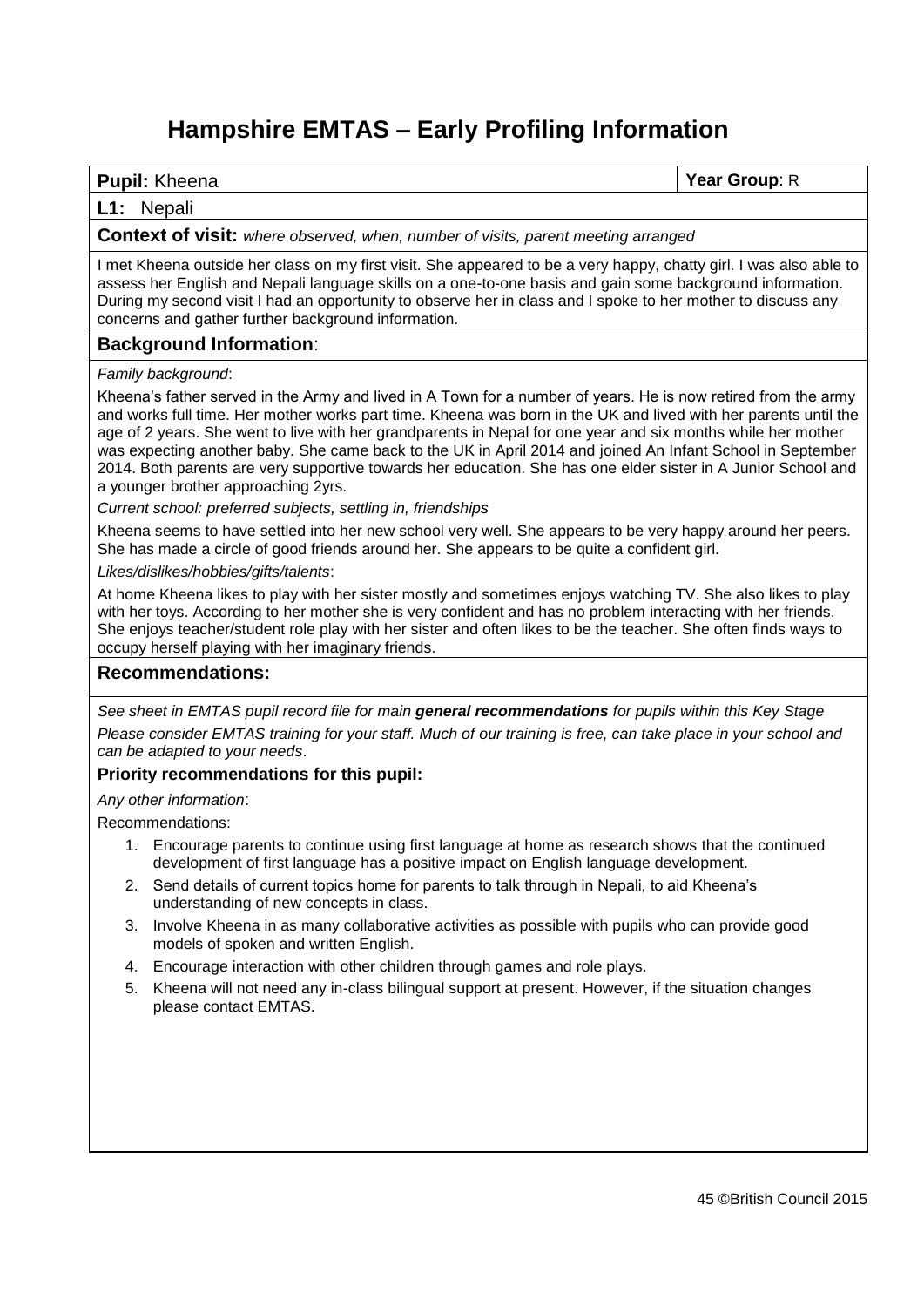# Hampshire EMTAS – Early Profiling Information

**Pupil:** Kheena | **Year Group**: R

**L1:** Nepali

**Context of visit:** *where observed, when, number of visits, parent meeting arranged*

I met Kheena outside her class on my first visit. She appeared to be a very happy, chatty girl. I was also able to assess her English and Nepali language skills on a one-to-one basis and gain some background information. During my second visit I had an opportunity to observe her in class and I spoke to her mother to discuss any concerns and gather further background information.

## Background Information:

*Family background*:

Kheena's father served in the Army and lived in A Town for a number of years. He is now retired from the army and works full time. Her mother works part time. Kheena was born in the UK and lived with her parents until the age of 2 years. She went to live with her grandparents in Nepal for one year and six months while her mother was expecting another baby. She came back to the UK in April 2014 and joined An Infant School in September 2014. Both parents are very supportive towards her education. She has one elder sister in A Junior School and a younger brother approaching 2yrs.

*Current school: preferred subjects, settling in, friendships*

Kheena seems to have settled into her new school very well. She appears to be very happy around her peers. She has made a circle of good friends around her. She appears to be quite a confident girl.

*Likes/dislikes/hobbies/gifts/talents*:

At home Kheena likes to play with her sister mostly and sometimes enjoys watching TV. She also likes to play with her toys. According to her mother she is very confident and has no problem interacting with her friends. She enjoys teacher/student role play with her sister and often likes to be the teacher. She often finds ways to occupy herself playing with her imaginary friends.

## Recommendations:

*See sheet in EMTAS pupil record file for main **general recommendations** for pupils within this Key Stage*

*Please consider EMTAS training for your staff. Much of our training is free, can take place in your school and can be adapted to your needs*.

**Priority recommendations for this pupil:**

*Any other information*:

Recommendations:

1. Encourage parents to continue using first language at home as research shows that the continued development of first language has a positive impact on English language development.
2. Send details of current topics home for parents to talk through in Nepali, to aid Kheena's understanding of new concepts in class.
3. Involve Kheena in as many collaborative activities as possible with pupils who can provide good models of spoken and written English.
4. Encourage interaction with other children through games and role plays.
5. Kheena will not need any in-class bilingual support at present. However, if the situation changes please contact EMTAS.

45 ©British Council 2015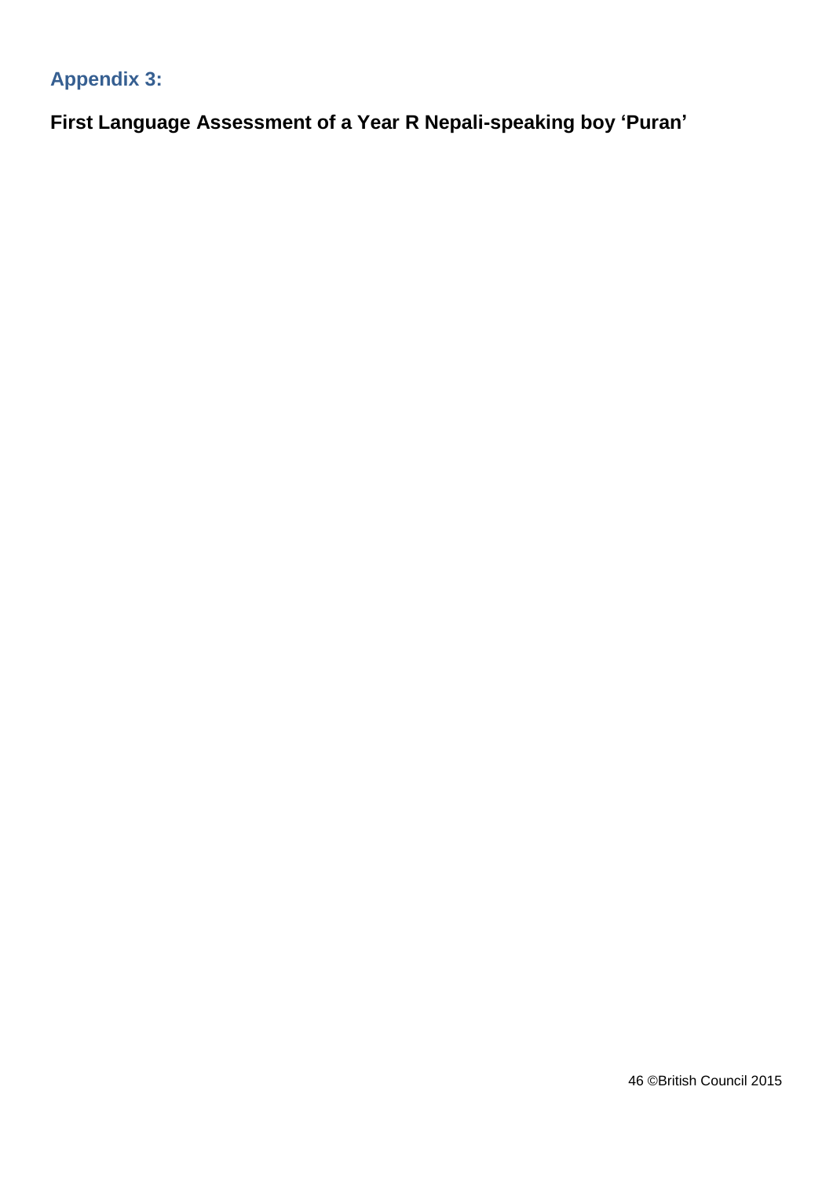## Appendix 3:

**First Language Assessment of a Year R Nepali-speaking boy 'Puran'**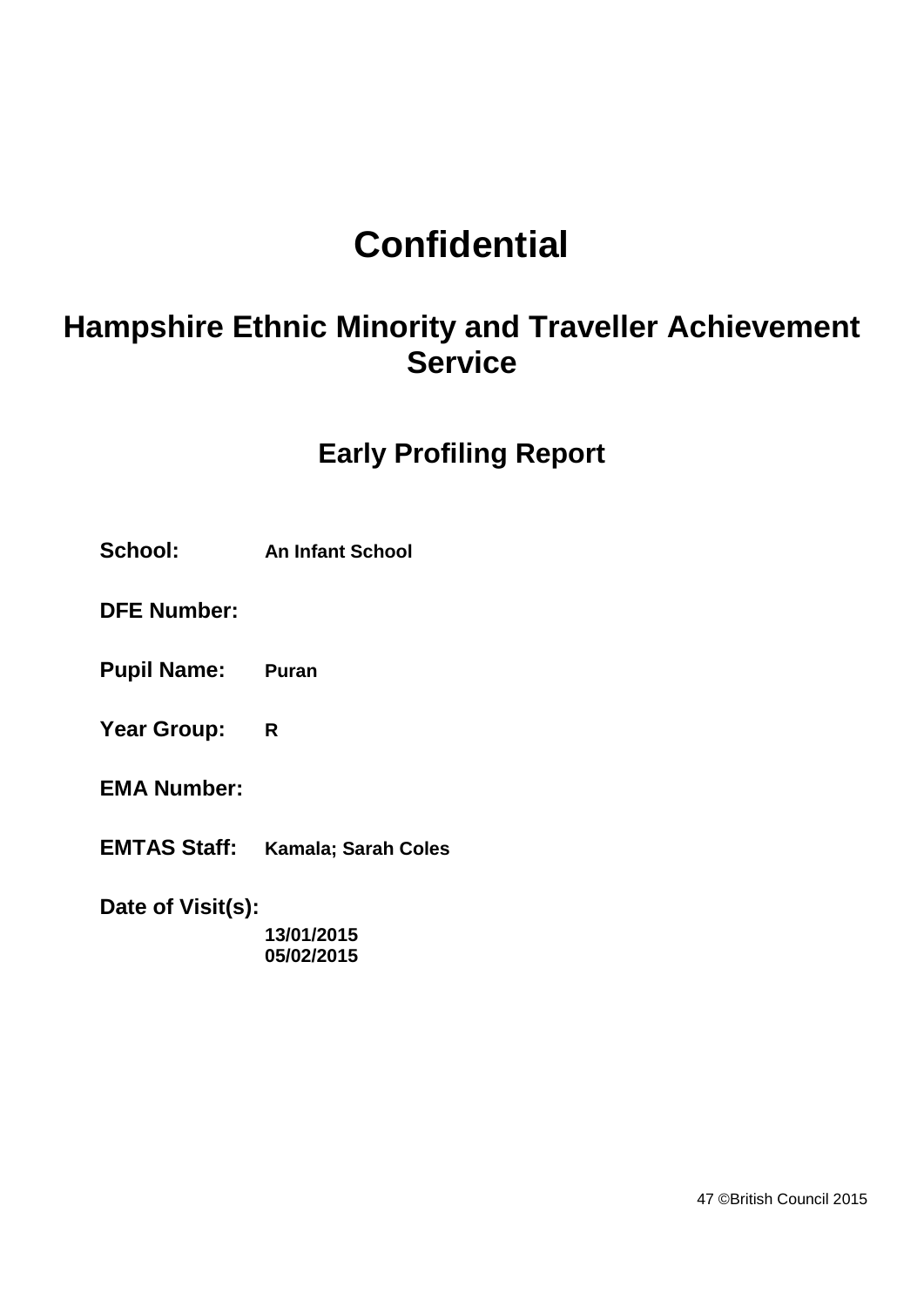# Confidential

## Hampshire Ethnic Minority and Traveller Achievement Service

### Early Profiling Report

**School:** **An Infant School**

**DFE Number:**

**Pupil Name:** **Puran**

**Year Group:** **R**

**EMA Number:**

**EMTAS Staff:** **Kamala; Sarah Coles**

**Date of Visit(s):**
**13/01/2015**
**05/02/2015**

©British Council 2015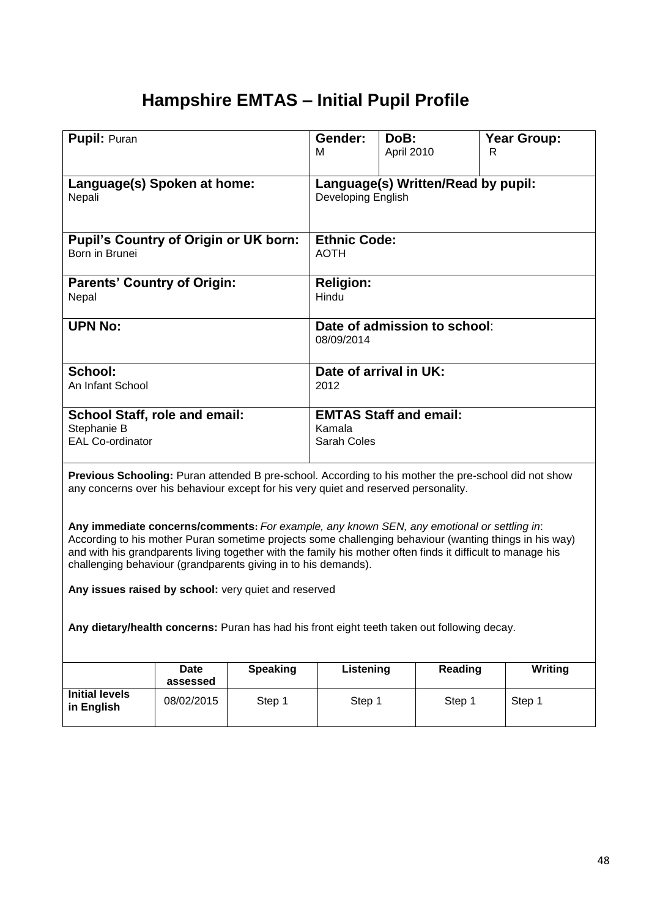# Hampshire EMTAS – Initial Pupil Profile

| **Pupil:** Puran | **Gender:** M | **DoB:** April 2010 | **Year Group:** R |
|---|---|---|---|
| **Language(s) Spoken at home:** Nepali | **Language(s) Written/Read by pupil:** Developing English | | |
| **Pupil's Country of Origin or UK born:** Born in Brunei | **Ethnic Code:** AOTH | | |
| **Parents' Country of Origin:** Nepal | **Religion:** Hindu | | |
| **UPN No:** | **Date of admission to school**: 08/09/2014 | | |
| **School:** An Infant School | **Date of arrival in UK:** 2012 | | |
| **School Staff, role and email:** Stephanie B EAL Co-ordinator | **EMTAS Staff and email:** Kamala Sarah Coles | | |

**Previous Schooling:** Puran attended B pre-school. According to his mother the pre-school did not show any concerns over his behaviour except for his very quiet and reserved personality.

**Any immediate concerns/comments:** *For example, any known SEN, any emotional or settling in*: According to his mother Puran sometime projects some challenging behaviour (wanting things in his way) and with his grandparents living together with the family his mother often finds it difficult to manage his challenging behaviour (grandparents giving in to his demands).

**Any issues raised by school:** very quiet and reserved

**Any dietary/health concerns:** Puran has had his front eight teeth taken out following decay.

| | Date assessed | Speaking | Listening | Reading | Writing |
|---|---|---|---|---|---|
| **Initial levels in English** | 08/02/2015 | Step 1 | Step 1 | Step 1 | Step 1 |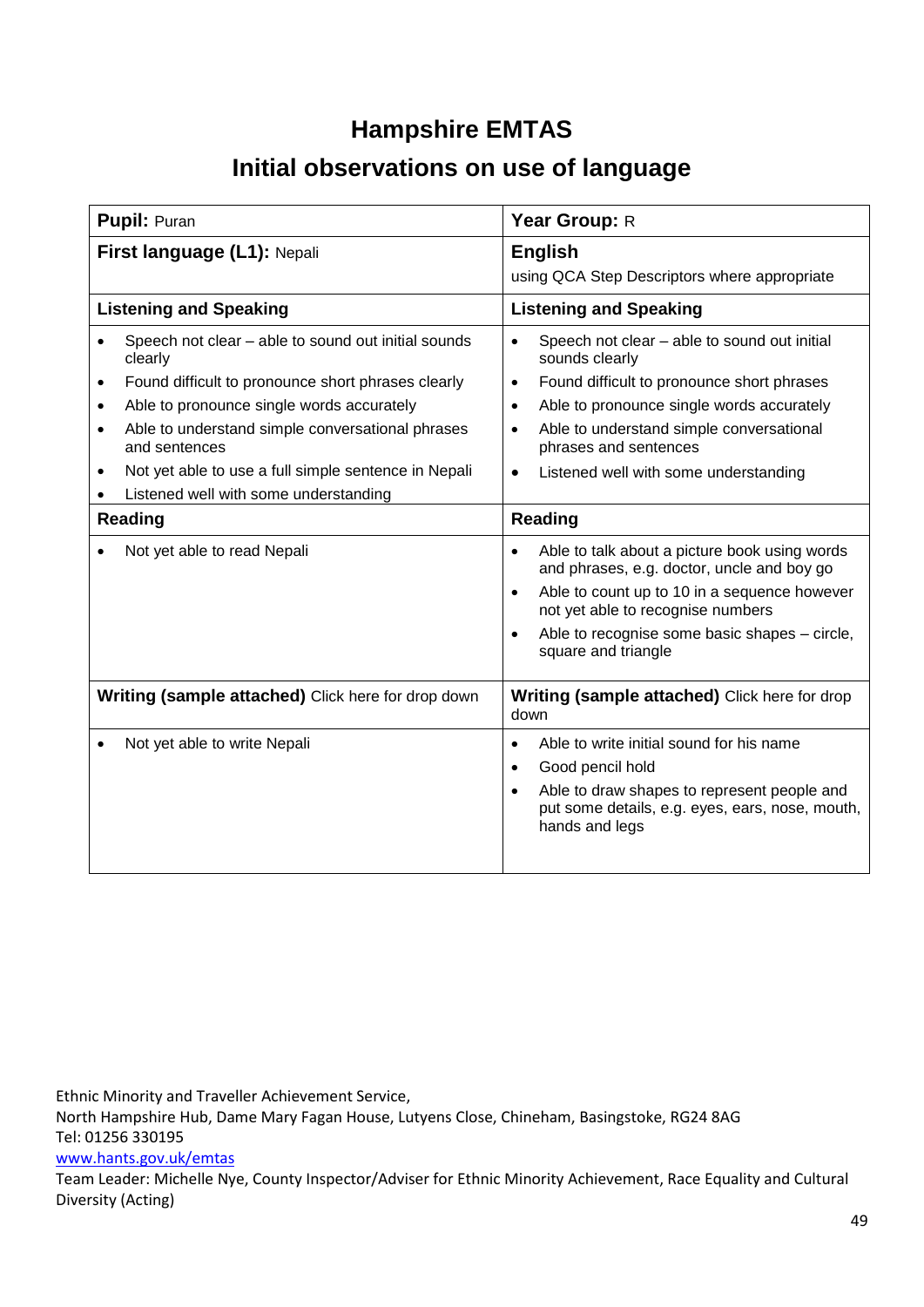# Hampshire EMTAS

## Initial observations on use of language

| **Pupil:** Puran | **Year Group:** R |
|---|---|
| **First language (L1):** Nepali | **English** using QCA Step Descriptors where appropriate |
| **Listening and Speaking** | **Listening and Speaking** |
| • Speech not clear – able to sound out initial sounds clearly<br>• Found difficult to pronounce short phrases clearly<br>• Able to pronounce single words accurately<br>• Able to understand simple conversational phrases and sentences<br>• Not yet able to use a full simple sentence in Nepali<br>• Listened well with some understanding | • Speech not clear – able to sound out initial sounds clearly<br>• Found difficult to pronounce short phrases<br>• Able to pronounce single words accurately<br>• Able to understand simple conversational phrases and sentences<br>• Listened well with some understanding |
| **Reading** | **Reading** |
| • Not yet able to read Nepali | • Able to talk about a picture book using words and phrases, e.g. doctor, uncle and boy go<br>• Able to count up to 10 in a sequence however not yet able to recognise numbers<br>• Able to recognise some basic shapes – circle, square and triangle |
| **Writing (sample attached)** Click here for drop down | **Writing (sample attached)** Click here for drop down |
| • Not yet able to write Nepali | • Able to write initial sound for his name<br>• Good pencil hold<br>• Able to draw shapes to represent people and put some details, e.g. eyes, ears, nose, mouth, hands and legs |

Ethnic Minority and Traveller Achievement Service,
North Hampshire Hub, Dame Mary Fagan House, Lutyens Close, Chineham, Basingstoke, RG24 8AG
Tel: 01256 330195
www.hants.gov.uk/emtas
Team Leader: Michelle Nye, County Inspector/Adviser for Ethnic Minority Achievement, Race Equality and Cultural Diversity (Acting)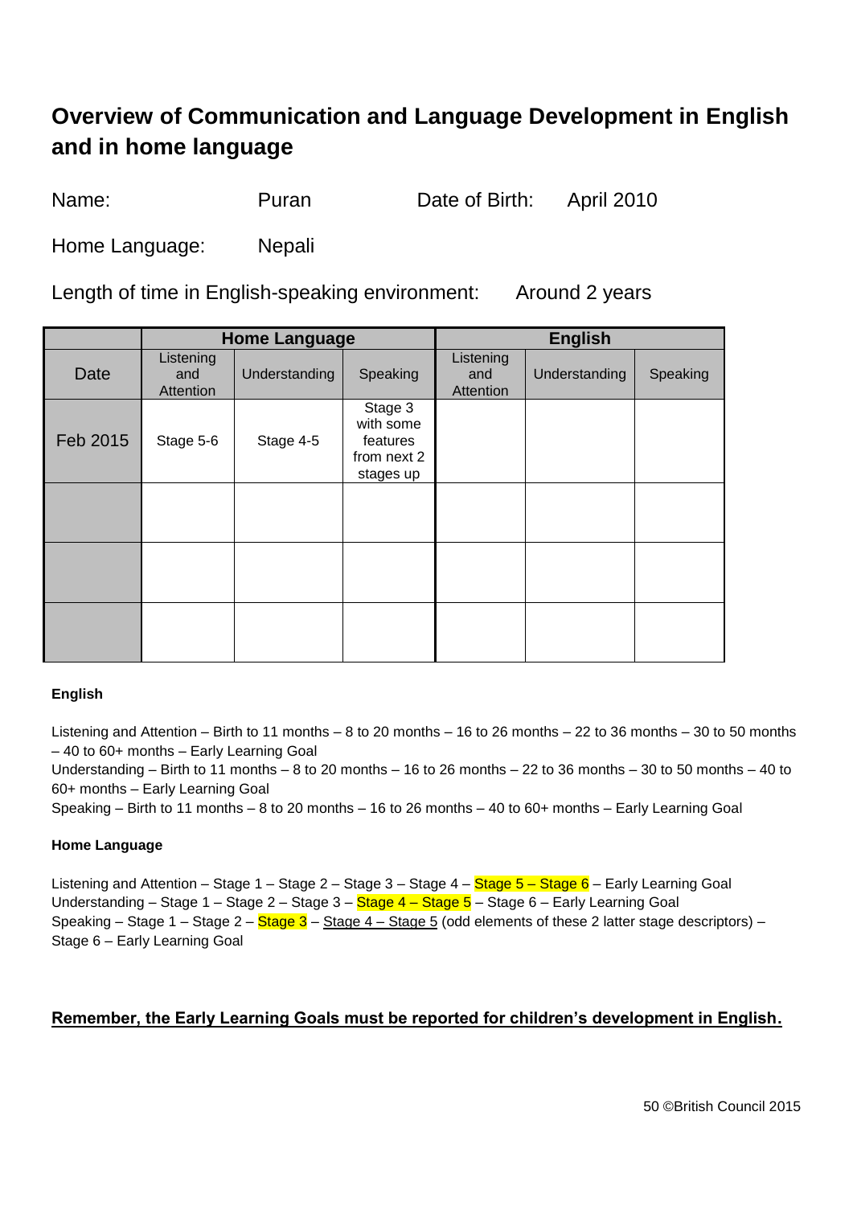## Overview of Communication and Language Development in English and in home language

Name: Puran  Date of Birth: April 2010

Home Language: Nepali

Length of time in English-speaking environment: Around 2 years

| | Home Language | | | English | | |
|---|---|---|---|---|---|---|
| Date | Listening and Attention | Understanding | Speaking | Listening and Attention | Understanding | Speaking |
| Feb 2015 | Stage 5-6 | Stage 4-5 | Stage 3 with some features from next 2 stages up | | | |
| | | | | | | |
| | | | | | | |
| | | | | | | |

**English**

Listening and Attention – Birth to 11 months – 8 to 20 months – 16 to 26 months – 22 to 36 months – 30 to 50 months – 40 to 60+ months – Early Learning Goal
Understanding – Birth to 11 months – 8 to 20 months – 16 to 26 months – 22 to 36 months – 30 to 50 months – 40 to 60+ months – Early Learning Goal
Speaking – Birth to 11 months – 8 to 20 months – 16 to 26 months – 40 to 60+ months – Early Learning Goal

**Home Language**

Listening and Attention – Stage 1 – Stage 2 – Stage 3 – Stage 4 – Stage 5 – Stage 6 – Early Learning Goal
Understanding – Stage 1 – Stage 2 – Stage 3 – Stage 4 – Stage 5 – Stage 6 – Early Learning Goal
Speaking – Stage 1 – Stage 2 – Stage 3 – Stage 4 – Stage 5 (odd elements of these 2 latter stage descriptors) – Stage 6 – Early Learning Goal

**Remember, the Early Learning Goals must be reported for children's development in English.**

©British Council 2015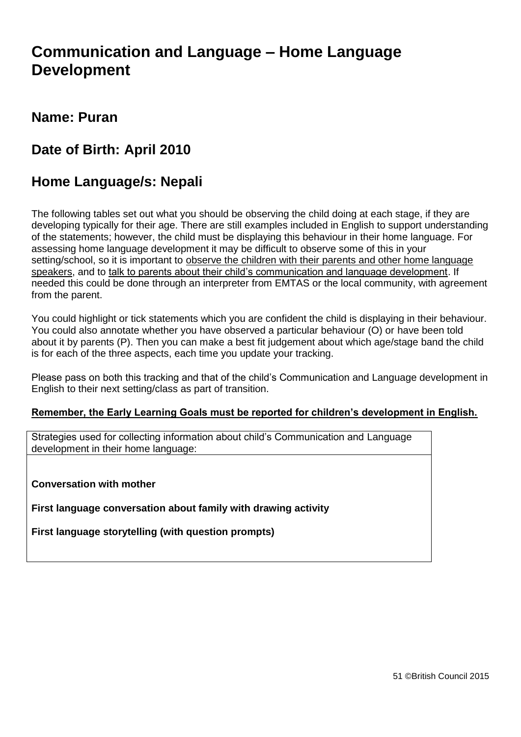# Communication and Language – Home Language Development

## Name: Puran

## Date of Birth: April 2010

## Home Language/s: Nepali

The following tables set out what you should be observing the child doing at each stage, if they are developing typically for their age. There are still examples included in English to support understanding of the statements; however, the child must be displaying this behaviour in their home language. For assessing home language development it may be difficult to observe some of this in your setting/school, so it is important to observe the children with their parents and other home language speakers, and to talk to parents about their child's communication and language development. If needed this could be done through an interpreter from EMTAS or the local community, with agreement from the parent.

You could highlight or tick statements which you are confident the child is displaying in their behaviour. You could also annotate whether you have observed a particular behaviour (O) or have been told about it by parents (P). Then you can make a best fit judgement about which age/stage band the child is for each of the three aspects, each time you update your tracking.

Please pass on both this tracking and that of the child's Communication and Language development in English to their next setting/class as part of transition.

**Remember, the Early Learning Goals must be reported for children's development in English.**

| Strategies used for collecting information about child's Communication and Language development in their home language: |
|---|
| **Conversation with mother**<br><br>**First language conversation about family with drawing activity**<br><br>**First language storytelling (with question prompts)** |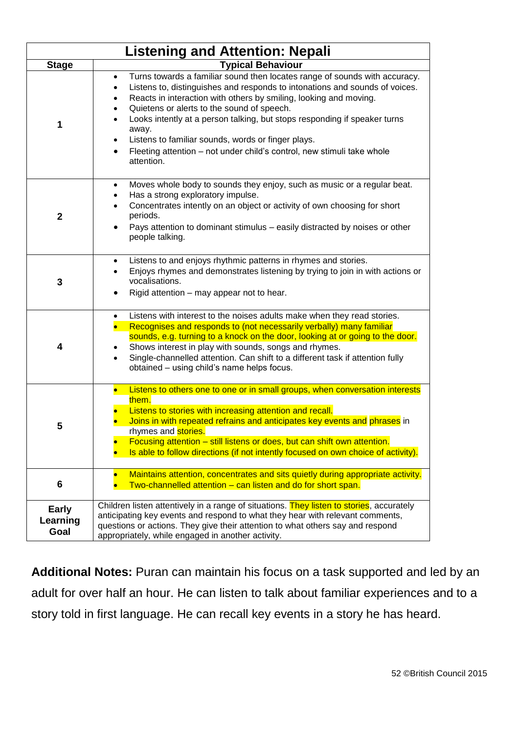| Listening and Attention: Nepali | |
|---|---|
| **Stage** | **Typical Behaviour** |
| **1** | • Turns towards a familiar sound then locates range of sounds with accuracy.<br>• Listens to, distinguishes and responds to intonations and sounds of voices.<br>• Reacts in interaction with others by smiling, looking and moving.<br>• Quietens or alerts to the sound of speech.<br>• Looks intently at a person talking, but stops responding if speaker turns away.<br>• Listens to familiar sounds, words or finger plays.<br>• Fleeting attention – not under child's control, new stimuli take whole attention. |
| **2** | • Moves whole body to sounds they enjoy, such as music or a regular beat.<br>• Has a strong exploratory impulse.<br>• Concentrates intently on an object or activity of own choosing for short periods.<br>• Pays attention to dominant stimulus – easily distracted by noises or other people talking. |
| **3** | • Listens to and enjoys rhythmic patterns in rhymes and stories.<br>• Enjoys rhymes and demonstrates listening by trying to join in with actions or vocalisations.<br>• Rigid attention – may appear not to hear. |
| **4** | • Listens with interest to the noises adults make when they read stories.<br>• Recognises and responds to (not necessarily verbally) many familiar sounds, e.g. turning to a knock on the door, looking at or going to the door.<br>• Shows interest in play with sounds, songs and rhymes.<br>• Single-channelled attention. Can shift to a different task if attention fully obtained – using child's name helps focus. |
| **5** | • Listens to others one to one or in small groups, when conversation interests them.<br>• Listens to stories with increasing attention and recall.<br>• Joins in with repeated refrains and anticipates key events and phrases in rhymes and stories.<br>• Focusing attention – still listens or does, but can shift own attention.<br>• Is able to follow directions (if not intently focused on own choice of activity). |
| **6** | • Maintains attention, concentrates and sits quietly during appropriate activity.<br>• Two-channelled attention – can listen and do for short span. |
| **Early Learning Goal** | Children listen attentively in a range of situations. They listen to stories, accurately anticipating key events and respond to what they hear with relevant comments, questions or actions. They give their attention to what others say and respond appropriately, while engaged in another activity. |

**Additional Notes:** Puran can maintain his focus on a task supported and led by an adult for over half an hour. He can listen to talk about familiar experiences and to a story told in first language. He can recall key events in a story he has heard.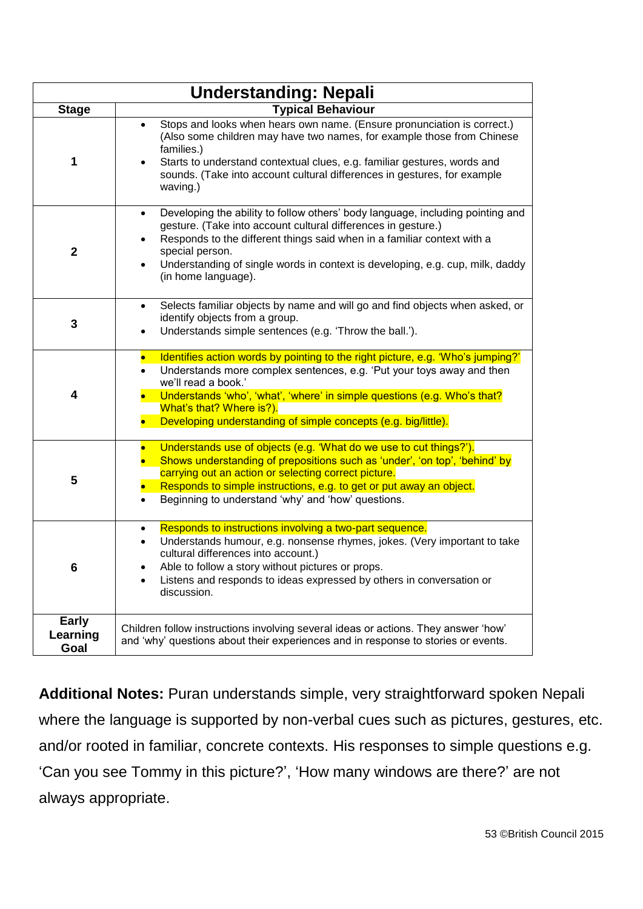| Understanding: Nepali | |
|---|---|
| **Stage** | **Typical Behaviour** |
| **1** | • Stops and looks when hears own name. (Ensure pronunciation is correct.) (Also some children may have two names, for example those from Chinese families.)<br>• Starts to understand contextual clues, e.g. familiar gestures, words and sounds. (Take into account cultural differences in gestures, for example waving.) |
| **2** | • Developing the ability to follow others' body language, including pointing and gesture. (Take into account cultural differences in gesture.)<br>• Responds to the different things said when in a familiar context with a special person.<br>• Understanding of single words in context is developing, e.g. cup, milk, daddy (in home language). |
| **3** | • Selects familiar objects by name and will go and find objects when asked, or identify objects from a group.<br>• Understands simple sentences (e.g. 'Throw the ball.'). |
| **4** | • Identifies action words by pointing to the right picture, e.g. 'Who's jumping?'<br>• Understands more complex sentences, e.g. 'Put your toys away and then we'll read a book.'<br>• Understands 'who', 'what', 'where' in simple questions (e.g. Who's that? What's that? Where is?).<br>• Developing understanding of simple concepts (e.g. big/little). |
| **5** | • Understands use of objects (e.g. 'What do we use to cut things?').<br>• Shows understanding of prepositions such as 'under', 'on top', 'behind' by carrying out an action or selecting correct picture.<br>• Responds to simple instructions, e.g. to get or put away an object.<br>• Beginning to understand 'why' and 'how' questions. |
| **6** | • Responds to instructions involving a two-part sequence.<br>• Understands humour, e.g. nonsense rhymes, jokes. (Very important to take cultural differences into account.)<br>• Able to follow a story without pictures or props.<br>• Listens and responds to ideas expressed by others in conversation or discussion. |
| **Early Learning Goal** | Children follow instructions involving several ideas or actions. They answer 'how' and 'why' questions about their experiences and in response to stories or events. |

**Additional Notes:** Puran understands simple, very straightforward spoken Nepali where the language is supported by non-verbal cues such as pictures, gestures, etc. and/or rooted in familiar, concrete contexts. His responses to simple questions e.g. 'Can you see Tommy in this picture?', 'How many windows are there?' are not always appropriate.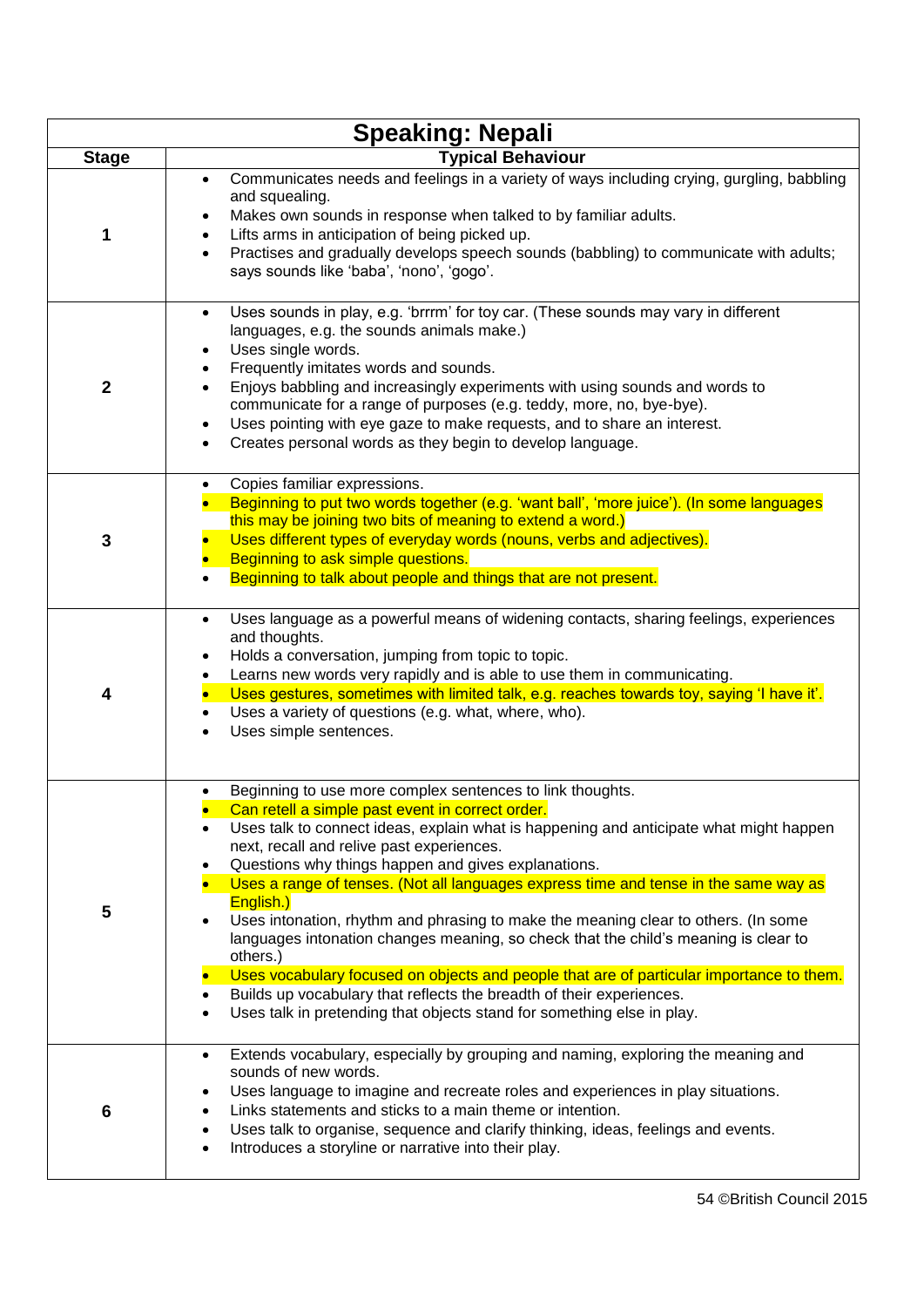| Speaking: Nepali | |
|---|---|
| **Stage** | **Typical Behaviour** |
| 1 | • Communicates needs and feelings in a variety of ways including crying, gurgling, babbling and squealing.<br>• Makes own sounds in response when talked to by familiar adults.<br>• Lifts arms in anticipation of being picked up.<br>• Practises and gradually develops speech sounds (babbling) to communicate with adults; says sounds like 'baba', 'nono', 'gogo'. |
| 2 | • Uses sounds in play, e.g. 'brrrm' for toy car. (These sounds may vary in different languages, e.g. the sounds animals make.)<br>• Uses single words.<br>• Frequently imitates words and sounds.<br>• Enjoys babbling and increasingly experiments with using sounds and words to communicate for a range of purposes (e.g. teddy, more, no, bye-bye).<br>• Uses pointing with eye gaze to make requests, and to share an interest.<br>• Creates personal words as they begin to develop language. |
| 3 | • Copies familiar expressions.<br>• Beginning to put two words together (e.g. 'want ball', 'more juice'). (In some languages this may be joining two bits of meaning to extend a word.)<br>• Uses different types of everyday words (nouns, verbs and adjectives).<br>• Beginning to ask simple questions.<br>• Beginning to talk about people and things that are not present. |
| 4 | • Uses language as a powerful means of widening contacts, sharing feelings, experiences and thoughts.<br>• Holds a conversation, jumping from topic to topic.<br>• Learns new words very rapidly and is able to use them in communicating.<br>• Uses gestures, sometimes with limited talk, e.g. reaches towards toy, saying 'I have it'.<br>• Uses a variety of questions (e.g. what, where, who).<br>• Uses simple sentences. |
| 5 | • Beginning to use more complex sentences to link thoughts.<br>• Can retell a simple past event in correct order.<br>• Uses talk to connect ideas, explain what is happening and anticipate what might happen next, recall and relive past experiences.<br>• Questions why things happen and gives explanations.<br>• Uses a range of tenses. (Not all languages express time and tense in the same way as English.)<br>• Uses intonation, rhythm and phrasing to make the meaning clear to others. (In some languages intonation changes meaning, so check that the child's meaning is clear to others.)<br>• Uses vocabulary focused on objects and people that are of particular importance to them.<br>• Builds up vocabulary that reflects the breadth of their experiences.<br>• Uses talk in pretending that objects stand for something else in play. |
| 6 | • Extends vocabulary, especially by grouping and naming, exploring the meaning and sounds of new words.<br>• Uses language to imagine and recreate roles and experiences in play situations.<br>• Links statements and sticks to a main theme or intention.<br>• Uses talk to organise, sequence and clarify thinking, ideas, feelings and events.<br>• Introduces a storyline or narrative into their play. |

©British Council 2015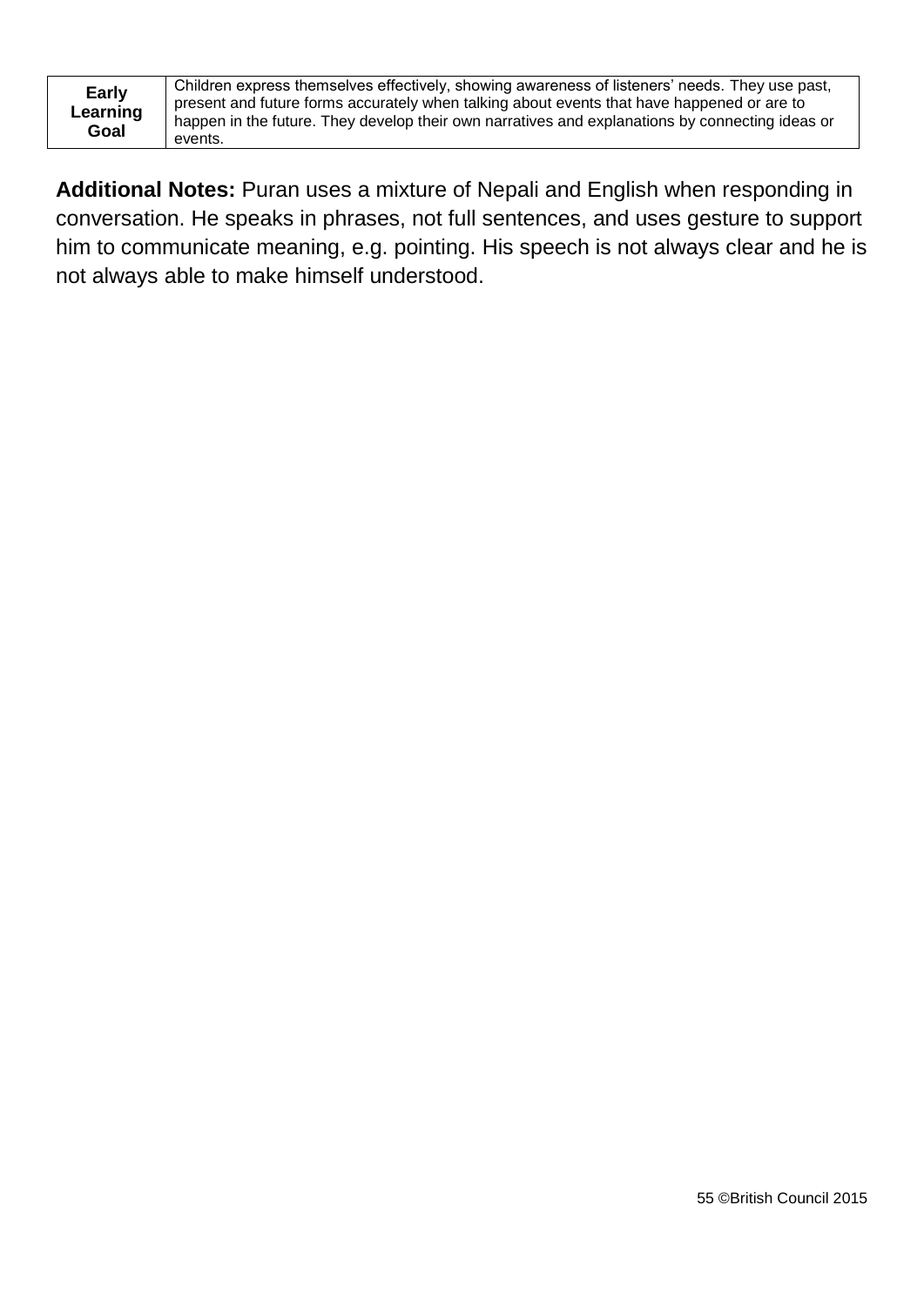| **Early Learning Goal** | Children express themselves effectively, showing awareness of listeners' needs. They use past, present and future forms accurately when talking about events that have happened or are to happen in the future. They develop their own narratives and explanations by connecting ideas or events. |
|---|---|

**Additional Notes:** Puran uses a mixture of Nepali and English when responding in conversation. He speaks in phrases, not full sentences, and uses gesture to support him to communicate meaning, e.g. pointing. His speech is not always clear and he is not always able to make himself understood.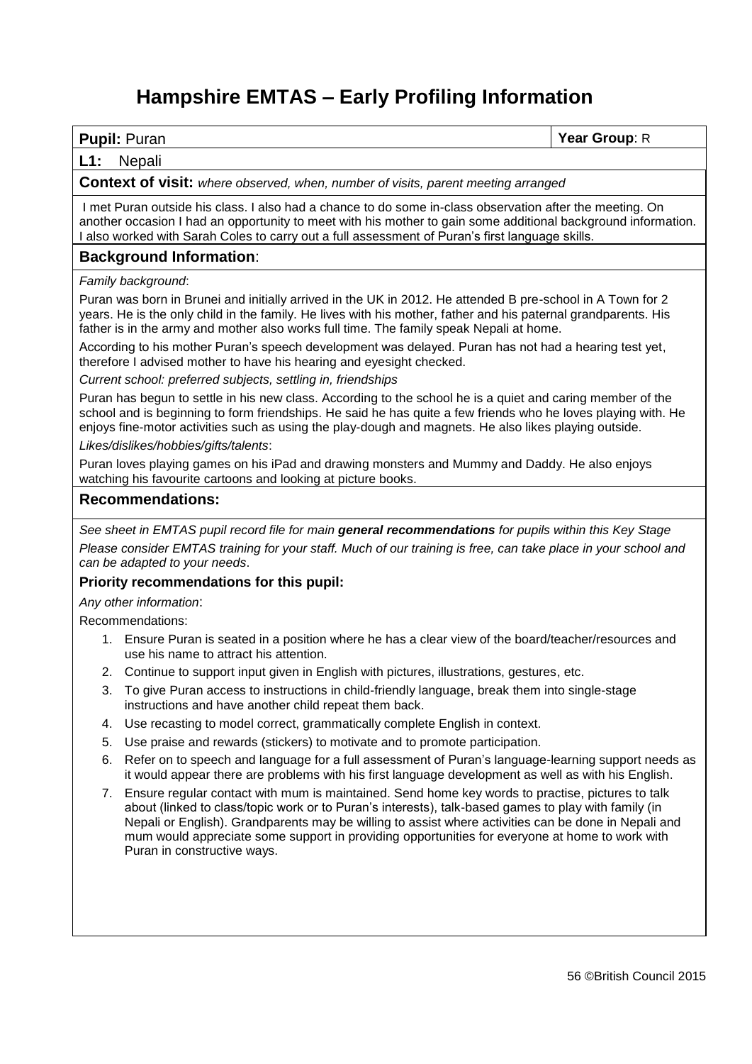# Hampshire EMTAS – Early Profiling Information

| **Pupil:** Puran | **Year Group**: R |
|---|---|

**L1:** Nepali

**Context of visit:** *where observed, when, number of visits, parent meeting arranged*

I met Puran outside his class. I also had a chance to do some in-class observation after the meeting. On another occasion I had an opportunity to meet with his mother to gain some additional background information. I also worked with Sarah Coles to carry out a full assessment of Puran's first language skills.

## Background Information:

*Family background*:

Puran was born in Brunei and initially arrived in the UK in 2012. He attended B pre-school in A Town for 2 years. He is the only child in the family. He lives with his mother, father and his paternal grandparents. His father is in the army and mother also works full time. The family speak Nepali at home.

According to his mother Puran's speech development was delayed. Puran has not had a hearing test yet, therefore I advised mother to have his hearing and eyesight checked.

*Current school: preferred subjects, settling in, friendships*

Puran has begun to settle in his new class. According to the school he is a quiet and caring member of the school and is beginning to form friendships. He said he has quite a few friends who he loves playing with. He enjoys fine-motor activities such as using the play-dough and magnets. He also likes playing outside.

*Likes/dislikes/hobbies/gifts/talents*:

Puran loves playing games on his iPad and drawing monsters and Mummy and Daddy. He also enjoys watching his favourite cartoons and looking at picture books.

## Recommendations:

*See sheet in EMTAS pupil record file for main* ***general recommendations*** *for pupils within this Key Stage*

*Please consider EMTAS training for your staff. Much of our training is free, can take place in your school and can be adapted to your needs*.

**Priority recommendations for this pupil:**

*Any other information*:

Recommendations:

1. Ensure Puran is seated in a position where he has a clear view of the board/teacher/resources and use his name to attract his attention.
2. Continue to support input given in English with pictures, illustrations, gestures, etc.
3. To give Puran access to instructions in child-friendly language, break them into single-stage instructions and have another child repeat them back.
4. Use recasting to model correct, grammatically complete English in context.
5. Use praise and rewards (stickers) to motivate and to promote participation.
6. Refer on to speech and language for a full assessment of Puran's language-learning support needs as it would appear there are problems with his first language development as well as with his English.
7. Ensure regular contact with mum is maintained. Send home key words to practise, pictures to talk about (linked to class/topic work or to Puran's interests), talk-based games to play with family (in Nepali or English). Grandparents may be willing to assist where activities can be done in Nepali and mum would appreciate some support in providing opportunities for everyone at home to work with Puran in constructive ways.

56 ©British Council 2015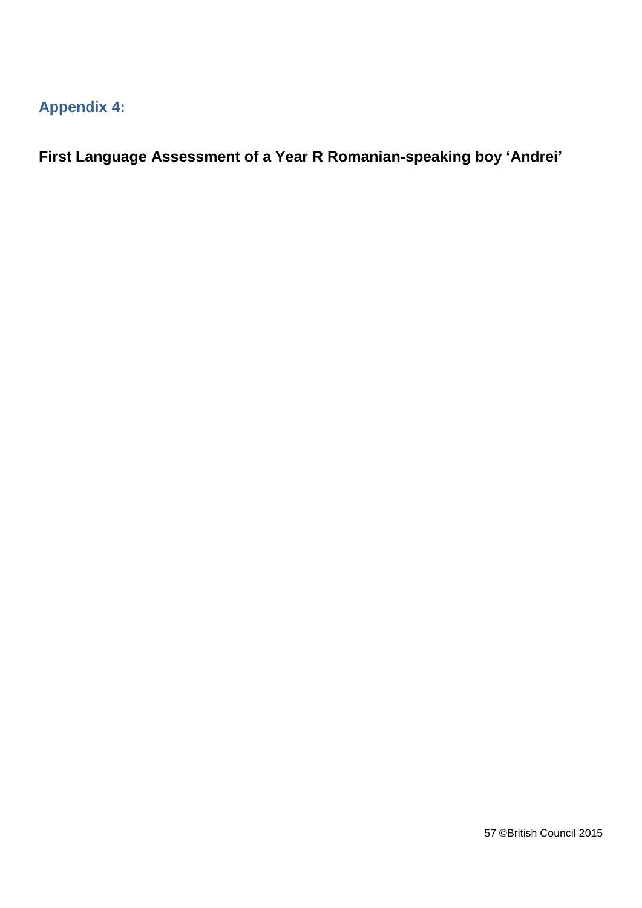## Appendix 4:

**First Language Assessment of a Year R Romanian-speaking boy ‘Andrei’**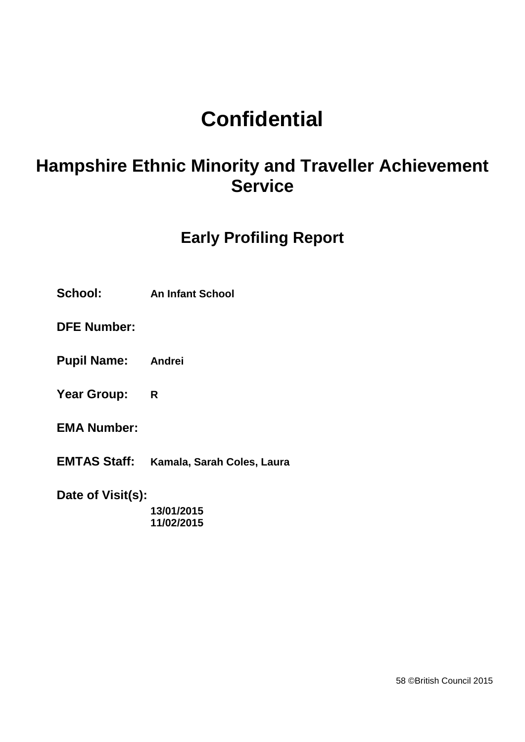# Confidential

## Hampshire Ethnic Minority and Traveller Achievement Service

### Early Profiling Report

**School:** **An Infant School**

**DFE Number:**

**Pupil Name:** **Andrei**

**Year Group:** **R**

**EMA Number:**

**EMTAS Staff:** **Kamala, Sarah Coles, Laura**

**Date of Visit(s):**
**13/01/2015**
**11/02/2015**

©British Council 2015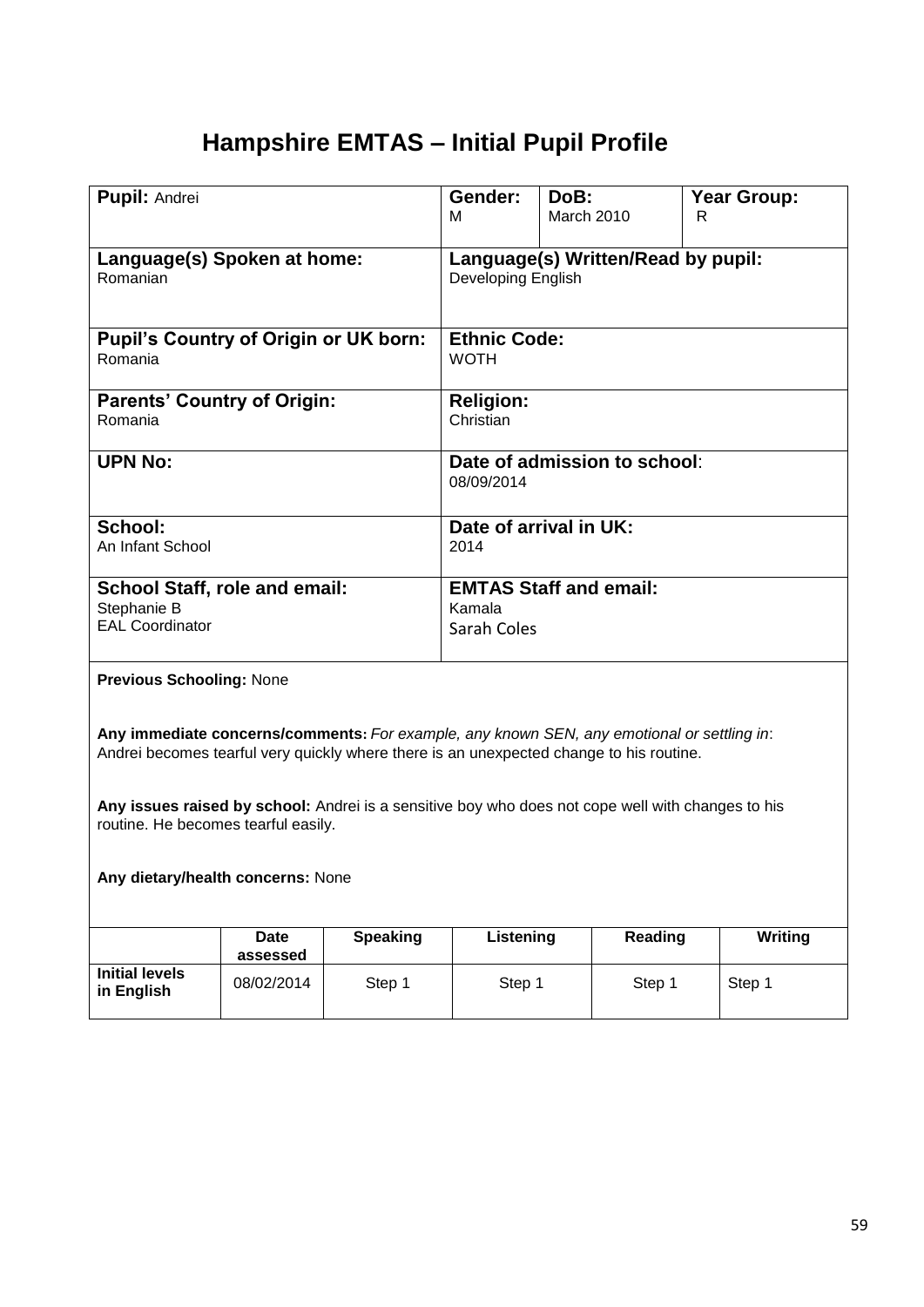# Hampshire EMTAS – Initial Pupil Profile

| **Pupil:** Andrei | **Gender:** M | **DoB:** March 2010 | **Year Group:** R |
|---|---|---|---|
| **Language(s) Spoken at home:** Romanian | **Language(s) Written/Read by pupil:** Developing English | | |
| **Pupil's Country of Origin or UK born:** Romania | **Ethnic Code:** WOTH | | |
| **Parents' Country of Origin:** Romania | **Religion:** Christian | | |
| **UPN No:** | **Date of admission to school**: 08/09/2014 | | |
| **School:** An Infant School | **Date of arrival in UK:** 2014 | | |
| **School Staff, role and email:** Stephanie B EAL Coordinator | **EMTAS Staff and email:** Kamala Sarah Coles | | |

**Previous Schooling:** None

**Any immediate concerns/comments:** *For example, any known SEN, any emotional or settling in*: Andrei becomes tearful very quickly where there is an unexpected change to his routine.

**Any issues raised by school:** Andrei is a sensitive boy who does not cope well with changes to his routine. He becomes tearful easily.

**Any dietary/health concerns:** None

| | **Date assessed** | **Speaking** | **Listening** | **Reading** | **Writing** |
|---|---|---|---|---|---|
| **Initial levels in English** | 08/02/2014 | Step 1 | Step 1 | Step 1 | Step 1 |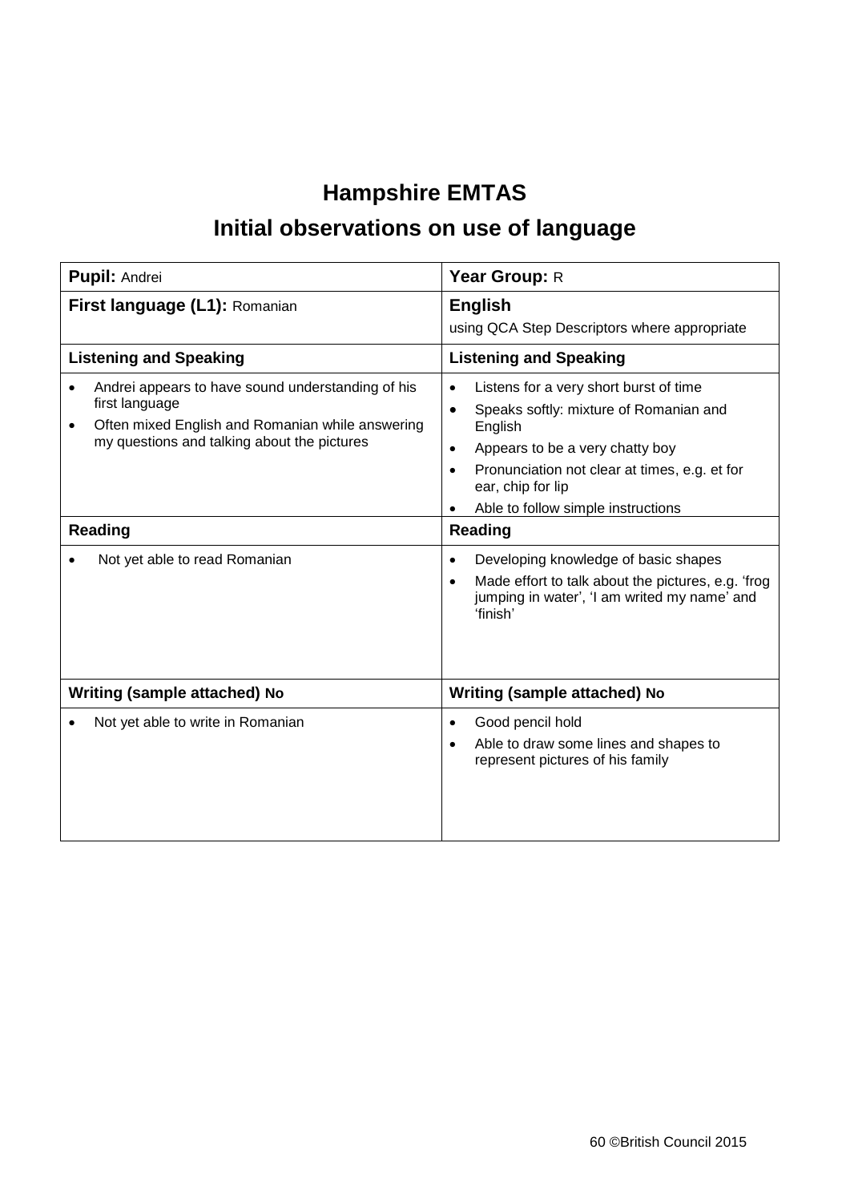# Hampshire EMTAS

## Initial observations on use of language

| **Pupil:** Andrei | **Year Group:** R |
|---|---|
| **First language (L1):** Romanian | **English**<br>using QCA Step Descriptors where appropriate |
| **Listening and Speaking** | **Listening and Speaking** |
| • Andrei appears to have sound understanding of his first language<br>• Often mixed English and Romanian while answering my questions and talking about the pictures | • Listens for a very short burst of time<br>• Speaks softly: mixture of Romanian and English<br>• Appears to be a very chatty boy<br>• Pronunciation not clear at times, e.g. et for ear, chip for lip<br>• Able to follow simple instructions |
| **Reading** | **Reading** |
| • Not yet able to read Romanian | • Developing knowledge of basic shapes<br>• Made effort to talk about the pictures, e.g. 'frog jumping in water', 'I am writed my name' and 'finish' |
| **Writing (sample attached) No** | **Writing (sample attached) No** |
| • Not yet able to write in Romanian | • Good pencil hold<br>• Able to draw some lines and shapes to represent pictures of his family |

60 ©British Council 2015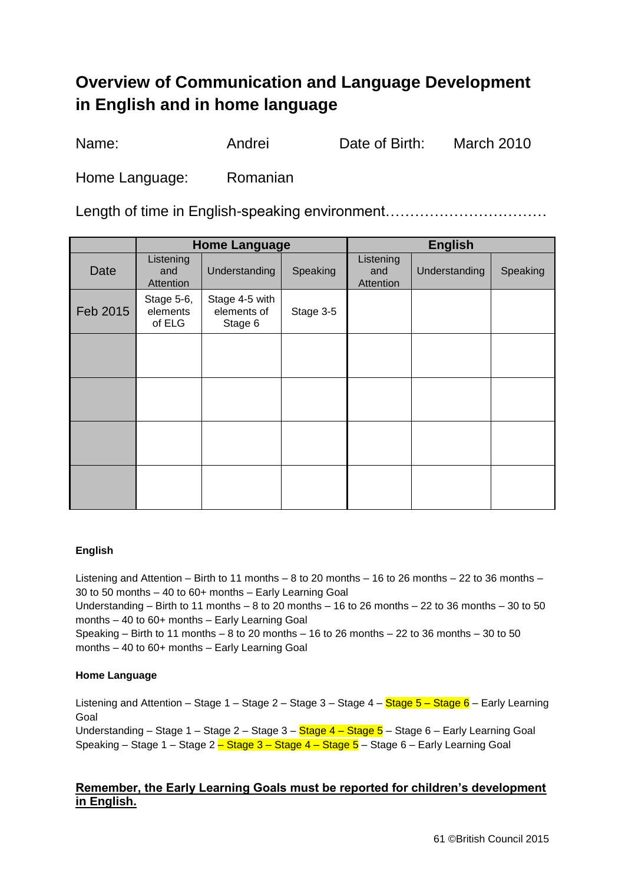## Overview of Communication and Language Development in English and in home language

Name: Andrei    Date of Birth: March 2010

Home Language: Romanian

Length of time in English-speaking environment……………………………

| | Home Language | | | English | | |
|---|---|---|---|---|---|---|
| Date | Listening and Attention | Understanding | Speaking | Listening and Attention | Understanding | Speaking |
| Feb 2015 | Stage 5-6, elements of ELG | Stage 4-5 with elements of Stage 6 | Stage 3-5 | | | |
| | | | | | | |
| | | | | | | |
| | | | | | | |
| | | | | | | |

**English**

Listening and Attention – Birth to 11 months – 8 to 20 months – 16 to 26 months – 22 to 36 months – 30 to 50 months – 40 to 60+ months – Early Learning Goal
Understanding – Birth to 11 months – 8 to 20 months – 16 to 26 months – 22 to 36 months – 30 to 50 months – 40 to 60+ months – Early Learning Goal
Speaking – Birth to 11 months – 8 to 20 months – 16 to 26 months – 22 to 36 months – 30 to 50 months – 40 to 60+ months – Early Learning Goal

**Home Language**

Listening and Attention – Stage 1 – Stage 2 – Stage 3 – Stage 4 – Stage 5 – Stage 6 – Early Learning Goal
Understanding – Stage 1 – Stage 2 – Stage 3 – Stage 4 – Stage 5 – Stage 6 – Early Learning Goal
Speaking – Stage 1 – Stage 2 – Stage 3 – Stage 4 – Stage 5 – Stage 6 – Early Learning Goal

**Remember, the Early Learning Goals must be reported for children's development in English.**

61 ©British Council 2015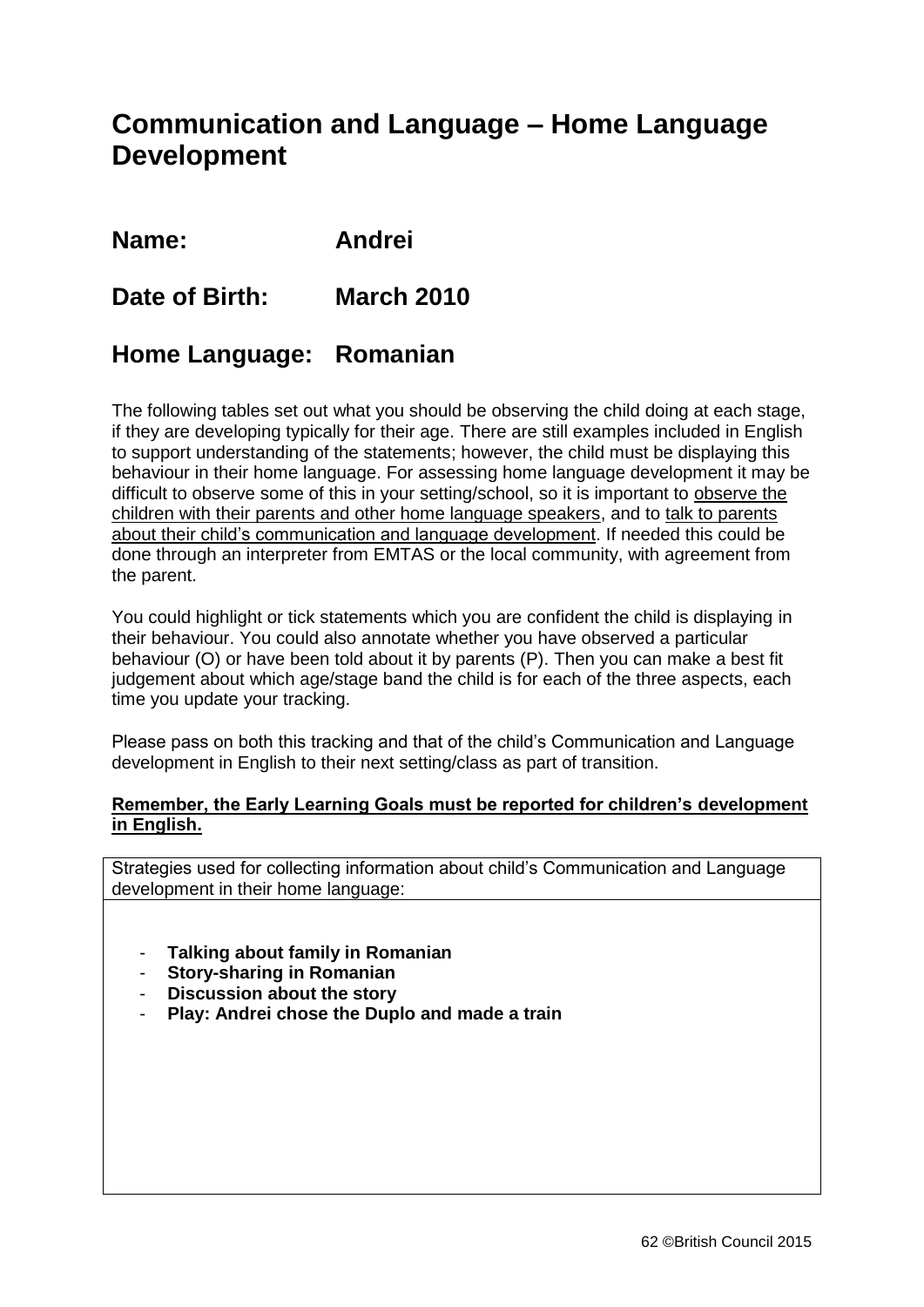# Communication and Language – Home Language Development

## Name: Andrei

## Date of Birth: March 2010

## Home Language: Romanian

The following tables set out what you should be observing the child doing at each stage, if they are developing typically for their age. There are still examples included in English to support understanding of the statements; however, the child must be displaying this behaviour in their home language. For assessing home language development it may be difficult to observe some of this in your setting/school, so it is important to observe the children with their parents and other home language speakers, and to talk to parents about their child's communication and language development. If needed this could be done through an interpreter from EMTAS or the local community, with agreement from the parent.

You could highlight or tick statements which you are confident the child is displaying in their behaviour. You could also annotate whether you have observed a particular behaviour (O) or have been told about it by parents (P). Then you can make a best fit judgement about which age/stage band the child is for each of the three aspects, each time you update your tracking.

Please pass on both this tracking and that of the child's Communication and Language development in English to their next setting/class as part of transition.

**Remember, the Early Learning Goals must be reported for children's development in English.**

| Strategies used for collecting information about child's Communication and Language development in their home language: |
|---|
| - **Talking about family in Romanian**<br>- **Story-sharing in Romanian**<br>- **Discussion about the story**<br>- **Play: Andrei chose the Duplo and made a train** |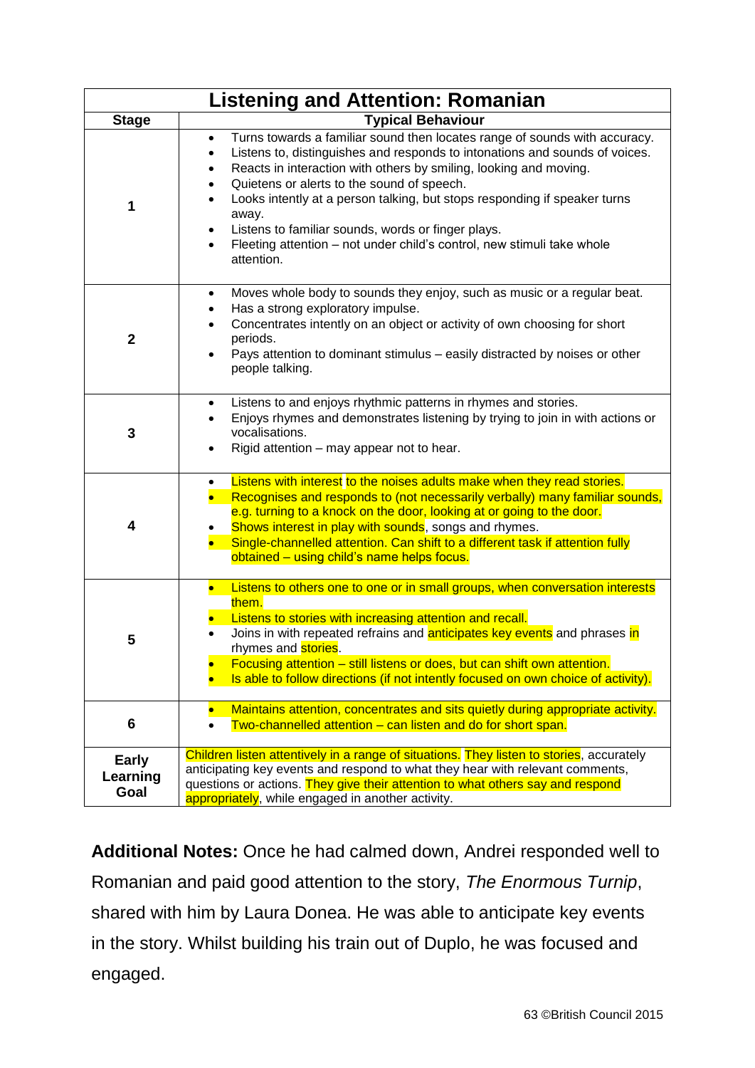| Listening and Attention: Romanian | |
|---|---|
| **Stage** | **Typical Behaviour** |
| **1** | • Turns towards a familiar sound then locates range of sounds with accuracy.<br>• Listens to, distinguishes and responds to intonations and sounds of voices.<br>• Reacts in interaction with others by smiling, looking and moving.<br>• Quietens or alerts to the sound of speech.<br>• Looks intently at a person talking, but stops responding if speaker turns away.<br>• Listens to familiar sounds, words or finger plays.<br>• Fleeting attention – not under child's control, new stimuli take whole attention. |
| **2** | • Moves whole body to sounds they enjoy, such as music or a regular beat.<br>• Has a strong exploratory impulse.<br>• Concentrates intently on an object or activity of own choosing for short periods.<br>• Pays attention to dominant stimulus – easily distracted by noises or other people talking. |
| **3** | • Listens to and enjoys rhythmic patterns in rhymes and stories.<br>• Enjoys rhymes and demonstrates listening by trying to join in with actions or vocalisations.<br>• Rigid attention – may appear not to hear. |
| **4** | • Listens with interest to the noises adults make when they read stories.<br>• Recognises and responds to (not necessarily verbally) many familiar sounds, e.g. turning to a knock on the door, looking at or going to the door.<br>• Shows interest in play with sounds, songs and rhymes.<br>• Single-channelled attention. Can shift to a different task if attention fully obtained – using child's name helps focus. |
| **5** | • Listens to others one to one or in small groups, when conversation interests them.<br>• Listens to stories with increasing attention and recall.<br>• Joins in with repeated refrains and anticipates key events and phrases in rhymes and stories.<br>• Focusing attention – still listens or does, but can shift own attention.<br>• Is able to follow directions (if not intently focused on own choice of activity). |
| **6** | • Maintains attention, concentrates and sits quietly during appropriate activity.<br>• Two-channelled attention – can listen and do for short span. |
| **Early Learning Goal** | Children listen attentively in a range of situations. They listen to stories, accurately anticipating key events and respond to what they hear with relevant comments, questions or actions. They give their attention to what others say and respond appropriately, while engaged in another activity. |

**Additional Notes:** Once he had calmed down, Andrei responded well to Romanian and paid good attention to the story, *The Enormous Turnip*, shared with him by Laura Donea. He was able to anticipate key events in the story. Whilst building his train out of Duplo, he was focused and engaged.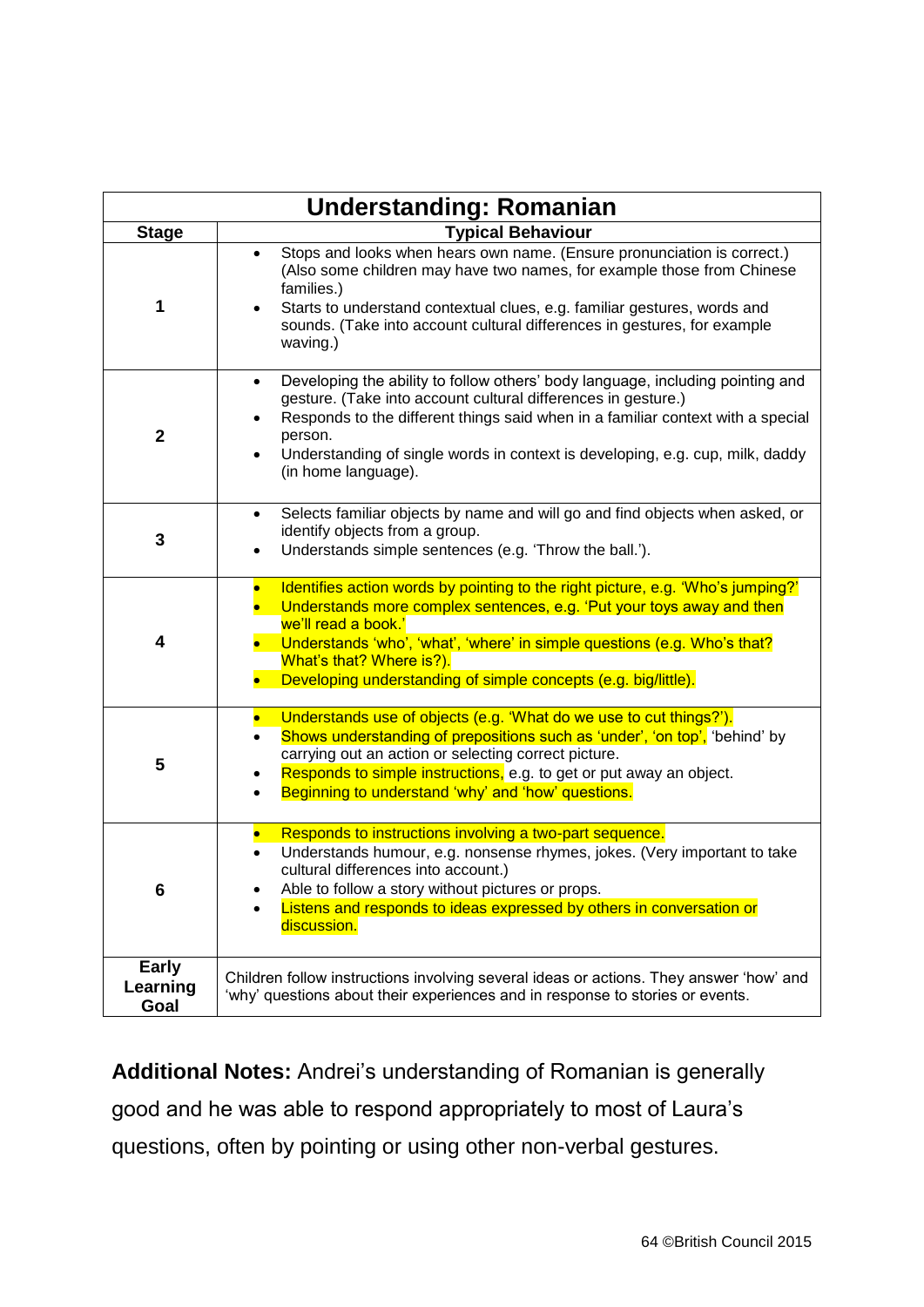| Understanding: Romanian | |
|---|---|
| **Stage** | **Typical Behaviour** |
| **1** | • Stops and looks when hears own name. (Ensure pronunciation is correct.) (Also some children may have two names, for example those from Chinese families.)<br>• Starts to understand contextual clues, e.g. familiar gestures, words and sounds. (Take into account cultural differences in gestures, for example waving.) |
| **2** | • Developing the ability to follow others' body language, including pointing and gesture. (Take into account cultural differences in gesture.)<br>• Responds to the different things said when in a familiar context with a special person.<br>• Understanding of single words in context is developing, e.g. cup, milk, daddy (in home language). |
| **3** | • Selects familiar objects by name and will go and find objects when asked, or identify objects from a group.<br>• Understands simple sentences (e.g. 'Throw the ball.'). |
| **4** | • Identifies action words by pointing to the right picture, e.g. 'Who's jumping?'<br>• Understands more complex sentences, e.g. 'Put your toys away and then we'll read a book.'<br>• Understands 'who', 'what', 'where' in simple questions (e.g. Who's that? What's that? Where is?).<br>• Developing understanding of simple concepts (e.g. big/little). |
| **5** | • Understands use of objects (e.g. 'What do we use to cut things?').<br>• Shows understanding of prepositions such as 'under', 'on top', 'behind' by carrying out an action or selecting correct picture.<br>• Responds to simple instructions, e.g. to get or put away an object.<br>• Beginning to understand 'why' and 'how' questions. |
| **6** | • Responds to instructions involving a two-part sequence.<br>• Understands humour, e.g. nonsense rhymes, jokes. (Very important to take cultural differences into account.)<br>• Able to follow a story without pictures or props.<br>• Listens and responds to ideas expressed by others in conversation or discussion. |
| **Early Learning Goal** | Children follow instructions involving several ideas or actions. They answer 'how' and 'why' questions about their experiences and in response to stories or events. |

**Additional Notes:** Andrei's understanding of Romanian is generally good and he was able to respond appropriately to most of Laura's questions, often by pointing or using other non-verbal gestures.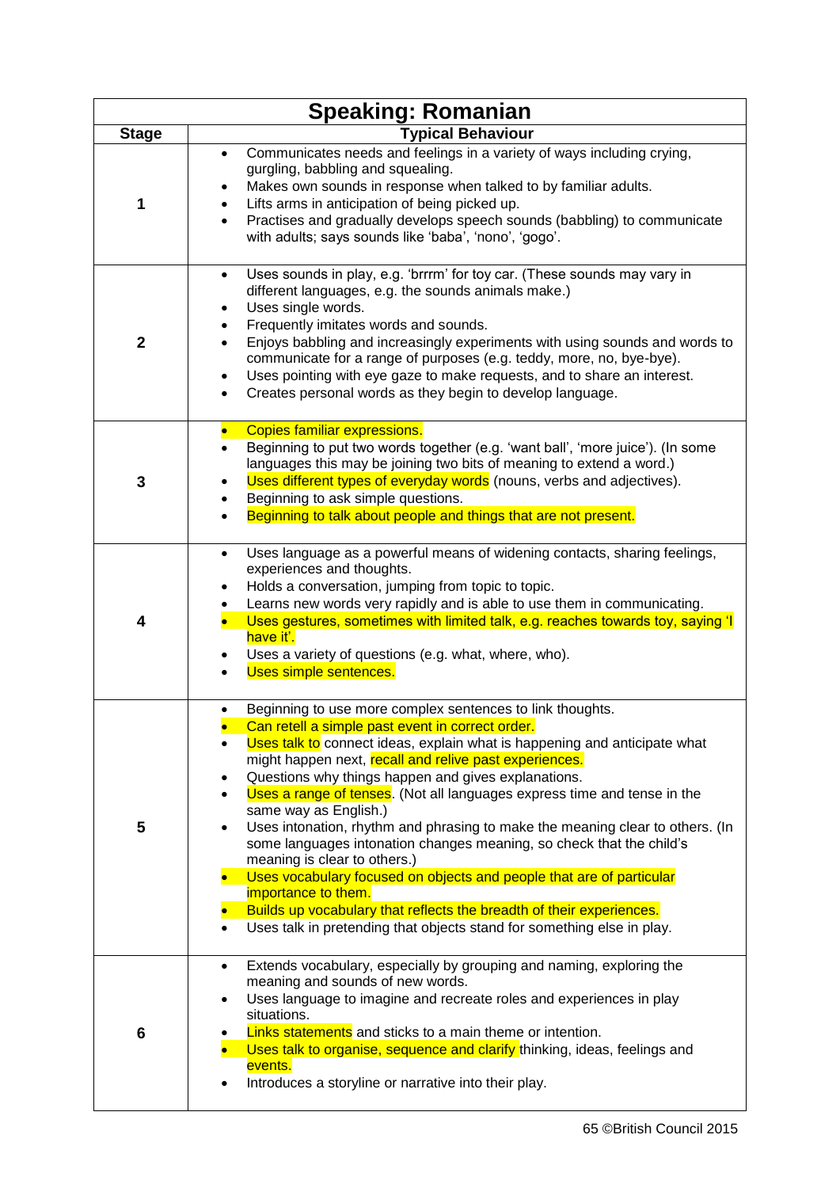| Speaking: Romanian | |
|---|---|
| **Stage** | **Typical Behaviour** |
| 1 | • Communicates needs and feelings in a variety of ways including crying, gurgling, babbling and squealing.<br>• Makes own sounds in response when talked to by familiar adults.<br>• Lifts arms in anticipation of being picked up.<br>• Practises and gradually develops speech sounds (babbling) to communicate with adults; says sounds like 'baba', 'nono', 'gogo'. |
| 2 | • Uses sounds in play, e.g. 'brrrm' for toy car. (These sounds may vary in different languages, e.g. the sounds animals make.)<br>• Uses single words.<br>• Frequently imitates words and sounds.<br>• Enjoys babbling and increasingly experiments with using sounds and words to communicate for a range of purposes (e.g. teddy, more, no, bye-bye).<br>• Uses pointing with eye gaze to make requests, and to share an interest.<br>• Creates personal words as they begin to develop language. |
| 3 | • Copies familiar expressions.<br>• Beginning to put two words together (e.g. 'want ball', 'more juice'). (In some languages this may be joining two bits of meaning to extend a word.)<br>• Uses different types of everyday words (nouns, verbs and adjectives).<br>• Beginning to ask simple questions.<br>• Beginning to talk about people and things that are not present. |
| 4 | • Uses language as a powerful means of widening contacts, sharing feelings, experiences and thoughts.<br>• Holds a conversation, jumping from topic to topic.<br>• Learns new words very rapidly and is able to use them in communicating.<br>• Uses gestures, sometimes with limited talk, e.g. reaches towards toy, saying 'I have it'.<br>• Uses a variety of questions (e.g. what, where, who).<br>• Uses simple sentences. |
| 5 | • Beginning to use more complex sentences to link thoughts.<br>• Can retell a simple past event in correct order.<br>• Uses talk to connect ideas, explain what is happening and anticipate what might happen next, recall and relive past experiences.<br>• Questions why things happen and gives explanations.<br>• Uses a range of tenses. (Not all languages express time and tense in the same way as English.)<br>• Uses intonation, rhythm and phrasing to make the meaning clear to others. (In some languages intonation changes meaning, so check that the child's meaning is clear to others.)<br>• Uses vocabulary focused on objects and people that are of particular importance to them.<br>• Builds up vocabulary that reflects the breadth of their experiences.<br>• Uses talk in pretending that objects stand for something else in play. |
| 6 | • Extends vocabulary, especially by grouping and naming, exploring the meaning and sounds of new words.<br>• Uses language to imagine and recreate roles and experiences in play situations.<br>• Links statements and sticks to a main theme or intention.<br>• Uses talk to organise, sequence and clarify thinking, ideas, feelings and events.<br>• Introduces a storyline or narrative into their play. |

©British Council 2015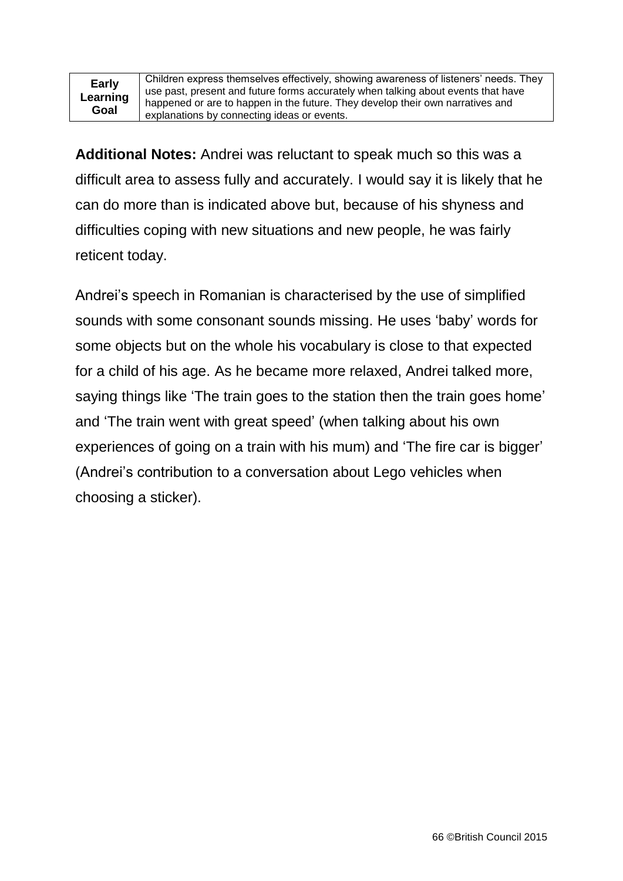| **Early Learning Goal** | Children express themselves effectively, showing awareness of listeners' needs. They use past, present and future forms accurately when talking about events that have happened or are to happen in the future. They develop their own narratives and explanations by connecting ideas or events. |
|---|---|

**Additional Notes:** Andrei was reluctant to speak much so this was a difficult area to assess fully and accurately. I would say it is likely that he can do more than is indicated above but, because of his shyness and difficulties coping with new situations and new people, he was fairly reticent today.

Andrei's speech in Romanian is characterised by the use of simplified sounds with some consonant sounds missing. He uses 'baby' words for some objects but on the whole his vocabulary is close to that expected for a child of his age. As he became more relaxed, Andrei talked more, saying things like 'The train goes to the station then the train goes home' and 'The train went with great speed' (when talking about his own experiences of going on a train with his mum) and 'The fire car is bigger' (Andrei's contribution to a conversation about Lego vehicles when choosing a sticker).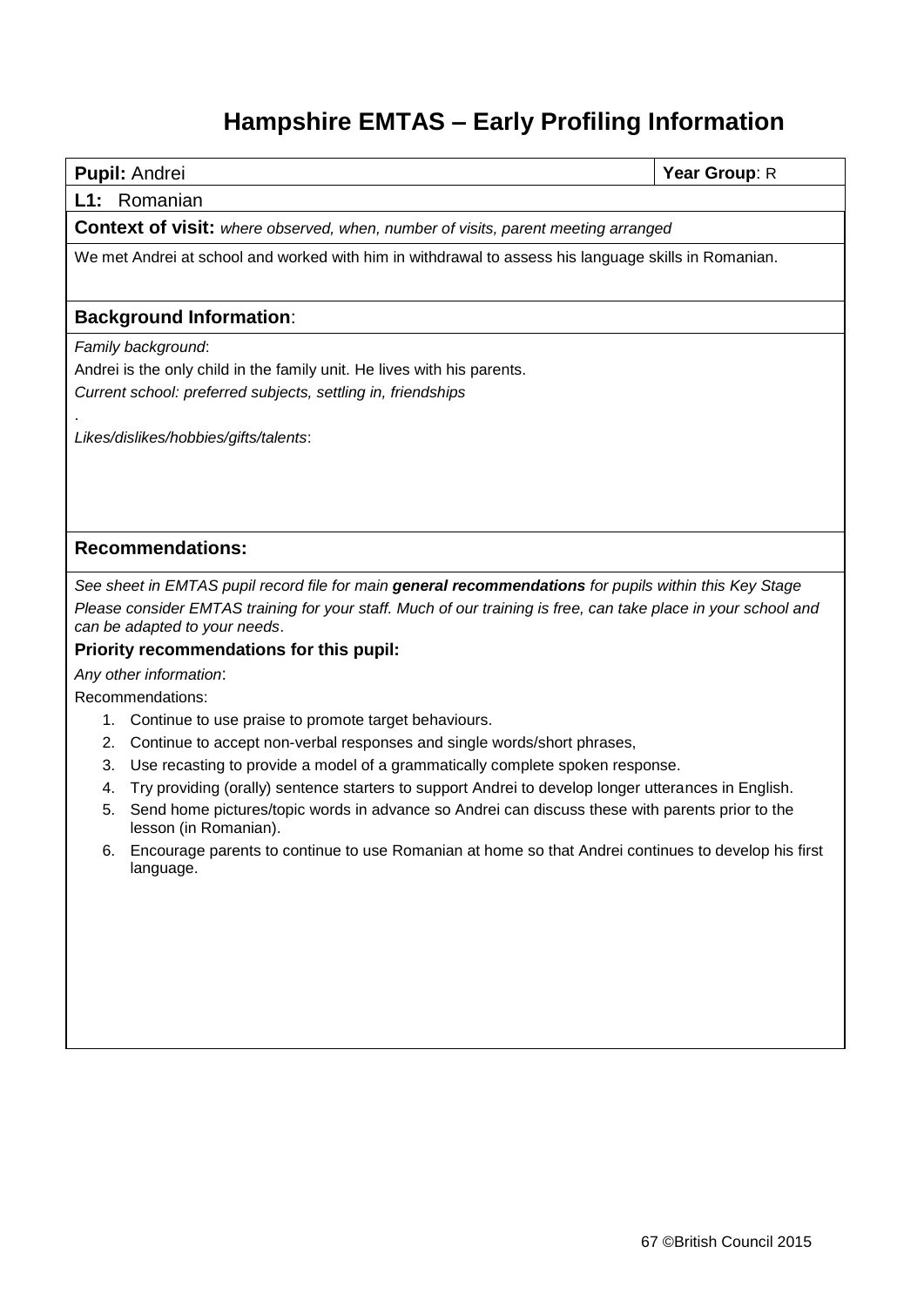# Hampshire EMTAS – Early Profiling Information

| **Pupil:** Andrei | **Year Group**: R |
|---|---|

**L1:** Romanian

**Context of visit:** *where observed, when, number of visits, parent meeting arranged*

We met Andrei at school and worked with him in withdrawal to assess his language skills in Romanian.

## Background Information:

*Family background*:

Andrei is the only child in the family unit. He lives with his parents.

*Current school: preferred subjects, settling in, friendships*

.

*Likes/dislikes/hobbies/gifts/talents*:

## Recommendations:

*See sheet in EMTAS pupil record file for main **general recommendations** for pupils within this Key Stage*

*Please consider EMTAS training for your staff. Much of our training is free, can take place in your school and can be adapted to your needs*.

**Priority recommendations for this pupil:**

*Any other information*:

Recommendations:

1. Continue to use praise to promote target behaviours.
2. Continue to accept non-verbal responses and single words/short phrases,
3. Use recasting to provide a model of a grammatically complete spoken response.
4. Try providing (orally) sentence starters to support Andrei to develop longer utterances in English.
5. Send home pictures/topic words in advance so Andrei can discuss these with parents prior to the lesson (in Romanian).
6. Encourage parents to continue to use Romanian at home so that Andrei continues to develop his first language.

©British Council 2015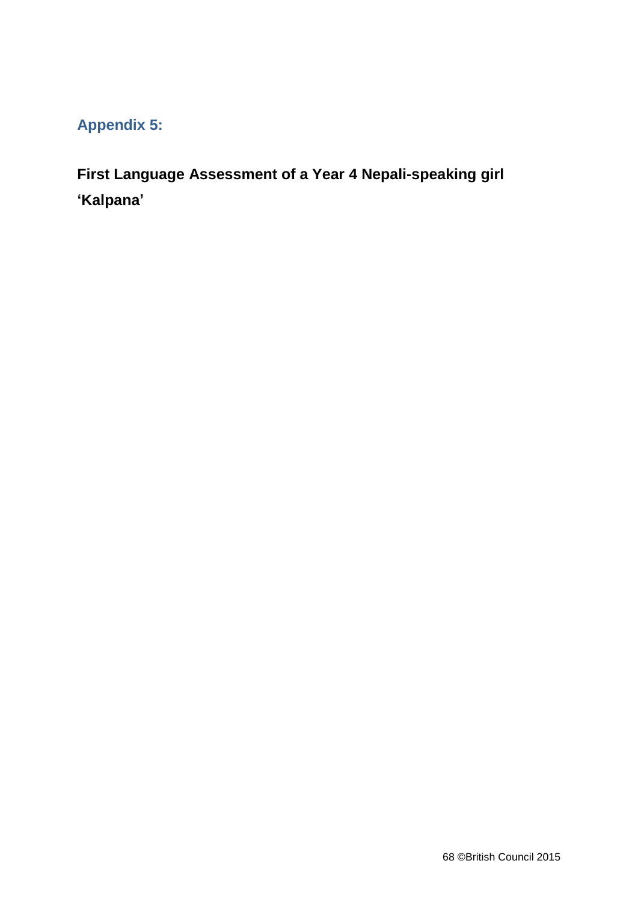## Appendix 5:

**First Language Assessment of a Year 4 Nepali-speaking girl 'Kalpana'**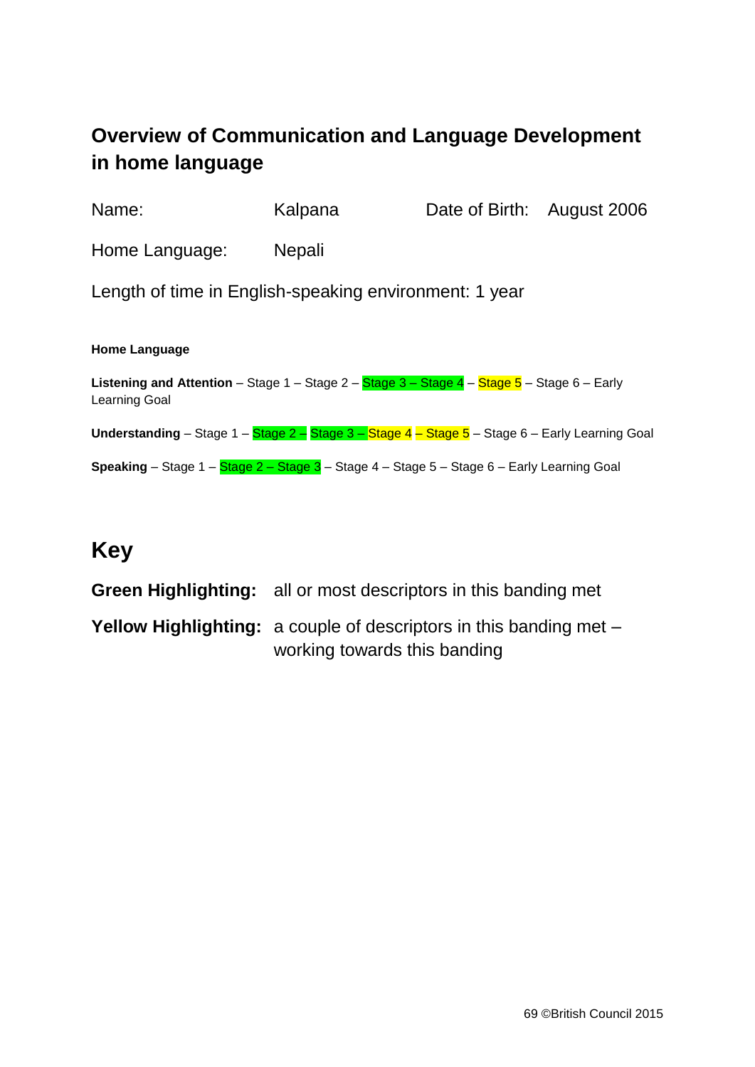## Overview of Communication and Language Development in home language

Name: Kalpana     Date of Birth: August 2006

Home Language: Nepali

Length of time in English-speaking environment: 1 year

**Home Language**

**Listening and Attention** – Stage 1 – Stage 2 – Stage 3 – Stage 4 – Stage 5 – Stage 6 – Early Learning Goal

**Understanding** – Stage 1 – Stage 2 – Stage 3 – Stage 4 – Stage 5 – Stage 6 – Early Learning Goal

**Speaking** – Stage 1 – Stage 2 – Stage 3 – Stage 4 – Stage 5 – Stage 6 – Early Learning Goal

## Key

**Green Highlighting:** all or most descriptors in this banding met

**Yellow Highlighting:** a couple of descriptors in this banding met – working towards this banding

©British Council 2015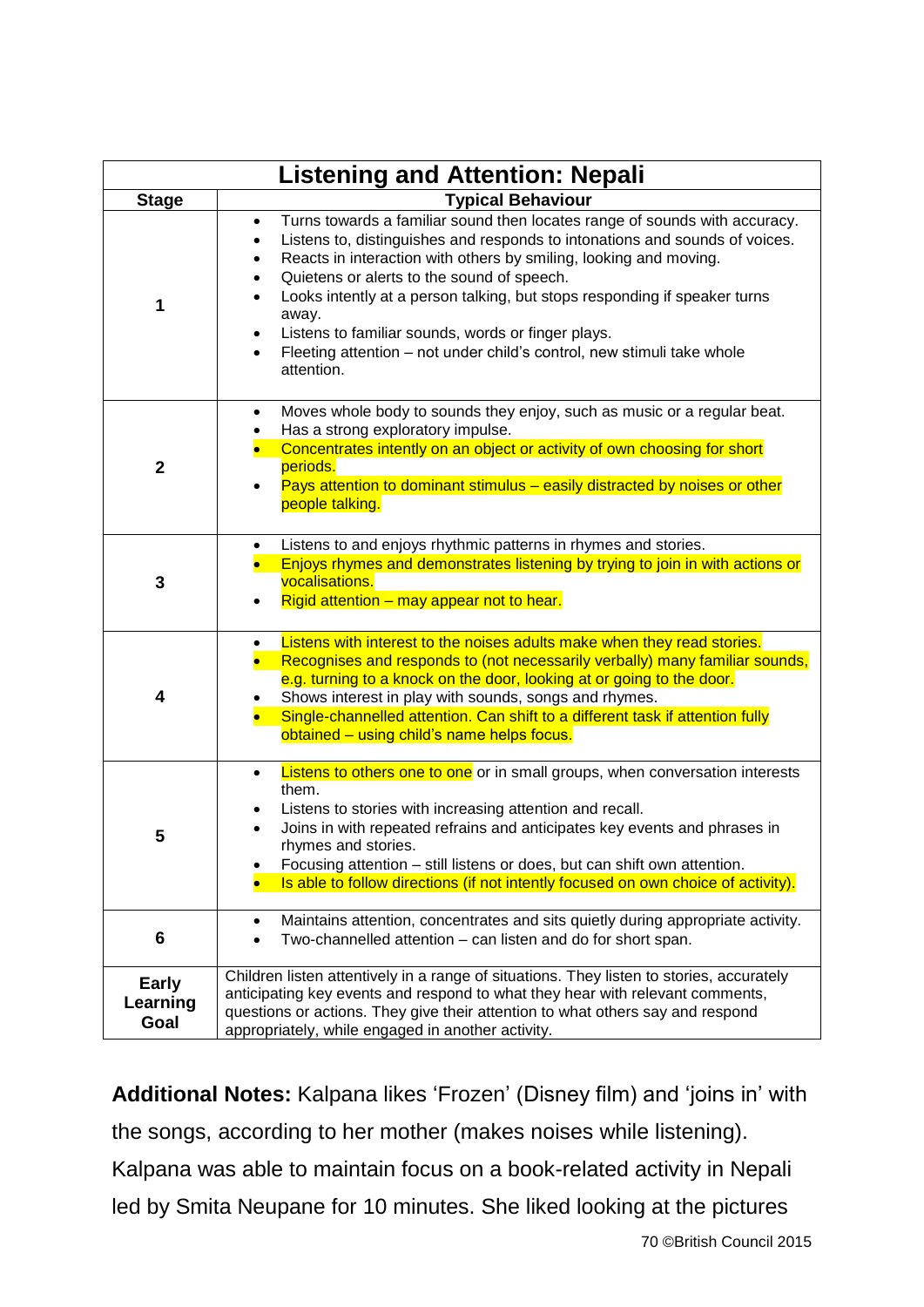| Listening and Attention: Nepali | |
|---|---|
| **Stage** | **Typical Behaviour** |
| **1** | • Turns towards a familiar sound then locates range of sounds with accuracy.<br>• Listens to, distinguishes and responds to intonations and sounds of voices.<br>• Reacts in interaction with others by smiling, looking and moving.<br>• Quietens or alerts to the sound of speech.<br>• Looks intently at a person talking, but stops responding if speaker turns away.<br>• Listens to familiar sounds, words or finger plays.<br>• Fleeting attention – not under child's control, new stimuli take whole attention. |
| **2** | • Moves whole body to sounds they enjoy, such as music or a regular beat.<br>• Has a strong exploratory impulse.<br>• Concentrates intently on an object or activity of own choosing for short periods.<br>• Pays attention to dominant stimulus – easily distracted by noises or other people talking. |
| **3** | • Listens to and enjoys rhythmic patterns in rhymes and stories.<br>• Enjoys rhymes and demonstrates listening by trying to join in with actions or vocalisations.<br>• Rigid attention – may appear not to hear. |
| **4** | • Listens with interest to the noises adults make when they read stories.<br>• Recognises and responds to (not necessarily verbally) many familiar sounds, e.g. turning to a knock on the door, looking at or going to the door.<br>• Shows interest in play with sounds, songs and rhymes.<br>• Single-channelled attention. Can shift to a different task if attention fully obtained – using child's name helps focus. |
| **5** | • Listens to others one to one or in small groups, when conversation interests them.<br>• Listens to stories with increasing attention and recall.<br>• Joins in with repeated refrains and anticipates key events and phrases in rhymes and stories.<br>• Focusing attention – still listens or does, but can shift own attention.<br>• Is able to follow directions (if not intently focused on own choice of activity). |
| **6** | • Maintains attention, concentrates and sits quietly during appropriate activity.<br>• Two-channelled attention – can listen and do for short span. |
| **Early Learning Goal** | Children listen attentively in a range of situations. They listen to stories, accurately anticipating key events and respond to what they hear with relevant comments, questions or actions. They give their attention to what others say and respond appropriately, while engaged in another activity. |

**Additional Notes:** Kalpana likes 'Frozen' (Disney film) and 'joins in' with the songs, according to her mother (makes noises while listening). Kalpana was able to maintain focus on a book-related activity in Nepali led by Smita Neupane for 10 minutes. She liked looking at the pictures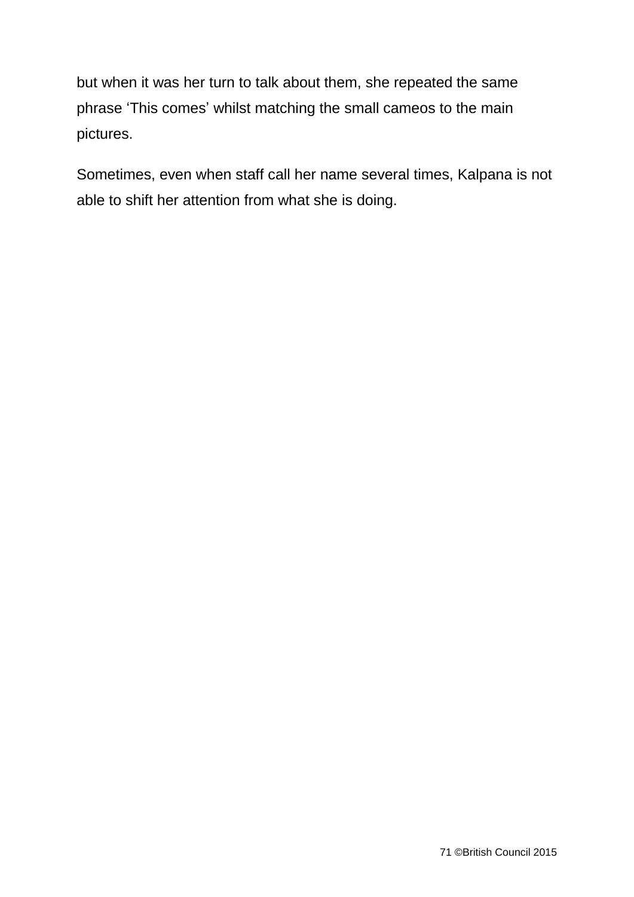but when it was her turn to talk about them, she repeated the same phrase ‘This comes’ whilst matching the small cameos to the main pictures.

Sometimes, even when staff call her name several times, Kalpana is not able to shift her attention from what she is doing.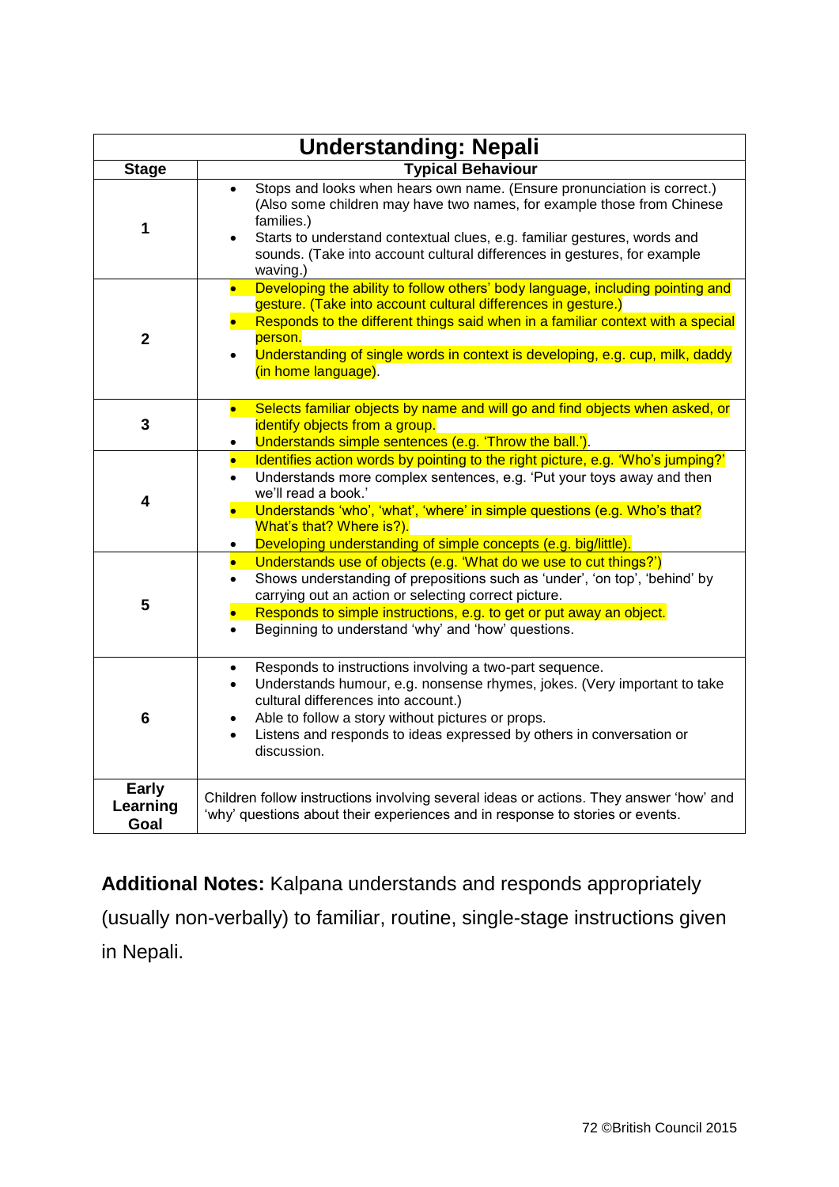| Understanding: Nepali | |
|---|---|
| **Stage** | **Typical Behaviour** |
| 1 | • Stops and looks when hears own name. (Ensure pronunciation is correct.) (Also some children may have two names, for example those from Chinese families.)<br>• Starts to understand contextual clues, e.g. familiar gestures, words and sounds. (Take into account cultural differences in gestures, for example waving.) |
| 2 | • Developing the ability to follow others' body language, including pointing and gesture. (Take into account cultural differences in gesture.)<br>• Responds to the different things said when in a familiar context with a special person.<br>• Understanding of single words in context is developing, e.g. cup, milk, daddy (in home language). |
| 3 | • Selects familiar objects by name and will go and find objects when asked, or identify objects from a group.<br>• Understands simple sentences (e.g. 'Throw the ball.'). |
| 4 | • Identifies action words by pointing to the right picture, e.g. 'Who's jumping?'<br>• Understands more complex sentences, e.g. 'Put your toys away and then we'll read a book.'<br>• Understands 'who', 'what', 'where' in simple questions (e.g. Who's that? What's that? Where is?).<br>• Developing understanding of simple concepts (e.g. big/little). |
| 5 | • Understands use of objects (e.g. 'What do we use to cut things?')<br>• Shows understanding of prepositions such as 'under', 'on top', 'behind' by carrying out an action or selecting correct picture.<br>• Responds to simple instructions, e.g. to get or put away an object.<br>• Beginning to understand 'why' and 'how' questions. |
| 6 | • Responds to instructions involving a two-part sequence.<br>• Understands humour, e.g. nonsense rhymes, jokes. (Very important to take cultural differences into account.)<br>• Able to follow a story without pictures or props.<br>• Listens and responds to ideas expressed by others in conversation or discussion. |
| **Early Learning Goal** | Children follow instructions involving several ideas or actions. They answer 'how' and 'why' questions about their experiences and in response to stories or events. |

**Additional Notes:** Kalpana understands and responds appropriately (usually non-verbally) to familiar, routine, single-stage instructions given in Nepali.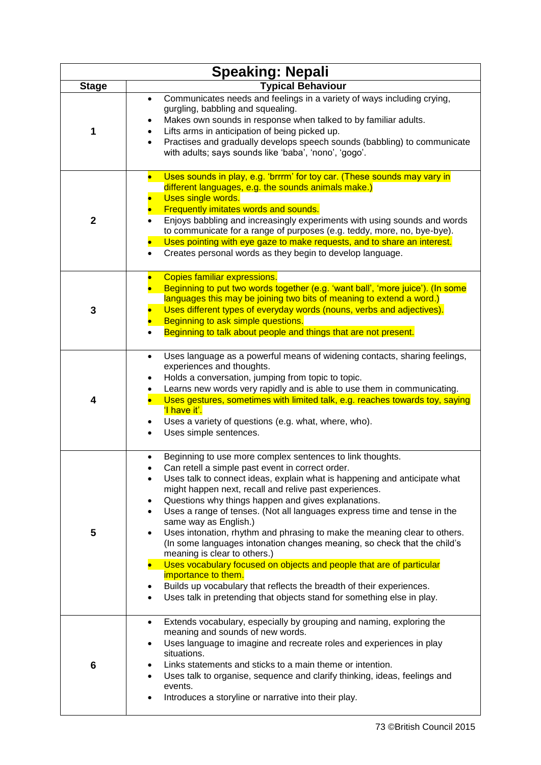| Speaking: Nepali | |
|---|---|
| **Stage** | **Typical Behaviour** |
| 1 | • Communicates needs and feelings in a variety of ways including crying, gurgling, babbling and squealing.<br>• Makes own sounds in response when talked to by familiar adults.<br>• Lifts arms in anticipation of being picked up.<br>• Practises and gradually develops speech sounds (babbling) to communicate with adults; says sounds like 'baba', 'nono', 'gogo'. |
| 2 | • Uses sounds in play, e.g. 'brrrm' for toy car. (These sounds may vary in different languages, e.g. the sounds animals make.)<br>• Uses single words.<br>• Frequently imitates words and sounds.<br>• Enjoys babbling and increasingly experiments with using sounds and words to communicate for a range of purposes (e.g. teddy, more, no, bye-bye).<br>• Uses pointing with eye gaze to make requests, and to share an interest.<br>• Creates personal words as they begin to develop language. |
| 3 | • Copies familiar expressions.<br>• Beginning to put two words together (e.g. 'want ball', 'more juice'). (In some languages this may be joining two bits of meaning to extend a word.)<br>• Uses different types of everyday words (nouns, verbs and adjectives).<br>• Beginning to ask simple questions.<br>• Beginning to talk about people and things that are not present. |
| 4 | • Uses language as a powerful means of widening contacts, sharing feelings, experiences and thoughts.<br>• Holds a conversation, jumping from topic to topic.<br>• Learns new words very rapidly and is able to use them in communicating.<br>• Uses gestures, sometimes with limited talk, e.g. reaches towards toy, saying 'I have it'.<br>• Uses a variety of questions (e.g. what, where, who).<br>• Uses simple sentences. |
| 5 | • Beginning to use more complex sentences to link thoughts.<br>• Can retell a simple past event in correct order.<br>• Uses talk to connect ideas, explain what is happening and anticipate what might happen next, recall and relive past experiences.<br>• Questions why things happen and gives explanations.<br>• Uses a range of tenses. (Not all languages express time and tense in the same way as English.)<br>• Uses intonation, rhythm and phrasing to make the meaning clear to others. (In some languages intonation changes meaning, so check that the child's meaning is clear to others.)<br>• Uses vocabulary focused on objects and people that are of particular importance to them.<br>• Builds up vocabulary that reflects the breadth of their experiences.<br>• Uses talk in pretending that objects stand for something else in play. |
| 6 | • Extends vocabulary, especially by grouping and naming, exploring the meaning and sounds of new words.<br>• Uses language to imagine and recreate roles and experiences in play situations.<br>• Links statements and sticks to a main theme or intention.<br>• Uses talk to organise, sequence and clarify thinking, ideas, feelings and events.<br>• Introduces a storyline or narrative into their play. |

73 ©British Council 2015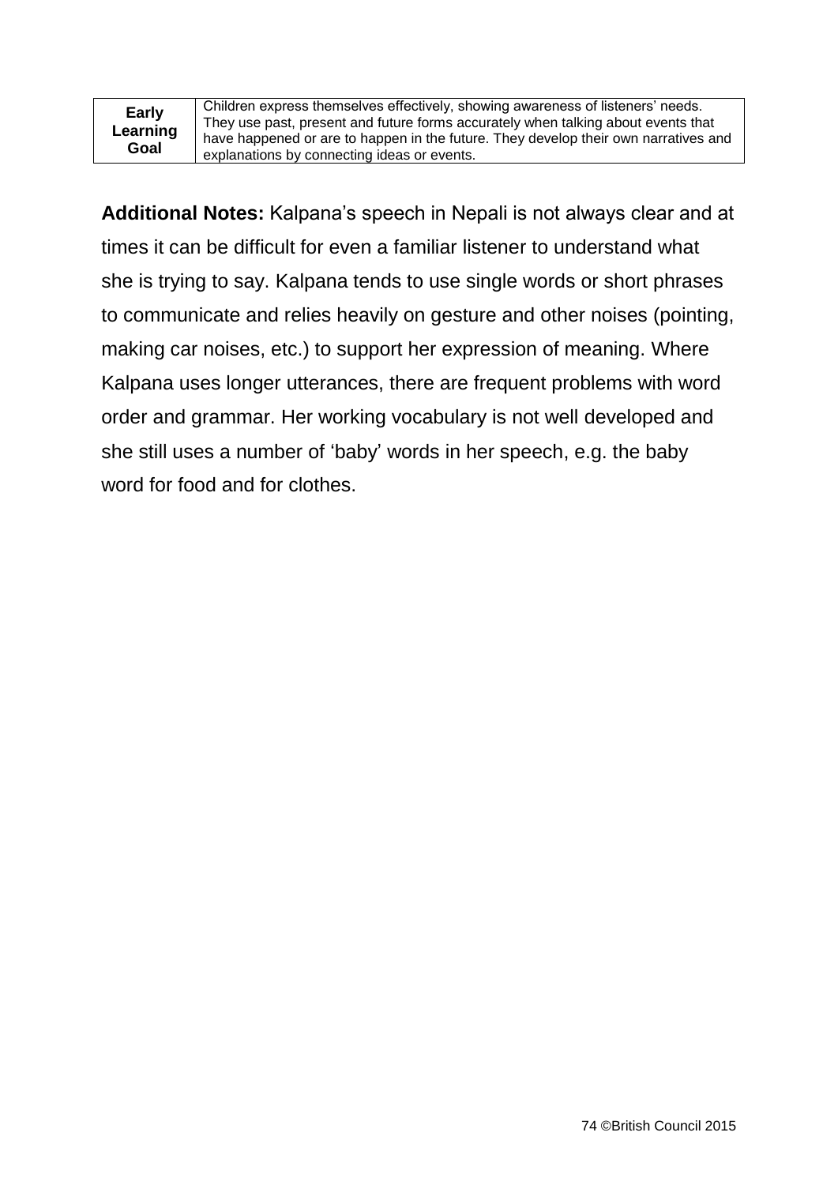| **Early Learning Goal** | Children express themselves effectively, showing awareness of listeners' needs. They use past, present and future forms accurately when talking about events that have happened or are to happen in the future. They develop their own narratives and explanations by connecting ideas or events. |
|---|---|

**Additional Notes:** Kalpana's speech in Nepali is not always clear and at times it can be difficult for even a familiar listener to understand what she is trying to say. Kalpana tends to use single words or short phrases to communicate and relies heavily on gesture and other noises (pointing, making car noises, etc.) to support her expression of meaning. Where Kalpana uses longer utterances, there are frequent problems with word order and grammar. Her working vocabulary is not well developed and she still uses a number of 'baby' words in her speech, e.g. the baby word for food and for clothes.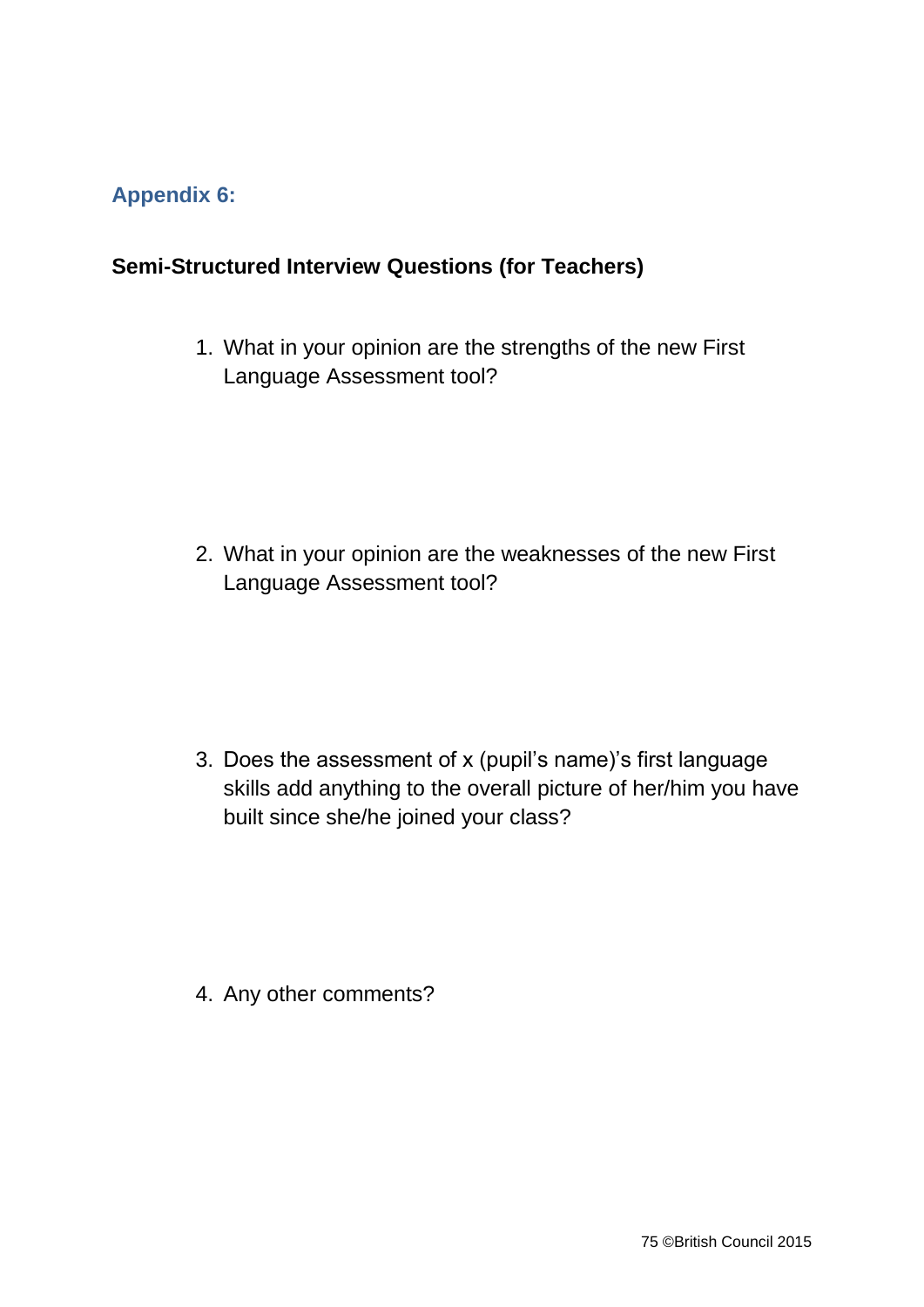## Appendix 6:

**Semi-Structured Interview Questions (for Teachers)**

1. What in your opinion are the strengths of the new First Language Assessment tool?

2. What in your opinion are the weaknesses of the new First Language Assessment tool?

3. Does the assessment of x (pupil's name)'s first language skills add anything to the overall picture of her/him you have built since she/he joined your class?

4. Any other comments?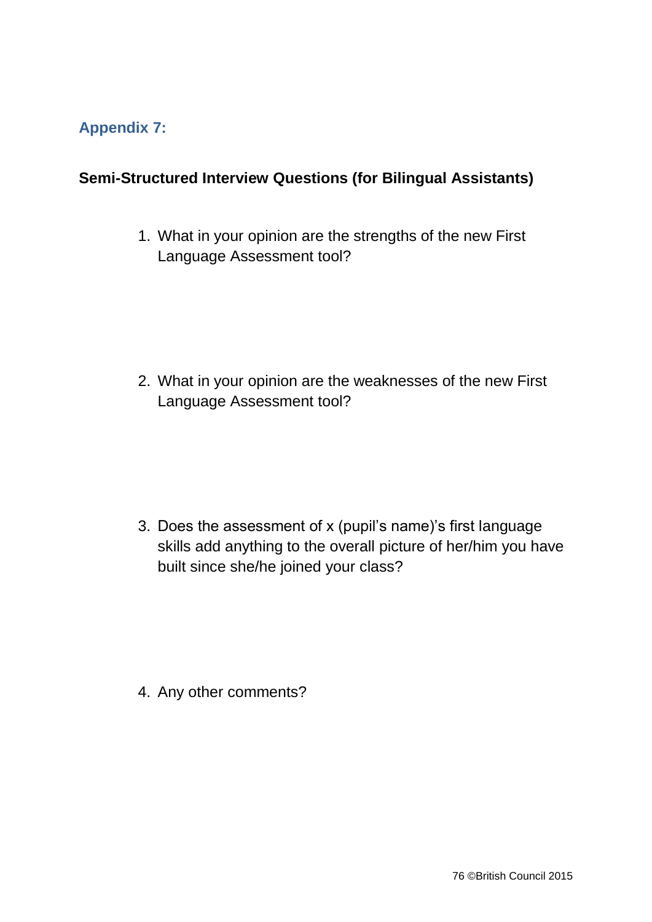## Appendix 7:

**Semi-Structured Interview Questions (for Bilingual Assistants)**

1. What in your opinion are the strengths of the new First Language Assessment tool?

2. What in your opinion are the weaknesses of the new First Language Assessment tool?

3. Does the assessment of x (pupil's name)'s first language skills add anything to the overall picture of her/him you have built since she/he joined your class?

4. Any other comments?